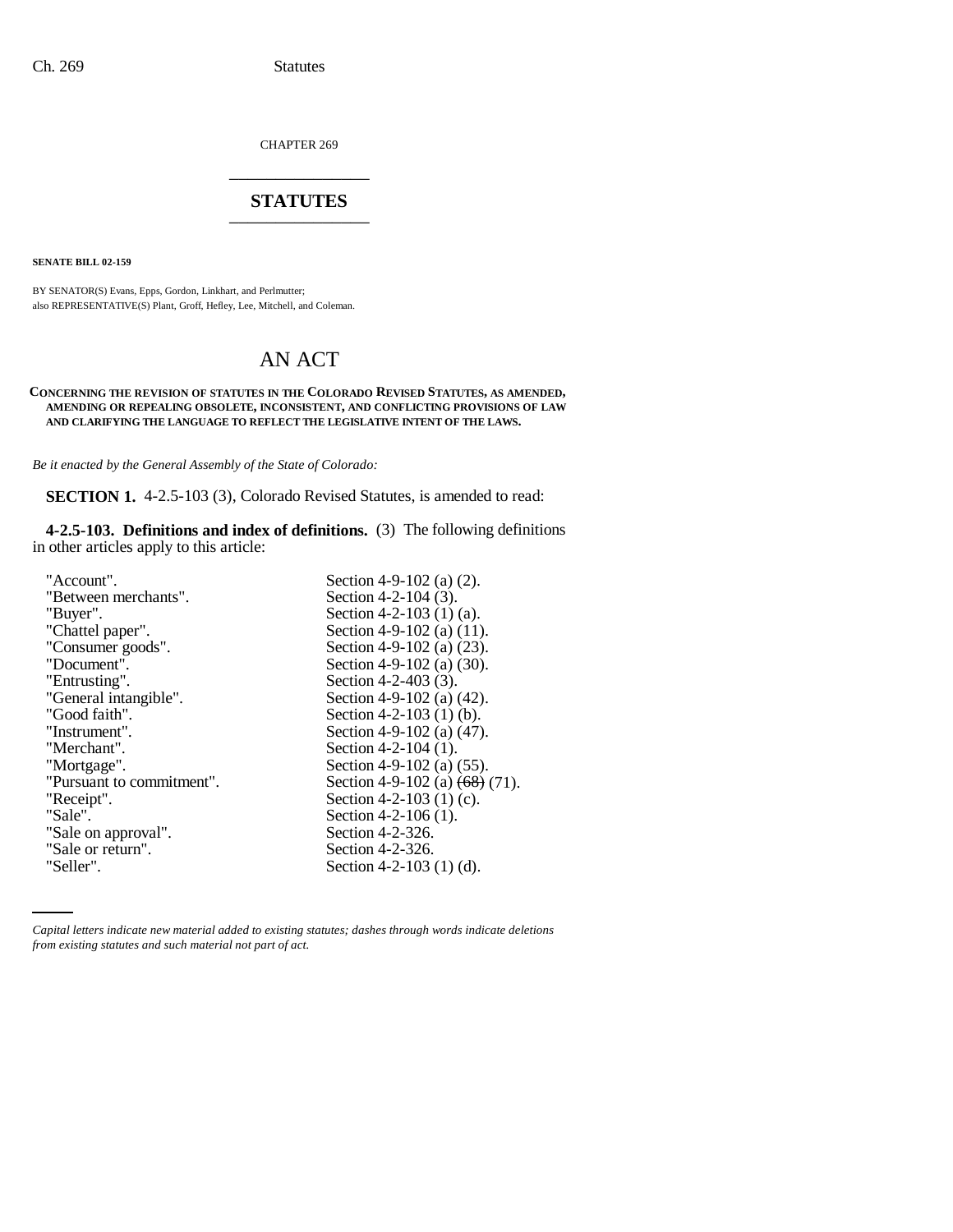CHAPTER 269

# STATUTES

**SENATE BILL 02-159**

BY SENATOR(S) Evans, Epps, Gordon, Linkhart, and Perlmutter;
also REPRESENTATIVE(S) Plant, Groff, Hefley, Lee, Mitchell, and Coleman.

# AN ACT

**CONCERNING THE REVISION OF STATUTES IN THE COLORADO REVISED STATUTES, AS AMENDED, AMENDING OR REPEALING OBSOLETE, INCONSISTENT, AND CONFLICTING PROVISIONS OF LAW AND CLARIFYING THE LANGUAGE TO REFLECT THE LEGISLATIVE INTENT OF THE LAWS.**

*Be it enacted by the General Assembly of the State of Colorado:*

**SECTION 1.** 4-2.5-103 (3), Colorado Revised Statutes, is amended to read:

**4-2.5-103. Definitions and index of definitions.** (3) The following definitions in other articles apply to this article:

| | |
|---|---|
| "Account". | Section 4-9-102 (a) (2). |
| "Between merchants". | Section 4-2-104 (3). |
| "Buyer". | Section 4-2-103 (1) (a). |
| "Chattel paper". | Section 4-9-102 (a) (11). |
| "Consumer goods". | Section 4-9-102 (a) (23). |
| "Document". | Section 4-9-102 (a) (30). |
| "Entrusting". | Section 4-2-403 (3). |
| "General intangible". | Section 4-9-102 (a) (42). |
| "Good faith". | Section 4-2-103 (1) (b). |
| "Instrument". | Section 4-9-102 (a) (47). |
| "Merchant". | Section 4-2-104 (1). |
| "Mortgage". | Section 4-9-102 (a) (55). |
| "Pursuant to commitment". | Section 4-9-102 (a) ~~(68)~~ (71). |
| "Receipt". | Section 4-2-103 (1) (c). |
| "Sale". | Section 4-2-106 (1). |
| "Sale on approval". | Section 4-2-326. |
| "Sale or return". | Section 4-2-326. |
| "Seller". | Section 4-2-103 (1) (d). |

*Capital letters indicate new material added to existing statutes; dashes through words indicate deletions from existing statutes and such material not part of act.*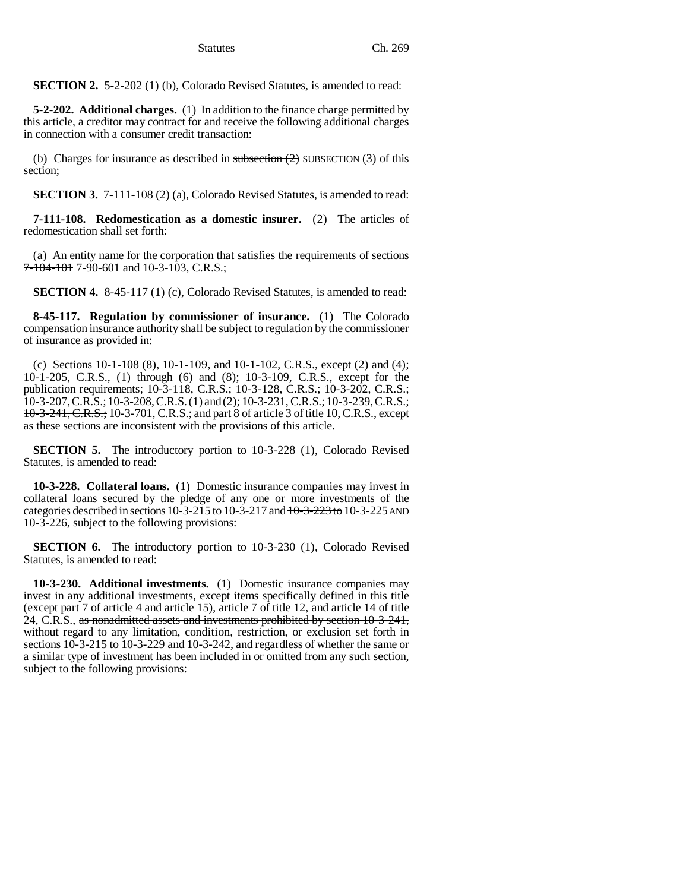**SECTION 2.** 5-2-202 (1) (b), Colorado Revised Statutes, is amended to read:

**5-2-202. Additional charges.** (1) In addition to the finance charge permitted by this article, a creditor may contract for and receive the following additional charges in connection with a consumer credit transaction:

(b) Charges for insurance as described in ~~subsection (2)~~ SUBSECTION (3) of this section;

**SECTION 3.** 7-111-108 (2) (a), Colorado Revised Statutes, is amended to read:

**7-111-108. Redomestication as a domestic insurer.** (2) The articles of redomestication shall set forth:

(a) An entity name for the corporation that satisfies the requirements of sections ~~7-104-101~~ 7-90-601 and 10-3-103, C.R.S.;

**SECTION 4.** 8-45-117 (1) (c), Colorado Revised Statutes, is amended to read:

**8-45-117. Regulation by commissioner of insurance.** (1) The Colorado compensation insurance authority shall be subject to regulation by the commissioner of insurance as provided in:

(c) Sections 10-1-108 (8), 10-1-109, and 10-1-102, C.R.S., except (2) and (4); 10-1-205, C.R.S., (1) through (6) and (8); 10-3-109, C.R.S., except for the publication requirements; 10-3-118, C.R.S.; 10-3-128, C.R.S.; 10-3-202, C.R.S.; 10-3-207, C.R.S.; 10-3-208, C.R.S. (1) and (2); 10-3-231, C.R.S.; 10-3-239, C.R.S.; ~~10-3-241, C.R.S.;~~ 10-3-701, C.R.S.; and part 8 of article 3 of title 10, C.R.S., except as these sections are inconsistent with the provisions of this article.

**SECTION 5.** The introductory portion to 10-3-228 (1), Colorado Revised Statutes, is amended to read:

**10-3-228. Collateral loans.** (1) Domestic insurance companies may invest in collateral loans secured by the pledge of any one or more investments of the categories described in sections 10-3-215 to 10-3-217 and ~~10-3-223 to~~ 10-3-225 AND 10-3-226, subject to the following provisions:

**SECTION 6.** The introductory portion to 10-3-230 (1), Colorado Revised Statutes, is amended to read:

**10-3-230. Additional investments.** (1) Domestic insurance companies may invest in any additional investments, except items specifically defined in this title (except part 7 of article 4 and article 15), article 7 of title 12, and article 14 of title 24, C.R.S., ~~as nonadmitted assets and investments prohibited by section 10-3-241,~~ without regard to any limitation, condition, restriction, or exclusion set forth in sections 10-3-215 to 10-3-229 and 10-3-242, and regardless of whether the same or a similar type of investment has been included in or omitted from any such section, subject to the following provisions: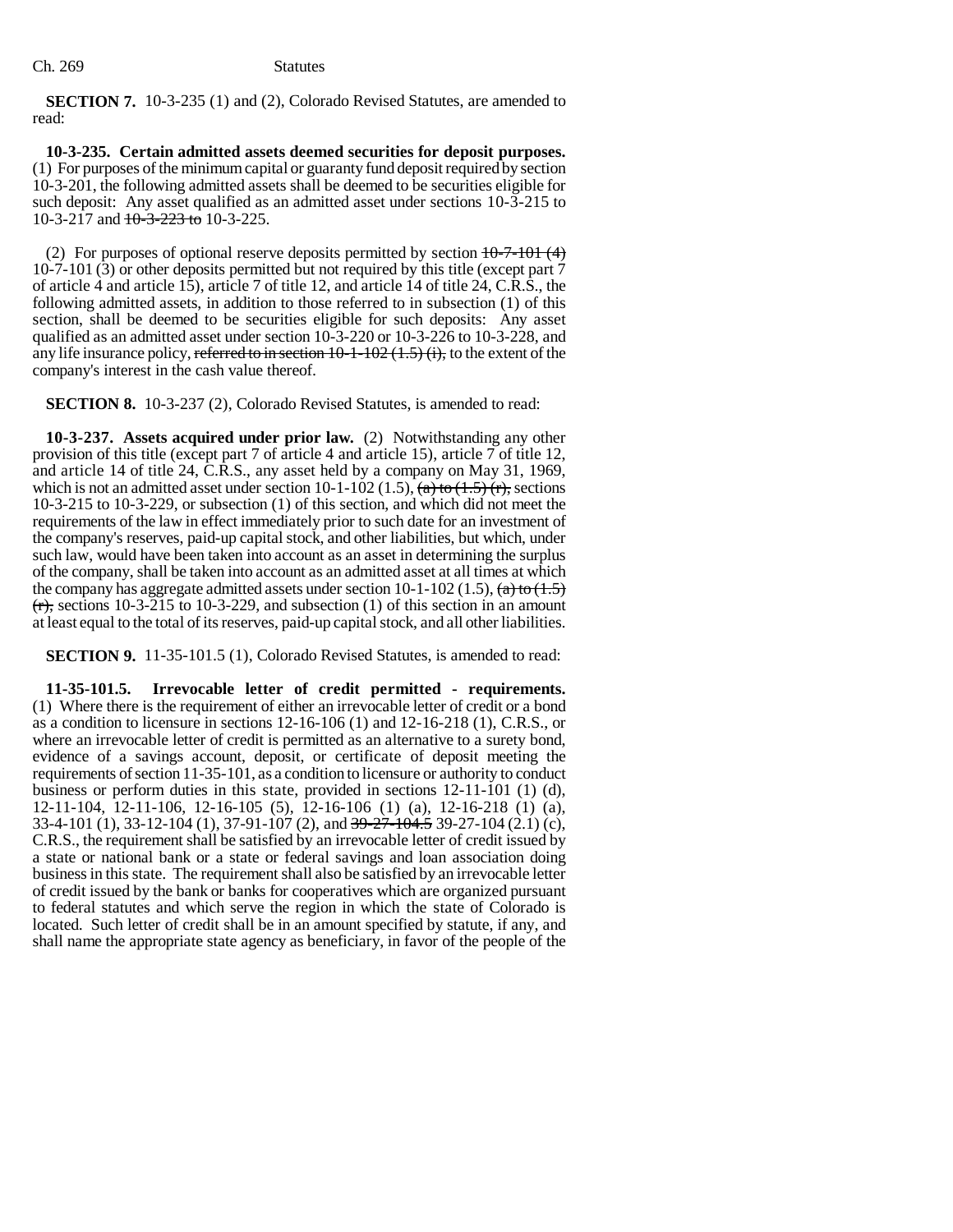**SECTION 7.** 10-3-235 (1) and (2), Colorado Revised Statutes, are amended to read:

**10-3-235. Certain admitted assets deemed securities for deposit purposes.** (1) For purposes of the minimum capital or guaranty fund deposit required by section 10-3-201, the following admitted assets shall be deemed to be securities eligible for such deposit: Any asset qualified as an admitted asset under sections 10-3-215 to 10-3-217 and ~~10-3-223 to~~ 10-3-225.

(2) For purposes of optional reserve deposits permitted by section ~~10-7-101 (4)~~ 10-7-101 (3) or other deposits permitted but not required by this title (except part 7 of article 4 and article 15), article 7 of title 12, and article 14 of title 24, C.R.S., the following admitted assets, in addition to those referred to in subsection (1) of this section, shall be deemed to be securities eligible for such deposits: Any asset qualified as an admitted asset under section 10-3-220 or 10-3-226 to 10-3-228, and any life insurance policy, ~~referred to in section 10-1-102 (1.5) (i),~~ to the extent of the company's interest in the cash value thereof.

**SECTION 8.** 10-3-237 (2), Colorado Revised Statutes, is amended to read:

**10-3-237. Assets acquired under prior law.** (2) Notwithstanding any other provision of this title (except part 7 of article 4 and article 15), article 7 of title 12, and article 14 of title 24, C.R.S., any asset held by a company on May 31, 1969, which is not an admitted asset under section 10-1-102 (1.5), ~~(a) to (1.5) (r),~~ sections 10-3-215 to 10-3-229, or subsection (1) of this section, and which did not meet the requirements of the law in effect immediately prior to such date for an investment of the company's reserves, paid-up capital stock, and other liabilities, but which, under such law, would have been taken into account as an asset in determining the surplus of the company, shall be taken into account as an admitted asset at all times at which the company has aggregate admitted assets under section 10-1-102 (1.5), ~~(a) to (1.5) (r),~~ sections 10-3-215 to 10-3-229, and subsection (1) of this section in an amount at least equal to the total of its reserves, paid-up capital stock, and all other liabilities.

**SECTION 9.** 11-35-101.5 (1), Colorado Revised Statutes, is amended to read:

**11-35-101.5. Irrevocable letter of credit permitted - requirements.** (1) Where there is the requirement of either an irrevocable letter of credit or a bond as a condition to licensure in sections 12-16-106 (1) and 12-16-218 (1), C.R.S., or where an irrevocable letter of credit is permitted as an alternative to a surety bond, evidence of a savings account, deposit, or certificate of deposit meeting the requirements of section 11-35-101, as a condition to licensure or authority to conduct business or perform duties in this state, provided in sections 12-11-101 (1) (d), 12-11-104, 12-11-106, 12-16-105 (5), 12-16-106 (1) (a), 12-16-218 (1) (a), 33-4-101 (1), 33-12-104 (1), 37-91-107 (2), and ~~39-27-104.5~~ 39-27-104 (2.1) (c), C.R.S., the requirement shall be satisfied by an irrevocable letter of credit issued by a state or national bank or a state or federal savings and loan association doing business in this state. The requirement shall also be satisfied by an irrevocable letter of credit issued by the bank or banks for cooperatives which are organized pursuant to federal statutes and which serve the region in which the state of Colorado is located. Such letter of credit shall be in an amount specified by statute, if any, and shall name the appropriate state agency as beneficiary, in favor of the people of the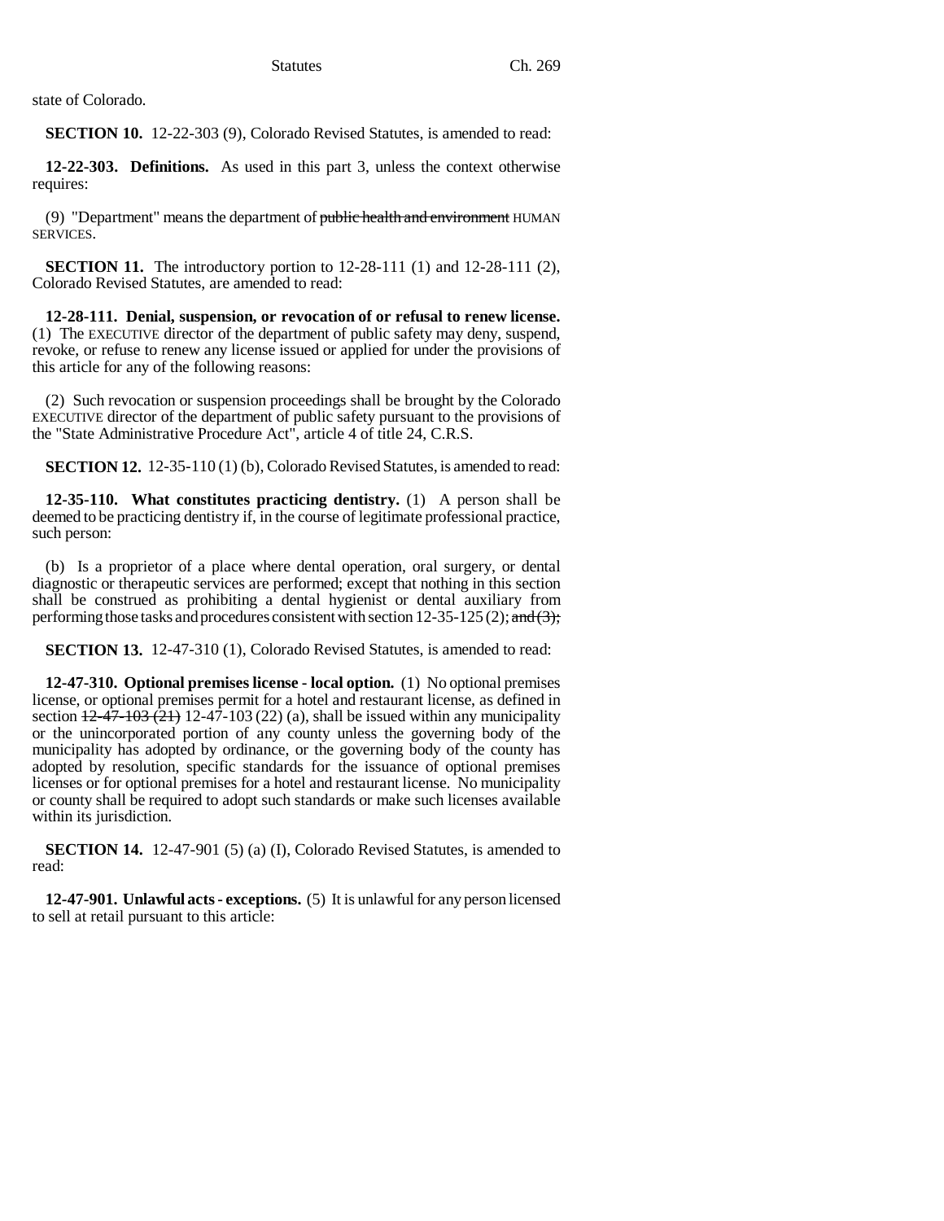state of Colorado.

**SECTION 10.** 12-22-303 (9), Colorado Revised Statutes, is amended to read:

**12-22-303. Definitions.** As used in this part 3, unless the context otherwise requires:

(9) "Department" means the department of ~~public health and environment~~ HUMAN SERVICES.

**SECTION 11.** The introductory portion to 12-28-111 (1) and 12-28-111 (2), Colorado Revised Statutes, are amended to read:

**12-28-111. Denial, suspension, or revocation of or refusal to renew license.** (1) The EXECUTIVE director of the department of public safety may deny, suspend, revoke, or refuse to renew any license issued or applied for under the provisions of this article for any of the following reasons:

(2) Such revocation or suspension proceedings shall be brought by the Colorado EXECUTIVE director of the department of public safety pursuant to the provisions of the "State Administrative Procedure Act", article 4 of title 24, C.R.S.

**SECTION 12.** 12-35-110 (1) (b), Colorado Revised Statutes, is amended to read:

**12-35-110. What constitutes practicing dentistry.** (1) A person shall be deemed to be practicing dentistry if, in the course of legitimate professional practice, such person:

(b) Is a proprietor of a place where dental operation, oral surgery, or dental diagnostic or therapeutic services are performed; except that nothing in this section shall be construed as prohibiting a dental hygienist or dental auxiliary from performing those tasks and procedures consistent with section 12-35-125 (2); ~~and (3);~~

**SECTION 13.** 12-47-310 (1), Colorado Revised Statutes, is amended to read:

**12-47-310. Optional premises license - local option.** (1) No optional premises license, or optional premises permit for a hotel and restaurant license, as defined in section ~~12-47-103 (21)~~ 12-47-103 (22) (a), shall be issued within any municipality or the unincorporated portion of any county unless the governing body of the municipality has adopted by ordinance, or the governing body of the county has adopted by resolution, specific standards for the issuance of optional premises licenses or for optional premises for a hotel and restaurant license. No municipality or county shall be required to adopt such standards or make such licenses available within its jurisdiction.

**SECTION 14.** 12-47-901 (5) (a) (I), Colorado Revised Statutes, is amended to read:

**12-47-901. Unlawful acts - exceptions.** (5) It is unlawful for any person licensed to sell at retail pursuant to this article: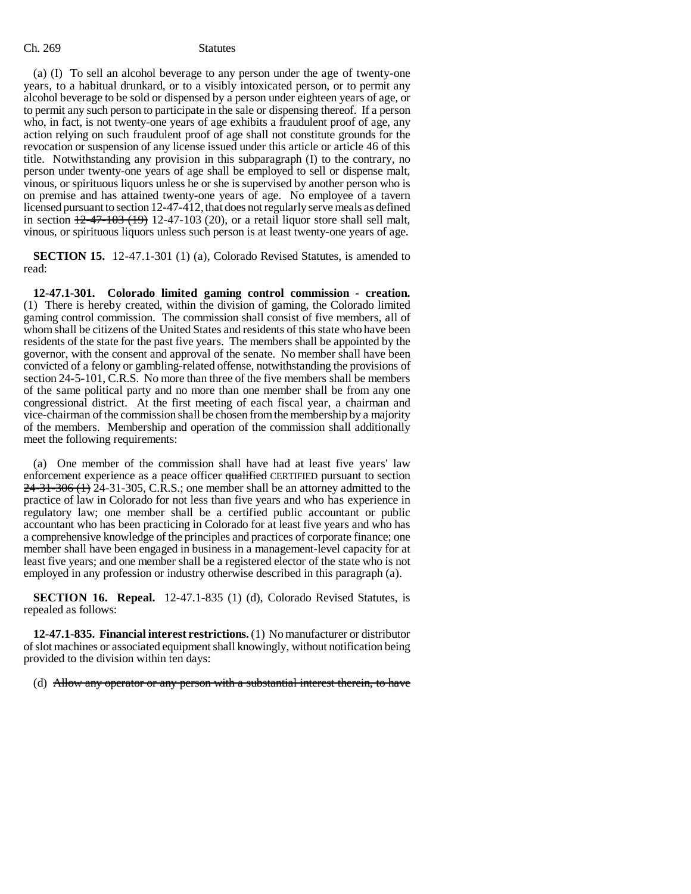(a) (I) To sell an alcohol beverage to any person under the age of twenty-one years, to a habitual drunkard, or to a visibly intoxicated person, or to permit any alcohol beverage to be sold or dispensed by a person under eighteen years of age, or to permit any such person to participate in the sale or dispensing thereof. If a person who, in fact, is not twenty-one years of age exhibits a fraudulent proof of age, any action relying on such fraudulent proof of age shall not constitute grounds for the revocation or suspension of any license issued under this article or article 46 of this title. Notwithstanding any provision in this subparagraph (I) to the contrary, no person under twenty-one years of age shall be employed to sell or dispense malt, vinous, or spirituous liquors unless he or she is supervised by another person who is on premise and has attained twenty-one years of age. No employee of a tavern licensed pursuant to section 12-47-412, that does not regularly serve meals as defined in section ~~12-47-103 (19)~~ 12-47-103 (20), or a retail liquor store shall sell malt, vinous, or spirituous liquors unless such person is at least twenty-one years of age.

**SECTION 15.** 12-47.1-301 (1) (a), Colorado Revised Statutes, is amended to read:

**12-47.1-301. Colorado limited gaming control commission - creation.** (1) There is hereby created, within the division of gaming, the Colorado limited gaming control commission. The commission shall consist of five members, all of whom shall be citizens of the United States and residents of this state who have been residents of the state for the past five years. The members shall be appointed by the governor, with the consent and approval of the senate. No member shall have been convicted of a felony or gambling-related offense, notwithstanding the provisions of section 24-5-101, C.R.S. No more than three of the five members shall be members of the same political party and no more than one member shall be from any one congressional district. At the first meeting of each fiscal year, a chairman and vice-chairman of the commission shall be chosen from the membership by a majority of the members. Membership and operation of the commission shall additionally meet the following requirements:

(a) One member of the commission shall have had at least five years' law enforcement experience as a peace officer ~~qualified~~ CERTIFIED pursuant to section ~~24-31-306 (1)~~ 24-31-305, C.R.S.; one member shall be an attorney admitted to the practice of law in Colorado for not less than five years and who has experience in regulatory law; one member shall be a certified public accountant or public accountant who has been practicing in Colorado for at least five years and who has a comprehensive knowledge of the principles and practices of corporate finance; one member shall have been engaged in business in a management-level capacity for at least five years; and one member shall be a registered elector of the state who is not employed in any profession or industry otherwise described in this paragraph (a).

**SECTION 16. Repeal.** 12-47.1-835 (1) (d), Colorado Revised Statutes, is repealed as follows:

**12-47.1-835. Financial interest restrictions.** (1) No manufacturer or distributor of slot machines or associated equipment shall knowingly, without notification being provided to the division within ten days:

(d) ~~Allow any operator or any person with a substantial interest therein, to have~~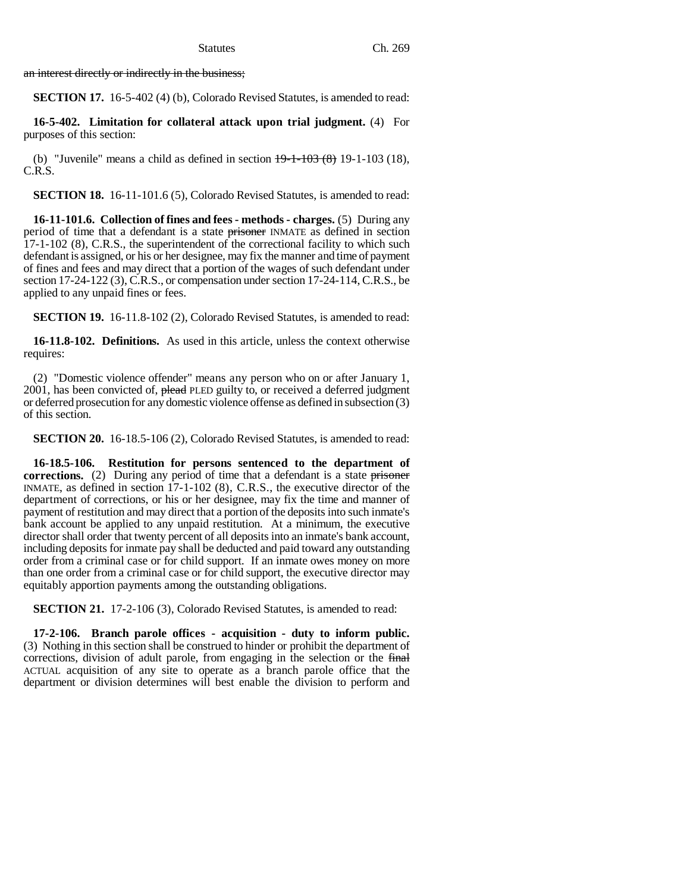~~an interest directly or indirectly in the business;~~

**SECTION 17.** 16-5-402 (4) (b), Colorado Revised Statutes, is amended to read:

**16-5-402. Limitation for collateral attack upon trial judgment.** (4) For purposes of this section:

(b) "Juvenile" means a child as defined in section ~~19-1-103 (8)~~ 19-1-103 (18), C.R.S.

**SECTION 18.** 16-11-101.6 (5), Colorado Revised Statutes, is amended to read:

**16-11-101.6. Collection of fines and fees - methods - charges.** (5) During any period of time that a defendant is a state ~~prisoner~~ INMATE as defined in section 17-1-102 (8), C.R.S., the superintendent of the correctional facility to which such defendant is assigned, or his or her designee, may fix the manner and time of payment of fines and fees and may direct that a portion of the wages of such defendant under section 17-24-122 (3), C.R.S., or compensation under section 17-24-114, C.R.S., be applied to any unpaid fines or fees.

**SECTION 19.** 16-11.8-102 (2), Colorado Revised Statutes, is amended to read:

**16-11.8-102. Definitions.** As used in this article, unless the context otherwise requires:

(2) "Domestic violence offender" means any person who on or after January 1, 2001, has been convicted of, ~~plead~~ PLED guilty to, or received a deferred judgment or deferred prosecution for any domestic violence offense as defined in subsection (3) of this section.

**SECTION 20.** 16-18.5-106 (2), Colorado Revised Statutes, is amended to read:

**16-18.5-106. Restitution for persons sentenced to the department of corrections.** (2) During any period of time that a defendant is a state ~~prisoner~~ INMATE, as defined in section 17-1-102 (8), C.R.S., the executive director of the department of corrections, or his or her designee, may fix the time and manner of payment of restitution and may direct that a portion of the deposits into such inmate's bank account be applied to any unpaid restitution. At a minimum, the executive director shall order that twenty percent of all deposits into an inmate's bank account, including deposits for inmate pay shall be deducted and paid toward any outstanding order from a criminal case or for child support. If an inmate owes money on more than one order from a criminal case or for child support, the executive director may equitably apportion payments among the outstanding obligations.

**SECTION 21.** 17-2-106 (3), Colorado Revised Statutes, is amended to read:

**17-2-106. Branch parole offices - acquisition - duty to inform public.** (3) Nothing in this section shall be construed to hinder or prohibit the department of corrections, division of adult parole, from engaging in the selection or the ~~final~~ ACTUAL acquisition of any site to operate as a branch parole office that the department or division determines will best enable the division to perform and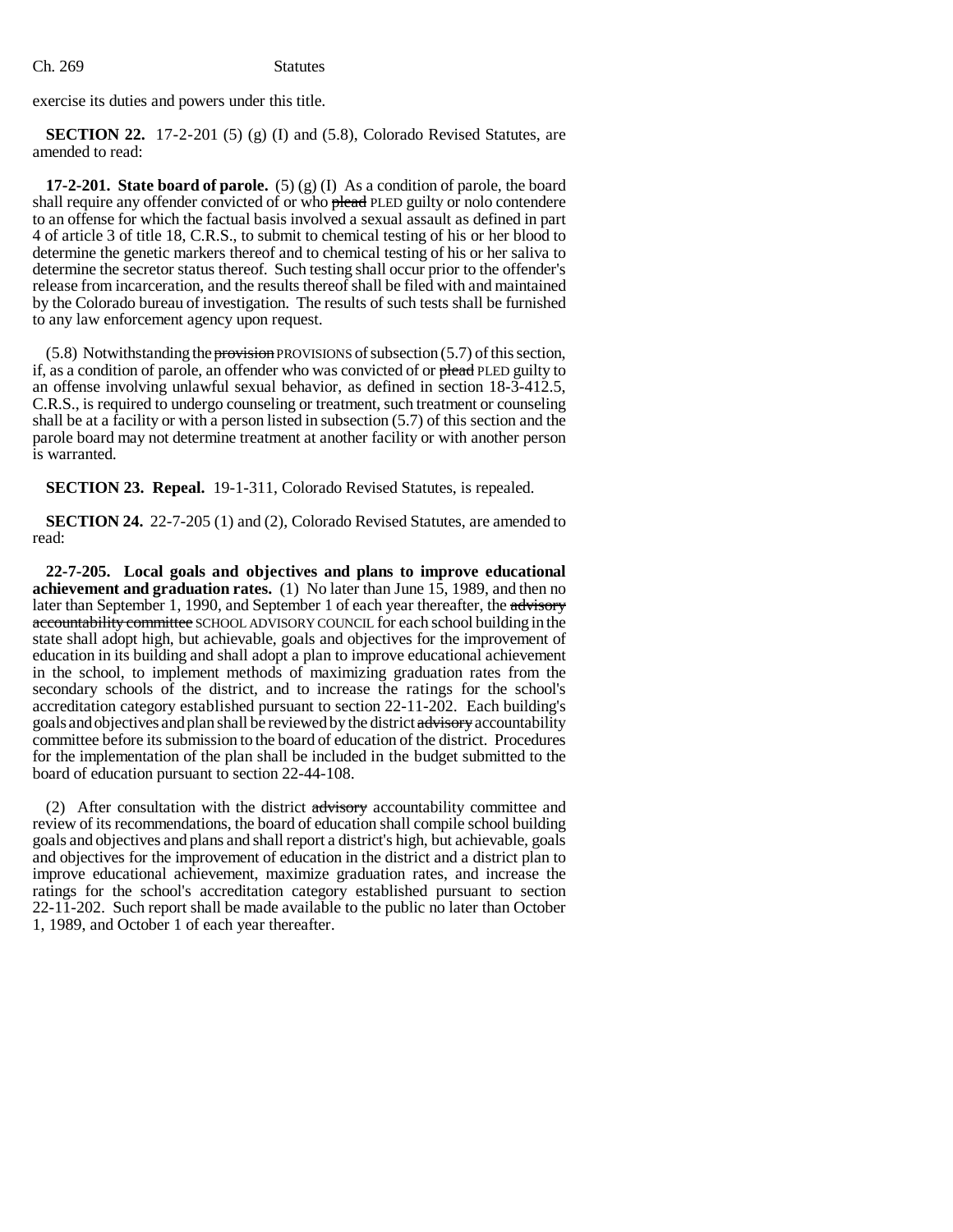exercise its duties and powers under this title.

**SECTION 22.** 17-2-201 (5) (g) (I) and (5.8), Colorado Revised Statutes, are amended to read:

**17-2-201. State board of parole.** (5) (g) (I) As a condition of parole, the board shall require any offender convicted of or who ~~plead~~ PLED guilty or nolo contendere to an offense for which the factual basis involved a sexual assault as defined in part 4 of article 3 of title 18, C.R.S., to submit to chemical testing of his or her blood to determine the genetic markers thereof and to chemical testing of his or her saliva to determine the secretor status thereof. Such testing shall occur prior to the offender's release from incarceration, and the results thereof shall be filed with and maintained by the Colorado bureau of investigation. The results of such tests shall be furnished to any law enforcement agency upon request.

(5.8) Notwithstanding the ~~provision~~ PROVISIONS of subsection (5.7) of this section, if, as a condition of parole, an offender who was convicted of or ~~plead~~ PLED guilty to an offense involving unlawful sexual behavior, as defined in section 18-3-412.5, C.R.S., is required to undergo counseling or treatment, such treatment or counseling shall be at a facility or with a person listed in subsection (5.7) of this section and the parole board may not determine treatment at another facility or with another person is warranted.

**SECTION 23. Repeal.** 19-1-311, Colorado Revised Statutes, is repealed.

**SECTION 24.** 22-7-205 (1) and (2), Colorado Revised Statutes, are amended to read:

**22-7-205. Local goals and objectives and plans to improve educational achievement and graduation rates.** (1) No later than June 15, 1989, and then no later than September 1, 1990, and September 1 of each year thereafter, the ~~advisory accountability committee~~ SCHOOL ADVISORY COUNCIL for each school building in the state shall adopt high, but achievable, goals and objectives for the improvement of education in its building and shall adopt a plan to improve educational achievement in the school, to implement methods of maximizing graduation rates from the secondary schools of the district, and to increase the ratings for the school's accreditation category established pursuant to section 22-11-202. Each building's goals and objectives and plan shall be reviewed by the district ~~advisory~~ accountability committee before its submission to the board of education of the district. Procedures for the implementation of the plan shall be included in the budget submitted to the board of education pursuant to section 22-44-108.

(2) After consultation with the district ~~advisory~~ accountability committee and review of its recommendations, the board of education shall compile school building goals and objectives and plans and shall report a district's high, but achievable, goals and objectives for the improvement of education in the district and a district plan to improve educational achievement, maximize graduation rates, and increase the ratings for the school's accreditation category established pursuant to section 22-11-202. Such report shall be made available to the public no later than October 1, 1989, and October 1 of each year thereafter.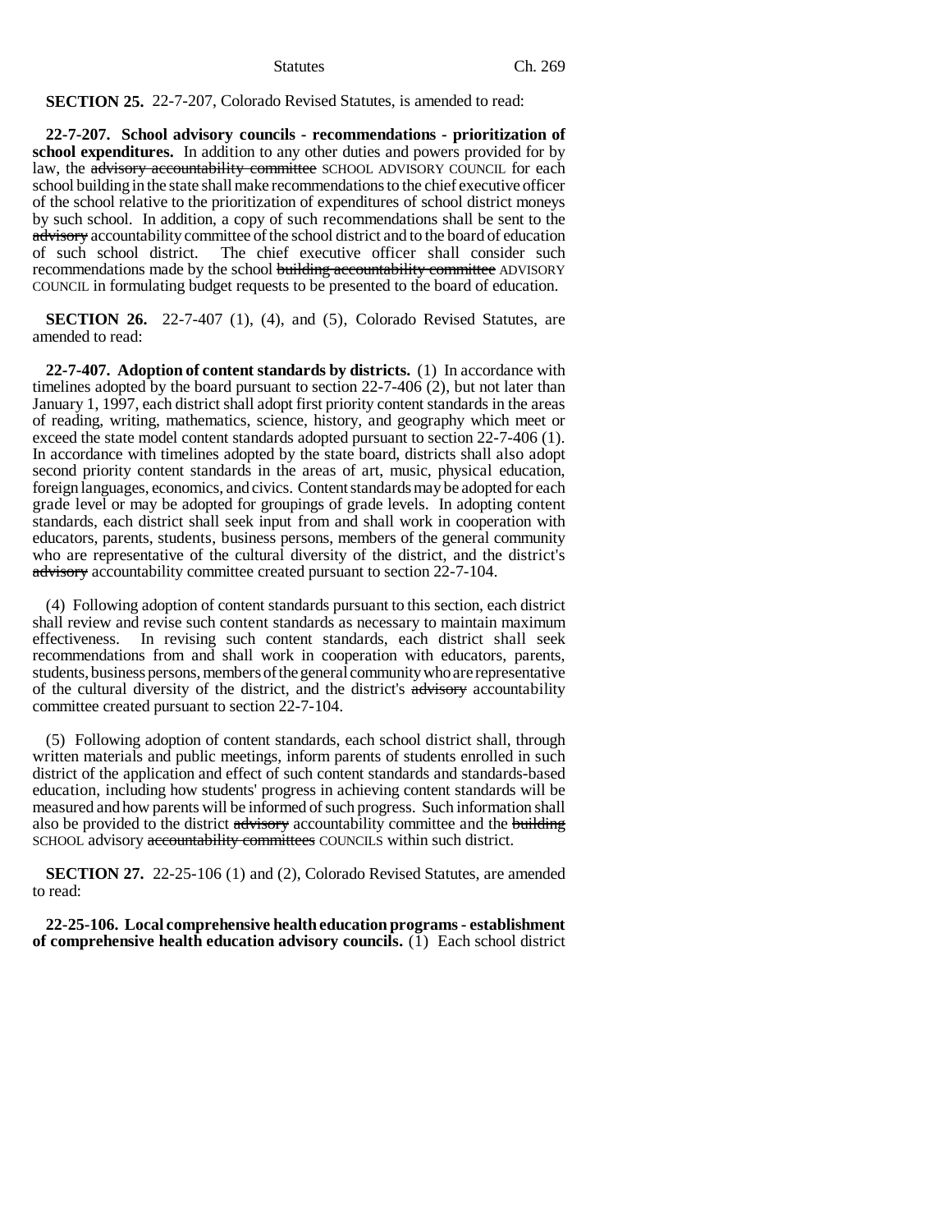**SECTION 25.** 22-7-207, Colorado Revised Statutes, is amended to read:

**22-7-207. School advisory councils - recommendations - prioritization of school expenditures.** In addition to any other duties and powers provided for by law, the ~~advisory accountability committee~~ SCHOOL ADVISORY COUNCIL for each school building in the state shall make recommendations to the chief executive officer of the school relative to the prioritization of expenditures of school district moneys by such school. In addition, a copy of such recommendations shall be sent to the ~~advisory~~ accountability committee of the school district and to the board of education of such school district. The chief executive officer shall consider such recommendations made by the school ~~building accountability committee~~ ADVISORY COUNCIL in formulating budget requests to be presented to the board of education.

**SECTION 26.** 22-7-407 (1), (4), and (5), Colorado Revised Statutes, are amended to read:

**22-7-407. Adoption of content standards by districts.** (1) In accordance with timelines adopted by the board pursuant to section 22-7-406 (2), but not later than January 1, 1997, each district shall adopt first priority content standards in the areas of reading, writing, mathematics, science, history, and geography which meet or exceed the state model content standards adopted pursuant to section 22-7-406 (1). In accordance with timelines adopted by the state board, districts shall also adopt second priority content standards in the areas of art, music, physical education, foreign languages, economics, and civics. Content standards may be adopted for each grade level or may be adopted for groupings of grade levels. In adopting content standards, each district shall seek input from and shall work in cooperation with educators, parents, students, business persons, members of the general community who are representative of the cultural diversity of the district, and the district's ~~advisory~~ accountability committee created pursuant to section 22-7-104.

(4) Following adoption of content standards pursuant to this section, each district shall review and revise such content standards as necessary to maintain maximum effectiveness. In revising such content standards, each district shall seek recommendations from and shall work in cooperation with educators, parents, students, business persons, members of the general community who are representative of the cultural diversity of the district, and the district's ~~advisory~~ accountability committee created pursuant to section 22-7-104.

(5) Following adoption of content standards, each school district shall, through written materials and public meetings, inform parents of students enrolled in such district of the application and effect of such content standards and standards-based education, including how students' progress in achieving content standards will be measured and how parents will be informed of such progress. Such information shall also be provided to the district ~~advisory~~ accountability committee and the ~~building~~ SCHOOL advisory ~~accountability committees~~ COUNCILS within such district.

**SECTION 27.** 22-25-106 (1) and (2), Colorado Revised Statutes, are amended to read:

**22-25-106. Local comprehensive health education programs - establishment of comprehensive health education advisory councils.** (1) Each school district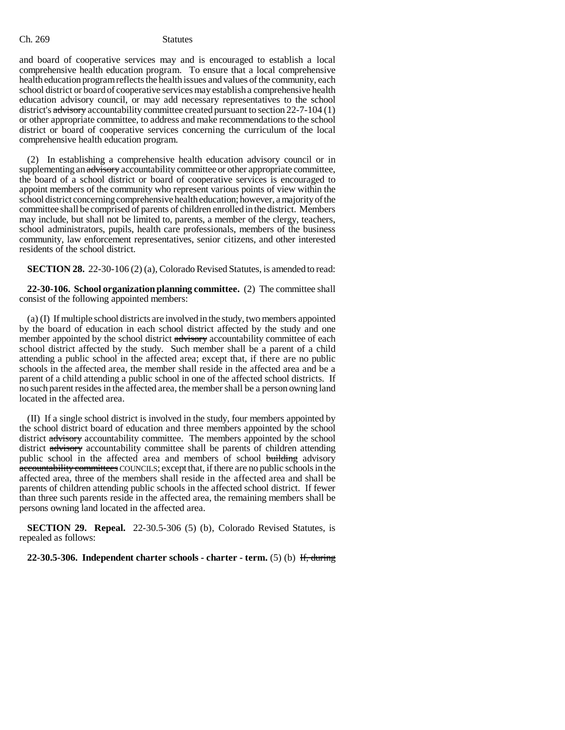and board of cooperative services may and is encouraged to establish a local comprehensive health education program. To ensure that a local comprehensive health education program reflects the health issues and values of the community, each school district or board of cooperative services may establish a comprehensive health education advisory council, or may add necessary representatives to the school district's ~~advisory~~ accountability committee created pursuant to section 22-7-104 (1) or other appropriate committee, to address and make recommendations to the school district or board of cooperative services concerning the curriculum of the local comprehensive health education program.

(2) In establishing a comprehensive health education advisory council or in supplementing an ~~advisory~~ accountability committee or other appropriate committee, the board of a school district or board of cooperative services is encouraged to appoint members of the community who represent various points of view within the school district concerning comprehensive health education; however, a majority of the committee shall be comprised of parents of children enrolled in the district. Members may include, but shall not be limited to, parents, a member of the clergy, teachers, school administrators, pupils, health care professionals, members of the business community, law enforcement representatives, senior citizens, and other interested residents of the school district.

**SECTION 28.** 22-30-106 (2) (a), Colorado Revised Statutes, is amended to read:

**22-30-106. School organization planning committee.** (2) The committee shall consist of the following appointed members:

(a) (I) If multiple school districts are involved in the study, two members appointed by the board of education in each school district affected by the study and one member appointed by the school district ~~advisory~~ accountability committee of each school district affected by the study. Such member shall be a parent of a child attending a public school in the affected area; except that, if there are no public schools in the affected area, the member shall reside in the affected area and be a parent of a child attending a public school in one of the affected school districts. If no such parent resides in the affected area, the member shall be a person owning land located in the affected area.

(II) If a single school district is involved in the study, four members appointed by the school district board of education and three members appointed by the school district ~~advisory~~ accountability committee. The members appointed by the school district ~~advisory~~ accountability committee shall be parents of children attending public school in the affected area and members of school ~~building~~ advisory ~~accountability committees~~ COUNCILS; except that, if there are no public schools in the affected area, three of the members shall reside in the affected area and shall be parents of children attending public schools in the affected school district. If fewer than three such parents reside in the affected area, the remaining members shall be persons owning land located in the affected area.

**SECTION 29. Repeal.** 22-30.5-306 (5) (b), Colorado Revised Statutes, is repealed as follows:

**22-30.5-306. Independent charter schools - charter - term.** (5) (b) ~~If, during~~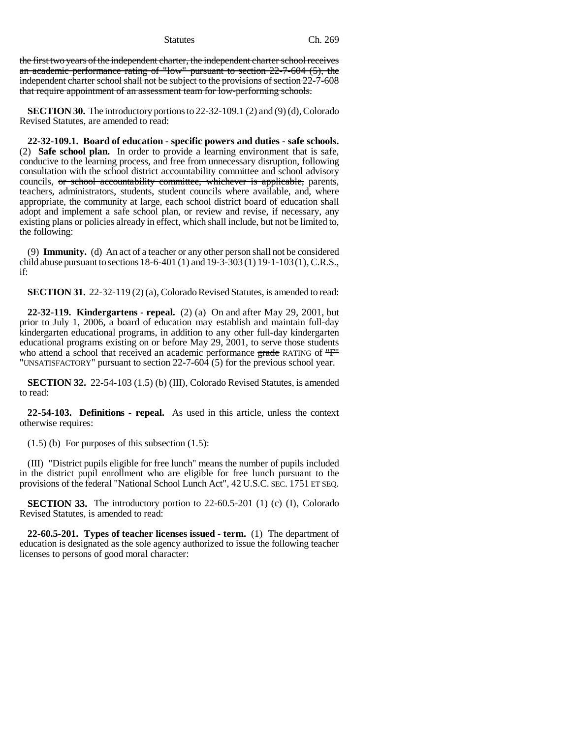~~the first two years of the independent charter, the independent charter school receives an academic performance rating of "low" pursuant to section 22-7-604 (5), the independent charter school shall not be subject to the provisions of section 22-7-608 that require appointment of an assessment team for low-performing schools.~~

**SECTION 30.** The introductory portions to 22-32-109.1 (2) and (9) (d), Colorado Revised Statutes, are amended to read:

**22-32-109.1. Board of education - specific powers and duties - safe schools.** (2) **Safe school plan.** In order to provide a learning environment that is safe, conducive to the learning process, and free from unnecessary disruption, following consultation with the school district accountability committee and school advisory councils, ~~or school accountability committee, whichever is applicable,~~ parents, teachers, administrators, students, student councils where available, and, where appropriate, the community at large, each school district board of education shall adopt and implement a safe school plan, or review and revise, if necessary, any existing plans or policies already in effect, which shall include, but not be limited to, the following:

(9) **Immunity.** (d) An act of a teacher or any other person shall not be considered child abuse pursuant to sections 18-6-401 (1) and ~~19-3-303 (1)~~ 19-1-103 (1), C.R.S., if:

**SECTION 31.** 22-32-119 (2) (a), Colorado Revised Statutes, is amended to read:

**22-32-119. Kindergartens - repeal.** (2) (a) On and after May 29, 2001, but prior to July 1, 2006, a board of education may establish and maintain full-day kindergarten educational programs, in addition to any other full-day kindergarten educational programs existing on or before May 29, 2001, to serve those students who attend a school that received an academic performance ~~grade~~ RATING of ~~"F"~~ "UNSATISFACTORY" pursuant to section 22-7-604 (5) for the previous school year.

**SECTION 32.** 22-54-103 (1.5) (b) (III), Colorado Revised Statutes, is amended to read:

**22-54-103. Definitions - repeal.** As used in this article, unless the context otherwise requires:

(1.5) (b) For purposes of this subsection (1.5):

(III) "District pupils eligible for free lunch" means the number of pupils included in the district pupil enrollment who are eligible for free lunch pursuant to the provisions of the federal "National School Lunch Act", 42 U.S.C. SEC. 1751 ET SEQ.

**SECTION 33.** The introductory portion to 22-60.5-201 (1) (c) (I), Colorado Revised Statutes, is amended to read:

**22-60.5-201. Types of teacher licenses issued - term.** (1) The department of education is designated as the sole agency authorized to issue the following teacher licenses to persons of good moral character: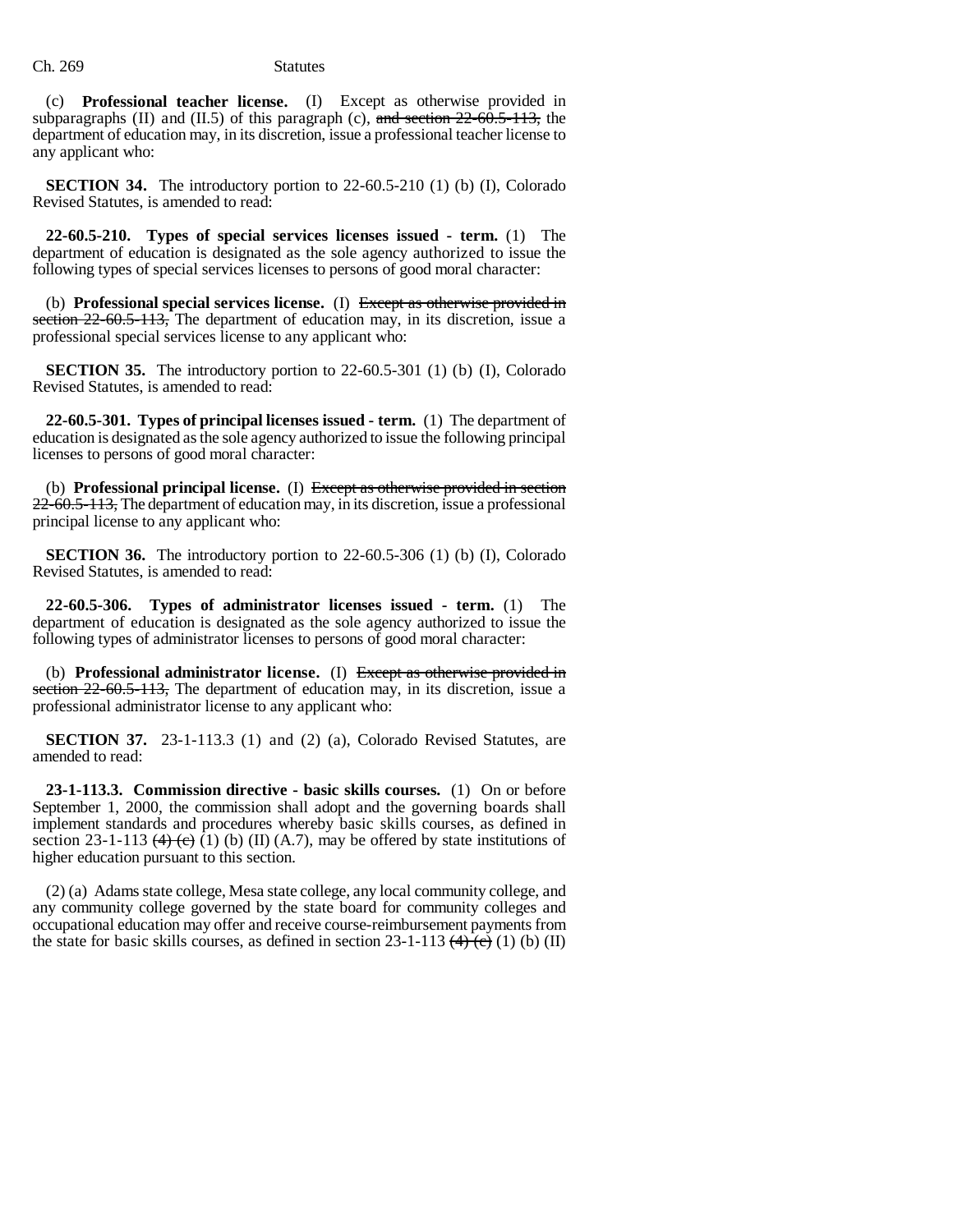(c) **Professional teacher license.** (I) Except as otherwise provided in subparagraphs (II) and (II.5) of this paragraph (c), ~~and section 22-60.5-113,~~ the department of education may, in its discretion, issue a professional teacher license to any applicant who:

**SECTION 34.** The introductory portion to 22-60.5-210 (1) (b) (I), Colorado Revised Statutes, is amended to read:

**22-60.5-210. Types of special services licenses issued - term.** (1) The department of education is designated as the sole agency authorized to issue the following types of special services licenses to persons of good moral character:

(b) **Professional special services license.** (I) ~~Except as otherwise provided in section 22-60.5-113,~~ The department of education may, in its discretion, issue a professional special services license to any applicant who:

**SECTION 35.** The introductory portion to 22-60.5-301 (1) (b) (I), Colorado Revised Statutes, is amended to read:

**22-60.5-301. Types of principal licenses issued - term.** (1) The department of education is designated as the sole agency authorized to issue the following principal licenses to persons of good moral character:

(b) **Professional principal license.** (I) ~~Except as otherwise provided in section 22-60.5-113,~~ The department of education may, in its discretion, issue a professional principal license to any applicant who:

**SECTION 36.** The introductory portion to 22-60.5-306 (1) (b) (I), Colorado Revised Statutes, is amended to read:

**22-60.5-306. Types of administrator licenses issued - term.** (1) The department of education is designated as the sole agency authorized to issue the following types of administrator licenses to persons of good moral character:

(b) **Professional administrator license.** (I) ~~Except as otherwise provided in section 22-60.5-113,~~ The department of education may, in its discretion, issue a professional administrator license to any applicant who:

**SECTION 37.** 23-1-113.3 (1) and (2) (a), Colorado Revised Statutes, are amended to read:

**23-1-113.3. Commission directive - basic skills courses.** (1) On or before September 1, 2000, the commission shall adopt and the governing boards shall implement standards and procedures whereby basic skills courses, as defined in section 23-1-113 ~~(4) (c)~~ (1) (b) (II) (A.7), may be offered by state institutions of higher education pursuant to this section.

(2) (a) Adams state college, Mesa state college, any local community college, and any community college governed by the state board for community colleges and occupational education may offer and receive course-reimbursement payments from the state for basic skills courses, as defined in section 23-1-113 ~~(4) (c)~~ (1) (b) (II)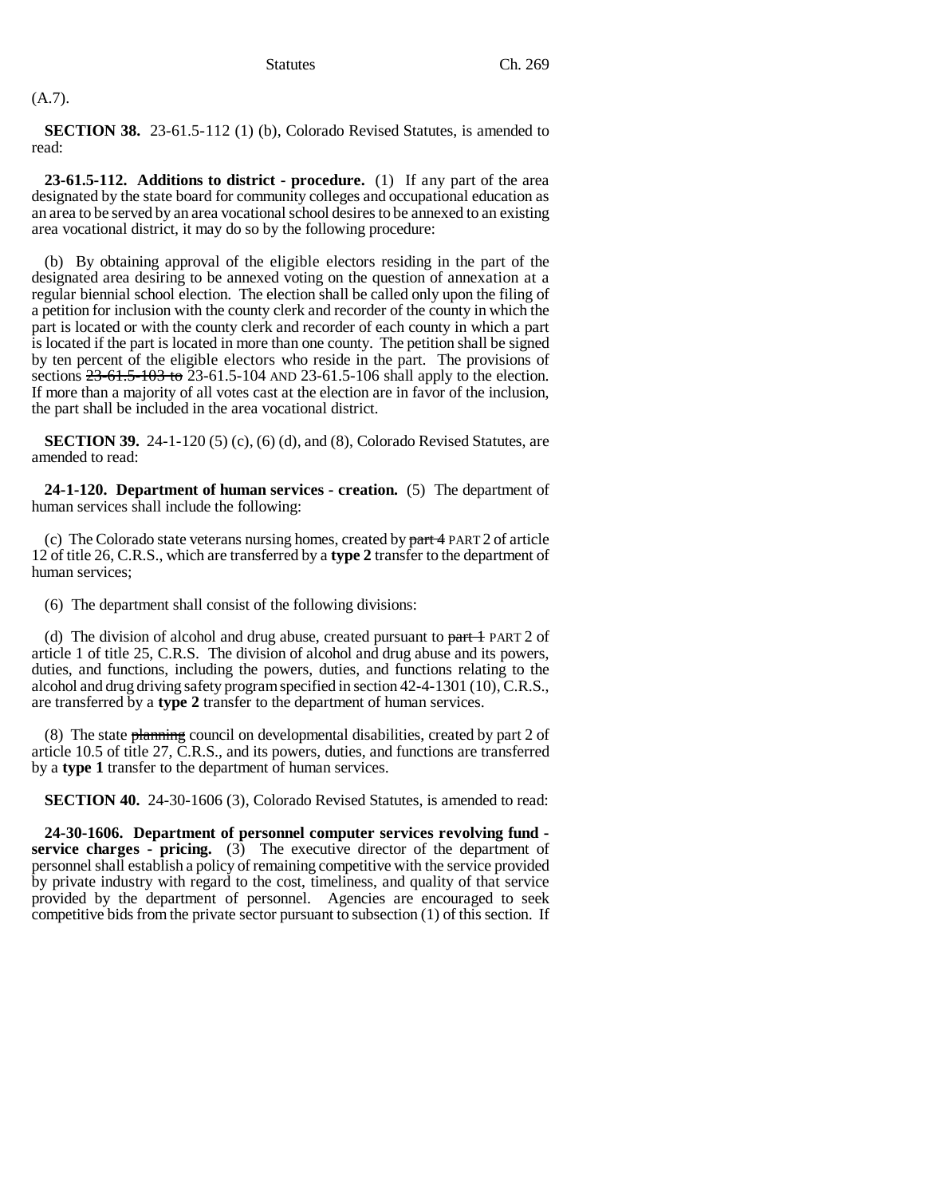(A.7).

**SECTION 38.** 23-61.5-112 (1) (b), Colorado Revised Statutes, is amended to read:

**23-61.5-112. Additions to district - procedure.** (1) If any part of the area designated by the state board for community colleges and occupational education as an area to be served by an area vocational school desires to be annexed to an existing area vocational district, it may do so by the following procedure:

(b) By obtaining approval of the eligible electors residing in the part of the designated area desiring to be annexed voting on the question of annexation at a regular biennial school election. The election shall be called only upon the filing of a petition for inclusion with the county clerk and recorder of the county in which the part is located or with the county clerk and recorder of each county in which a part is located if the part is located in more than one county. The petition shall be signed by ten percent of the eligible electors who reside in the part. The provisions of sections ~~23-61.5-103 to~~ 23-61.5-104 AND 23-61.5-106 shall apply to the election. If more than a majority of all votes cast at the election are in favor of the inclusion, the part shall be included in the area vocational district.

**SECTION 39.** 24-1-120 (5) (c), (6) (d), and (8), Colorado Revised Statutes, are amended to read:

**24-1-120. Department of human services - creation.** (5) The department of human services shall include the following:

(c) The Colorado state veterans nursing homes, created by ~~part 4~~ PART 2 of article 12 of title 26, C.R.S., which are transferred by a **type 2** transfer to the department of human services;

(6) The department shall consist of the following divisions:

(d) The division of alcohol and drug abuse, created pursuant to ~~part 1~~ PART 2 of article 1 of title 25, C.R.S. The division of alcohol and drug abuse and its powers, duties, and functions, including the powers, duties, and functions relating to the alcohol and drug driving safety program specified in section 42-4-1301 (10), C.R.S., are transferred by a **type 2** transfer to the department of human services.

(8) The state ~~planning~~ council on developmental disabilities, created by part 2 of article 10.5 of title 27, C.R.S., and its powers, duties, and functions are transferred by a **type 1** transfer to the department of human services.

**SECTION 40.** 24-30-1606 (3), Colorado Revised Statutes, is amended to read:

**24-30-1606. Department of personnel computer services revolving fund - service charges - pricing.** (3) The executive director of the department of personnel shall establish a policy of remaining competitive with the service provided by private industry with regard to the cost, timeliness, and quality of that service provided by the department of personnel. Agencies are encouraged to seek competitive bids from the private sector pursuant to subsection (1) of this section. If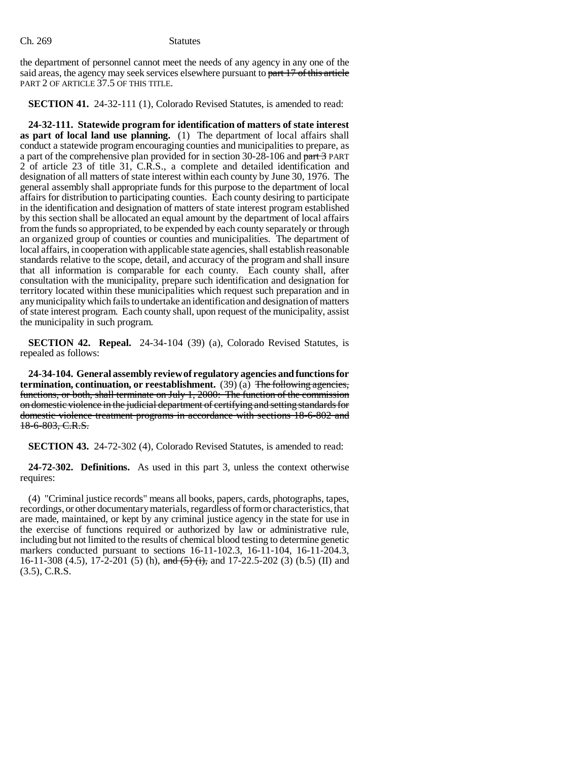the department of personnel cannot meet the needs of any agency in any one of the said areas, the agency may seek services elsewhere pursuant to ~~part 17 of this article~~ PART 2 OF ARTICLE 37.5 OF THIS TITLE.

**SECTION 41.** 24-32-111 (1), Colorado Revised Statutes, is amended to read:

**24-32-111. Statewide program for identification of matters of state interest as part of local land use planning.** (1) The department of local affairs shall conduct a statewide program encouraging counties and municipalities to prepare, as a part of the comprehensive plan provided for in section 30-28-106 and ~~part 3~~ PART 2 of article 23 of title 31, C.R.S., a complete and detailed identification and designation of all matters of state interest within each county by June 30, 1976. The general assembly shall appropriate funds for this purpose to the department of local affairs for distribution to participating counties. Each county desiring to participate in the identification and designation of matters of state interest program established by this section shall be allocated an equal amount by the department of local affairs from the funds so appropriated, to be expended by each county separately or through an organized group of counties or counties and municipalities. The department of local affairs, in cooperation with applicable state agencies, shall establish reasonable standards relative to the scope, detail, and accuracy of the program and shall insure that all information is comparable for each county. Each county shall, after consultation with the municipality, prepare such identification and designation for territory located within these municipalities which request such preparation and in any municipality which fails to undertake an identification and designation of matters of state interest program. Each county shall, upon request of the municipality, assist the municipality in such program.

**SECTION 42. Repeal.** 24-34-104 (39) (a), Colorado Revised Statutes, is repealed as follows:

**24-34-104. General assembly review of regulatory agencies and functions for termination, continuation, or reestablishment.** (39) (a) ~~The following agencies, functions, or both, shall terminate on July 1, 2000: The function of the commission on domestic violence in the judicial department of certifying and setting standards for domestic violence treatment programs in accordance with sections 18-6-802 and 18-6-803, C.R.S.~~

**SECTION 43.** 24-72-302 (4), Colorado Revised Statutes, is amended to read:

**24-72-302. Definitions.** As used in this part 3, unless the context otherwise requires:

(4) "Criminal justice records" means all books, papers, cards, photographs, tapes, recordings, or other documentary materials, regardless of form or characteristics, that are made, maintained, or kept by any criminal justice agency in the state for use in the exercise of functions required or authorized by law or administrative rule, including but not limited to the results of chemical blood testing to determine genetic markers conducted pursuant to sections 16-11-102.3, 16-11-104, 16-11-204.3, 16-11-308 (4.5), 17-2-201 (5) (h), ~~and (5) (i),~~ and 17-22.5-202 (3) (b.5) (II) and (3.5), C.R.S.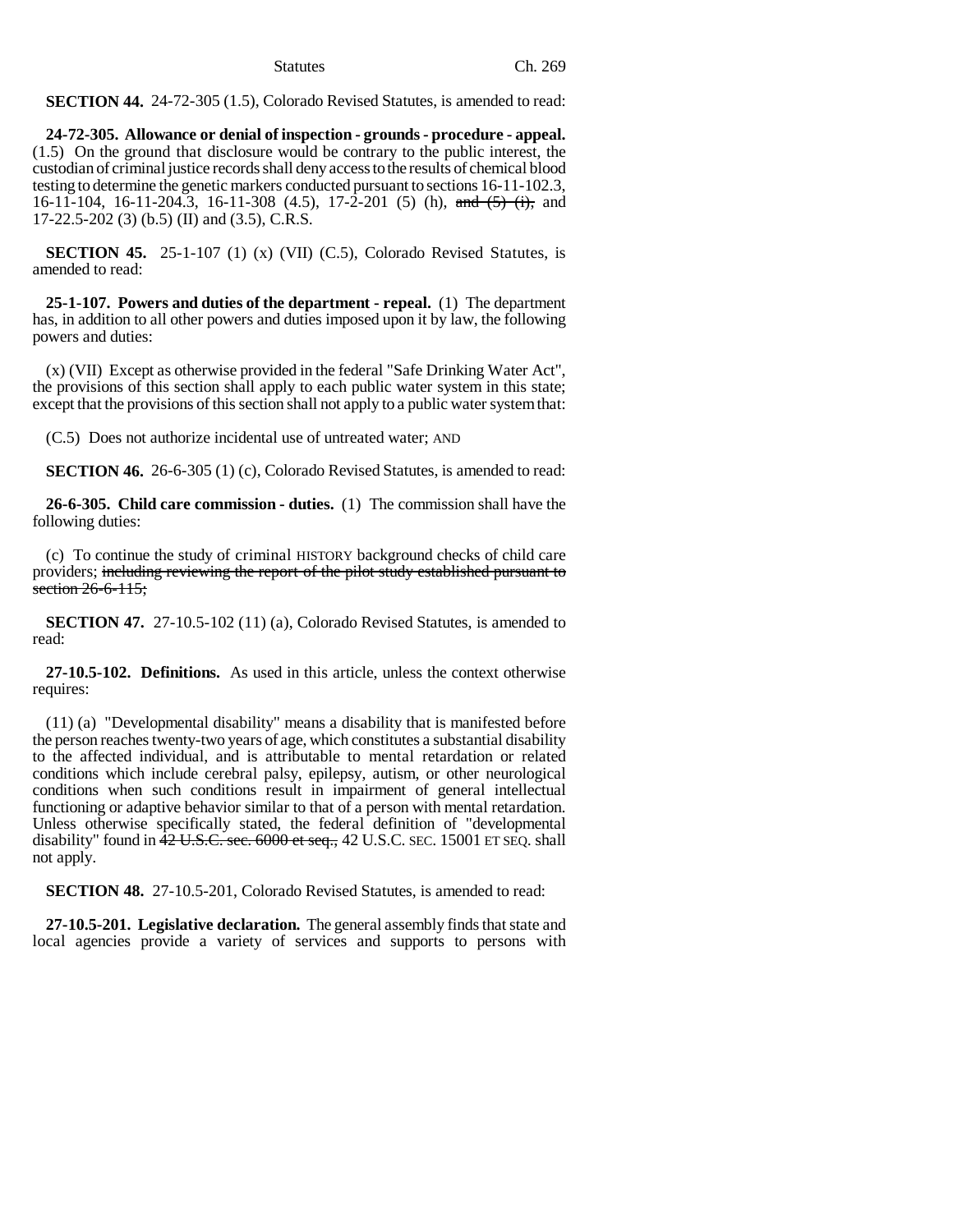**SECTION 44.** 24-72-305 (1.5), Colorado Revised Statutes, is amended to read:

**24-72-305. Allowance or denial of inspection - grounds - procedure - appeal.** (1.5) On the ground that disclosure would be contrary to the public interest, the custodian of criminal justice records shall deny access to the results of chemical blood testing to determine the genetic markers conducted pursuant to sections 16-11-102.3, 16-11-104, 16-11-204.3, 16-11-308 (4.5), 17-2-201 (5) (h), ~~and (5) (i),~~ and 17-22.5-202 (3) (b.5) (II) and (3.5), C.R.S.

**SECTION 45.** 25-1-107 (1) (x) (VII) (C.5), Colorado Revised Statutes, is amended to read:

**25-1-107. Powers and duties of the department - repeal.** (1) The department has, in addition to all other powers and duties imposed upon it by law, the following powers and duties:

(x) (VII) Except as otherwise provided in the federal "Safe Drinking Water Act", the provisions of this section shall apply to each public water system in this state; except that the provisions of this section shall not apply to a public water system that:

(C.5) Does not authorize incidental use of untreated water; AND

**SECTION 46.** 26-6-305 (1) (c), Colorado Revised Statutes, is amended to read:

**26-6-305. Child care commission - duties.** (1) The commission shall have the following duties:

(c) To continue the study of criminal HISTORY background checks of child care providers; ~~including reviewing the report of the pilot study established pursuant to section 26-6-115;~~

**SECTION 47.** 27-10.5-102 (11) (a), Colorado Revised Statutes, is amended to read:

**27-10.5-102. Definitions.** As used in this article, unless the context otherwise requires:

(11) (a) "Developmental disability" means a disability that is manifested before the person reaches twenty-two years of age, which constitutes a substantial disability to the affected individual, and is attributable to mental retardation or related conditions which include cerebral palsy, epilepsy, autism, or other neurological conditions when such conditions result in impairment of general intellectual functioning or adaptive behavior similar to that of a person with mental retardation. Unless otherwise specifically stated, the federal definition of "developmental disability" found in ~~42 U.S.C. sec. 6000 et seq.,~~ 42 U.S.C. SEC. 15001 ET SEQ. shall not apply.

**SECTION 48.** 27-10.5-201, Colorado Revised Statutes, is amended to read:

**27-10.5-201. Legislative declaration.** The general assembly finds that state and local agencies provide a variety of services and supports to persons with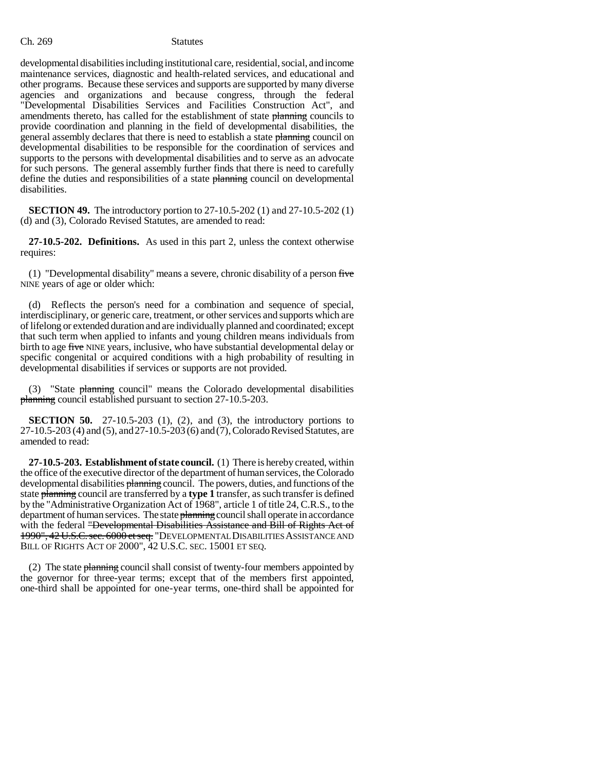developmental disabilities including institutional care, residential, social, and income maintenance services, diagnostic and health-related services, and educational and other programs. Because these services and supports are supported by many diverse agencies and organizations and because congress, through the federal "Developmental Disabilities Services and Facilities Construction Act", and amendments thereto, has called for the establishment of state ~~planning~~ councils to provide coordination and planning in the field of developmental disabilities, the general assembly declares that there is need to establish a state ~~planning~~ council on developmental disabilities to be responsible for the coordination of services and supports to the persons with developmental disabilities and to serve as an advocate for such persons. The general assembly further finds that there is need to carefully define the duties and responsibilities of a state ~~planning~~ council on developmental disabilities.

**SECTION 49.** The introductory portion to 27-10.5-202 (1) and 27-10.5-202 (1) (d) and (3), Colorado Revised Statutes, are amended to read:

**27-10.5-202. Definitions.** As used in this part 2, unless the context otherwise requires:

(1) "Developmental disability" means a severe, chronic disability of a person ~~five~~ NINE years of age or older which:

(d) Reflects the person's need for a combination and sequence of special, interdisciplinary, or generic care, treatment, or other services and supports which are of lifelong or extended duration and are individually planned and coordinated; except that such term when applied to infants and young children means individuals from birth to age ~~five~~ NINE years, inclusive, who have substantial developmental delay or specific congenital or acquired conditions with a high probability of resulting in developmental disabilities if services or supports are not provided.

(3) "State ~~planning~~ council" means the Colorado developmental disabilities ~~planning~~ council established pursuant to section 27-10.5-203.

**SECTION 50.** 27-10.5-203 (1), (2), and (3), the introductory portions to 27-10.5-203 (4) and (5), and 27-10.5-203 (6) and (7), Colorado Revised Statutes, are amended to read:

**27-10.5-203. Establishment of state council.** (1) There is hereby created, within the office of the executive director of the department of human services, the Colorado developmental disabilities ~~planning~~ council. The powers, duties, and functions of the state ~~planning~~ council are transferred by a **type 1** transfer, as such transfer is defined by the "Administrative Organization Act of 1968", article 1 of title 24, C.R.S., to the department of human services. The state ~~planning~~ council shall operate in accordance with the federal ~~"Developmental Disabilities Assistance and Bill of Rights Act of 1990", 42 U.S.C. sec. 6000 et seq.~~ "DEVELOPMENTAL DISABILITIES ASSISTANCE AND BILL OF RIGHTS ACT OF 2000", 42 U.S.C. SEC. 15001 ET SEQ.

(2) The state ~~planning~~ council shall consist of twenty-four members appointed by the governor for three-year terms; except that of the members first appointed, one-third shall be appointed for one-year terms, one-third shall be appointed for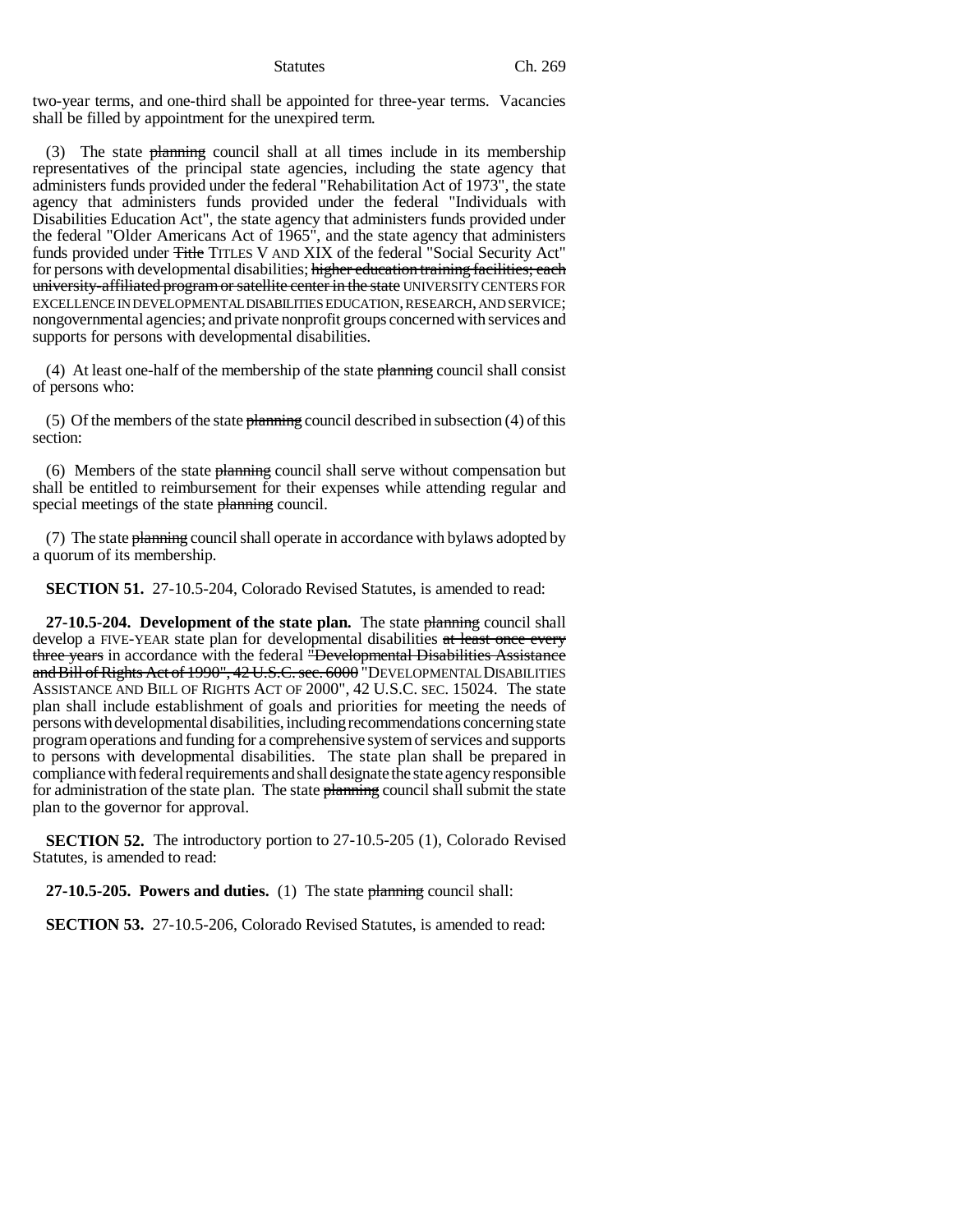two-year terms, and one-third shall be appointed for three-year terms. Vacancies shall be filled by appointment for the unexpired term.

(3) The state ~~planning~~ council shall at all times include in its membership representatives of the principal state agencies, including the state agency that administers funds provided under the federal "Rehabilitation Act of 1973", the state agency that administers funds provided under the federal "Individuals with Disabilities Education Act", the state agency that administers funds provided under the federal "Older Americans Act of 1965", and the state agency that administers funds provided under ~~Title~~ TITLES V AND XIX of the federal "Social Security Act" for persons with developmental disabilities; ~~higher education training facilities; each university-affiliated program or satellite center in the state~~ UNIVERSITY CENTERS FOR EXCELLENCE IN DEVELOPMENTAL DISABILITIES EDUCATION, RESEARCH, AND SERVICE; nongovernmental agencies; and private nonprofit groups concerned with services and supports for persons with developmental disabilities.

(4) At least one-half of the membership of the state ~~planning~~ council shall consist of persons who:

(5) Of the members of the state ~~planning~~ council described in subsection (4) of this section:

(6) Members of the state ~~planning~~ council shall serve without compensation but shall be entitled to reimbursement for their expenses while attending regular and special meetings of the state ~~planning~~ council.

(7) The state ~~planning~~ council shall operate in accordance with bylaws adopted by a quorum of its membership.

**SECTION 51.** 27-10.5-204, Colorado Revised Statutes, is amended to read:

**27-10.5-204. Development of the state plan.** The state ~~planning~~ council shall develop a FIVE-YEAR state plan for developmental disabilities ~~at least once every three years~~ in accordance with the federal ~~"Developmental Disabilities Assistance and Bill of Rights Act of 1990", 42 U.S.C. sec. 6000~~ "DEVELOPMENTAL DISABILITIES ASSISTANCE AND BILL OF RIGHTS ACT OF 2000", 42 U.S.C. SEC. 15024. The state plan shall include establishment of goals and priorities for meeting the needs of persons with developmental disabilities, including recommendations concerning state program operations and funding for a comprehensive system of services and supports to persons with developmental disabilities. The state plan shall be prepared in compliance with federal requirements and shall designate the state agency responsible for administration of the state plan. The state ~~planning~~ council shall submit the state plan to the governor for approval.

**SECTION 52.** The introductory portion to 27-10.5-205 (1), Colorado Revised Statutes, is amended to read:

**27-10.5-205. Powers and duties.** (1) The state ~~planning~~ council shall:

**SECTION 53.** 27-10.5-206, Colorado Revised Statutes, is amended to read: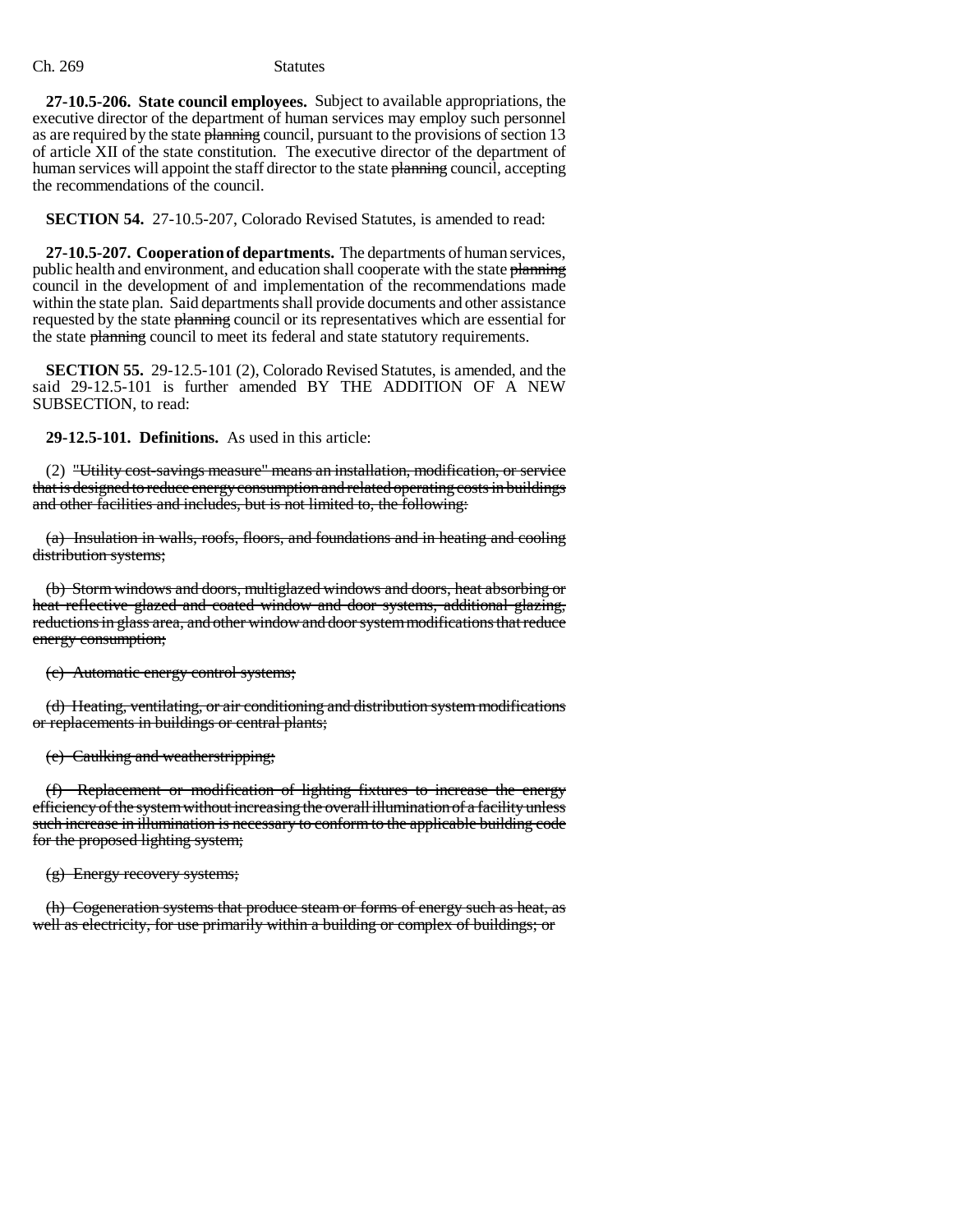**27-10.5-206. State council employees.** Subject to available appropriations, the executive director of the department of human services may employ such personnel as are required by the state ~~planning~~ council, pursuant to the provisions of section 13 of article XII of the state constitution. The executive director of the department of human services will appoint the staff director to the state ~~planning~~ council, accepting the recommendations of the council.

**SECTION 54.** 27-10.5-207, Colorado Revised Statutes, is amended to read:

**27-10.5-207. Cooperation of departments.** The departments of human services, public health and environment, and education shall cooperate with the state ~~planning~~ council in the development of and implementation of the recommendations made within the state plan. Said departments shall provide documents and other assistance requested by the state ~~planning~~ council or its representatives which are essential for the state ~~planning~~ council to meet its federal and state statutory requirements.

**SECTION 55.** 29-12.5-101 (2), Colorado Revised Statutes, is amended, and the said 29-12.5-101 is further amended BY THE ADDITION OF A NEW SUBSECTION, to read:

**29-12.5-101. Definitions.** As used in this article:

(2) ~~"Utility cost-savings measure" means an installation, modification, or service that is designed to reduce energy consumption and related operating costs in buildings and other facilities and includes, but is not limited to, the following:~~

~~(a) Insulation in walls, roofs, floors, and foundations and in heating and cooling distribution systems;~~

~~(b) Storm windows and doors, multiglazed windows and doors, heat absorbing or heat reflective glazed and coated window and door systems, additional glazing, reductions in glass area, and other window and door system modifications that reduce energy consumption;~~

~~(c) Automatic energy control systems;~~

~~(d) Heating, ventilating, or air conditioning and distribution system modifications or replacements in buildings or central plants;~~

~~(e) Caulking and weatherstripping;~~

~~(f) Replacement or modification of lighting fixtures to increase the energy efficiency of the system without increasing the overall illumination of a facility unless such increase in illumination is necessary to conform to the applicable building code for the proposed lighting system;~~

~~(g) Energy recovery systems;~~

~~(h) Cogeneration systems that produce steam or forms of energy such as heat, as well as electricity, for use primarily within a building or complex of buildings; or~~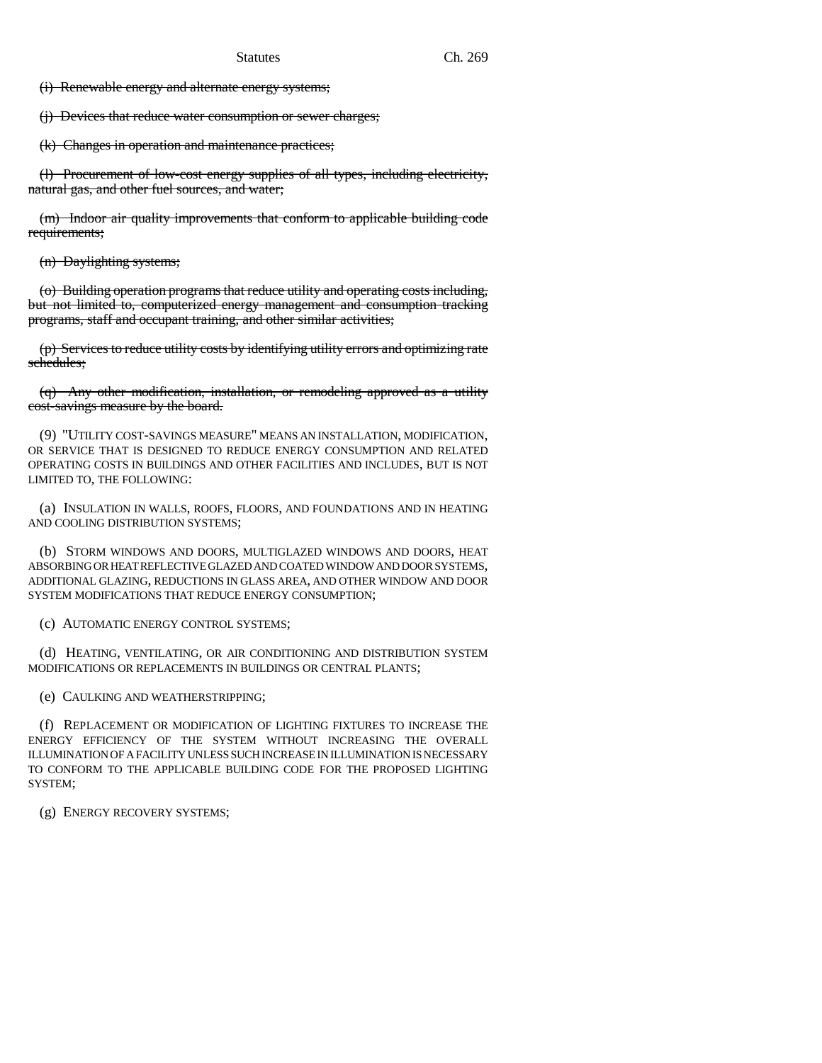~~(i) Renewable energy and alternate energy systems;~~

~~(j) Devices that reduce water consumption or sewer charges;~~

~~(k) Changes in operation and maintenance practices;~~

~~(l) Procurement of low-cost energy supplies of all types, including electricity, natural gas, and other fuel sources, and water;~~

~~(m) Indoor air quality improvements that conform to applicable building code requirements;~~

~~(n) Daylighting systems;~~

~~(o) Building operation programs that reduce utility and operating costs including, but not limited to, computerized energy management and consumption tracking programs, staff and occupant training, and other similar activities;~~

~~(p) Services to reduce utility costs by identifying utility errors and optimizing rate schedules;~~

~~(q) Any other modification, installation, or remodeling approved as a utility cost-savings measure by the board.~~

(9) "UTILITY COST-SAVINGS MEASURE" MEANS AN INSTALLATION, MODIFICATION, OR SERVICE THAT IS DESIGNED TO REDUCE ENERGY CONSUMPTION AND RELATED OPERATING COSTS IN BUILDINGS AND OTHER FACILITIES AND INCLUDES, BUT IS NOT LIMITED TO, THE FOLLOWING:

(a) INSULATION IN WALLS, ROOFS, FLOORS, AND FOUNDATIONS AND IN HEATING AND COOLING DISTRIBUTION SYSTEMS;

(b) STORM WINDOWS AND DOORS, MULTIGLAZED WINDOWS AND DOORS, HEAT ABSORBING OR HEAT REFLECTIVE GLAZED AND COATED WINDOW AND DOOR SYSTEMS, ADDITIONAL GLAZING, REDUCTIONS IN GLASS AREA, AND OTHER WINDOW AND DOOR SYSTEM MODIFICATIONS THAT REDUCE ENERGY CONSUMPTION;

(c) AUTOMATIC ENERGY CONTROL SYSTEMS;

(d) HEATING, VENTILATING, OR AIR CONDITIONING AND DISTRIBUTION SYSTEM MODIFICATIONS OR REPLACEMENTS IN BUILDINGS OR CENTRAL PLANTS;

(e) CAULKING AND WEATHERSTRIPPING;

(f) REPLACEMENT OR MODIFICATION OF LIGHTING FIXTURES TO INCREASE THE ENERGY EFFICIENCY OF THE SYSTEM WITHOUT INCREASING THE OVERALL ILLUMINATION OF A FACILITY UNLESS SUCH INCREASE IN ILLUMINATION IS NECESSARY TO CONFORM TO THE APPLICABLE BUILDING CODE FOR THE PROPOSED LIGHTING SYSTEM;

(g) ENERGY RECOVERY SYSTEMS;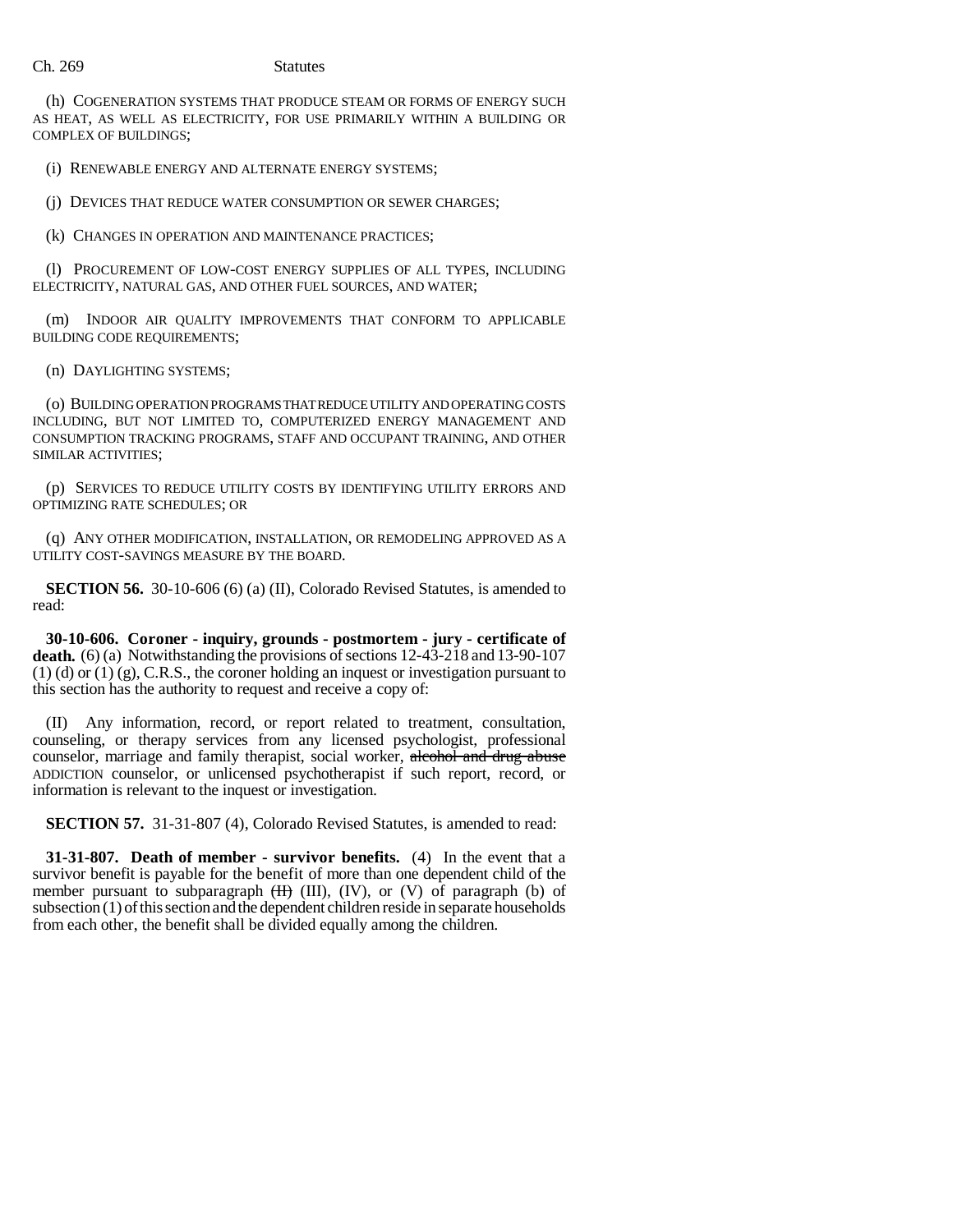(h) COGENERATION SYSTEMS THAT PRODUCE STEAM OR FORMS OF ENERGY SUCH AS HEAT, AS WELL AS ELECTRICITY, FOR USE PRIMARILY WITHIN A BUILDING OR COMPLEX OF BUILDINGS;

(i) RENEWABLE ENERGY AND ALTERNATE ENERGY SYSTEMS;

(j) DEVICES THAT REDUCE WATER CONSUMPTION OR SEWER CHARGES;

(k) CHANGES IN OPERATION AND MAINTENANCE PRACTICES;

(l) PROCUREMENT OF LOW-COST ENERGY SUPPLIES OF ALL TYPES, INCLUDING ELECTRICITY, NATURAL GAS, AND OTHER FUEL SOURCES, AND WATER;

(m) INDOOR AIR QUALITY IMPROVEMENTS THAT CONFORM TO APPLICABLE BUILDING CODE REQUIREMENTS;

(n) DAYLIGHTING SYSTEMS;

(o) BUILDING OPERATION PROGRAMS THAT REDUCE UTILITY AND OPERATING COSTS INCLUDING, BUT NOT LIMITED TO, COMPUTERIZED ENERGY MANAGEMENT AND CONSUMPTION TRACKING PROGRAMS, STAFF AND OCCUPANT TRAINING, AND OTHER SIMILAR ACTIVITIES;

(p) SERVICES TO REDUCE UTILITY COSTS BY IDENTIFYING UTILITY ERRORS AND OPTIMIZING RATE SCHEDULES; OR

(q) ANY OTHER MODIFICATION, INSTALLATION, OR REMODELING APPROVED AS A UTILITY COST-SAVINGS MEASURE BY THE BOARD.

**SECTION 56.** 30-10-606 (6) (a) (II), Colorado Revised Statutes, is amended to read:

**30-10-606. Coroner - inquiry, grounds - postmortem - jury - certificate of death.** (6) (a) Notwithstanding the provisions of sections 12-43-218 and 13-90-107 (1) (d) or (1) (g), C.R.S., the coroner holding an inquest or investigation pursuant to this section has the authority to request and receive a copy of:

(II) Any information, record, or report related to treatment, consultation, counseling, or therapy services from any licensed psychologist, professional counselor, marriage and family therapist, social worker, ~~alcohol and drug abuse~~ ADDICTION counselor, or unlicensed psychotherapist if such report, record, or information is relevant to the inquest or investigation.

**SECTION 57.** 31-31-807 (4), Colorado Revised Statutes, is amended to read:

**31-31-807. Death of member - survivor benefits.** (4) In the event that a survivor benefit is payable for the benefit of more than one dependent child of the member pursuant to subparagraph ~~(II)~~ (III), (IV), or (V) of paragraph (b) of subsection (1) of this section and the dependent children reside in separate households from each other, the benefit shall be divided equally among the children.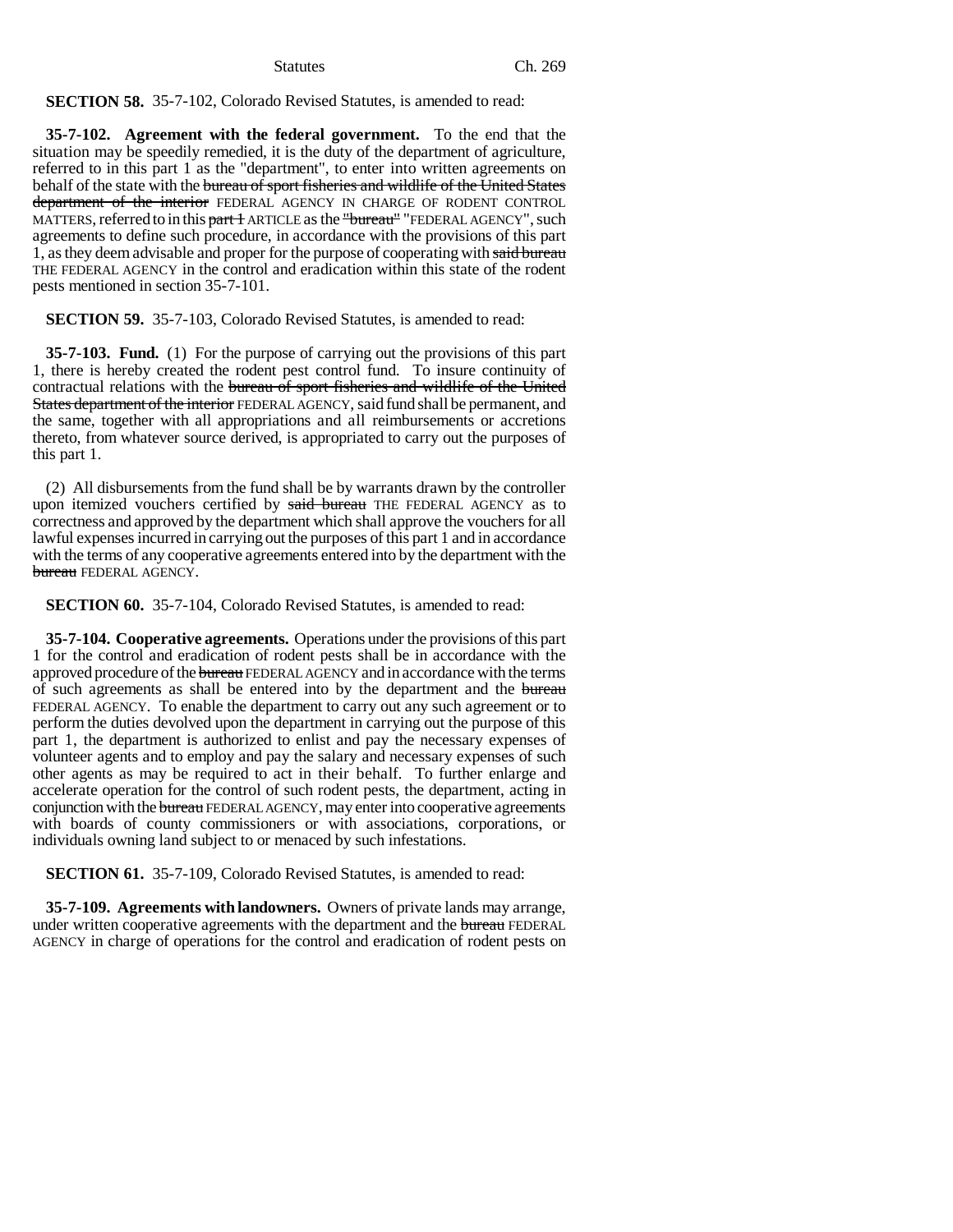**SECTION 58.** 35-7-102, Colorado Revised Statutes, is amended to read:

**35-7-102. Agreement with the federal government.** To the end that the situation may be speedily remedied, it is the duty of the department of agriculture, referred to in this part 1 as the "department", to enter into written agreements on behalf of the state with the ~~bureau of sport fisheries and wildlife of the United States department of the interior~~ FEDERAL AGENCY IN CHARGE OF RODENT CONTROL MATTERS, referred to in this ~~part 1~~ ARTICLE as the ~~"bureau"~~ "FEDERAL AGENCY", such agreements to define such procedure, in accordance with the provisions of this part 1, as they deem advisable and proper for the purpose of cooperating with ~~said bureau~~ THE FEDERAL AGENCY in the control and eradication within this state of the rodent pests mentioned in section 35-7-101.

**SECTION 59.** 35-7-103, Colorado Revised Statutes, is amended to read:

**35-7-103. Fund.** (1) For the purpose of carrying out the provisions of this part 1, there is hereby created the rodent pest control fund. To insure continuity of contractual relations with the ~~bureau of sport fisheries and wildlife of the United States department of the interior~~ FEDERAL AGENCY, said fund shall be permanent, and the same, together with all appropriations and all reimbursements or accretions thereto, from whatever source derived, is appropriated to carry out the purposes of this part 1.

(2) All disbursements from the fund shall be by warrants drawn by the controller upon itemized vouchers certified by ~~said bureau~~ THE FEDERAL AGENCY as to correctness and approved by the department which shall approve the vouchers for all lawful expenses incurred in carrying out the purposes of this part 1 and in accordance with the terms of any cooperative agreements entered into by the department with the ~~bureau~~ FEDERAL AGENCY.

**SECTION 60.** 35-7-104, Colorado Revised Statutes, is amended to read:

**35-7-104. Cooperative agreements.** Operations under the provisions of this part 1 for the control and eradication of rodent pests shall be in accordance with the approved procedure of the ~~bureau~~ FEDERAL AGENCY and in accordance with the terms of such agreements as shall be entered into by the department and the ~~bureau~~ FEDERAL AGENCY. To enable the department to carry out any such agreement or to perform the duties devolved upon the department in carrying out the purpose of this part 1, the department is authorized to enlist and pay the necessary expenses of volunteer agents and to employ and pay the salary and necessary expenses of such other agents as may be required to act in their behalf. To further enlarge and accelerate operation for the control of such rodent pests, the department, acting in conjunction with the ~~bureau~~ FEDERAL AGENCY, may enter into cooperative agreements with boards of county commissioners or with associations, corporations, or individuals owning land subject to or menaced by such infestations.

**SECTION 61.** 35-7-109, Colorado Revised Statutes, is amended to read:

**35-7-109. Agreements with landowners.** Owners of private lands may arrange, under written cooperative agreements with the department and the ~~bureau~~ FEDERAL AGENCY in charge of operations for the control and eradication of rodent pests on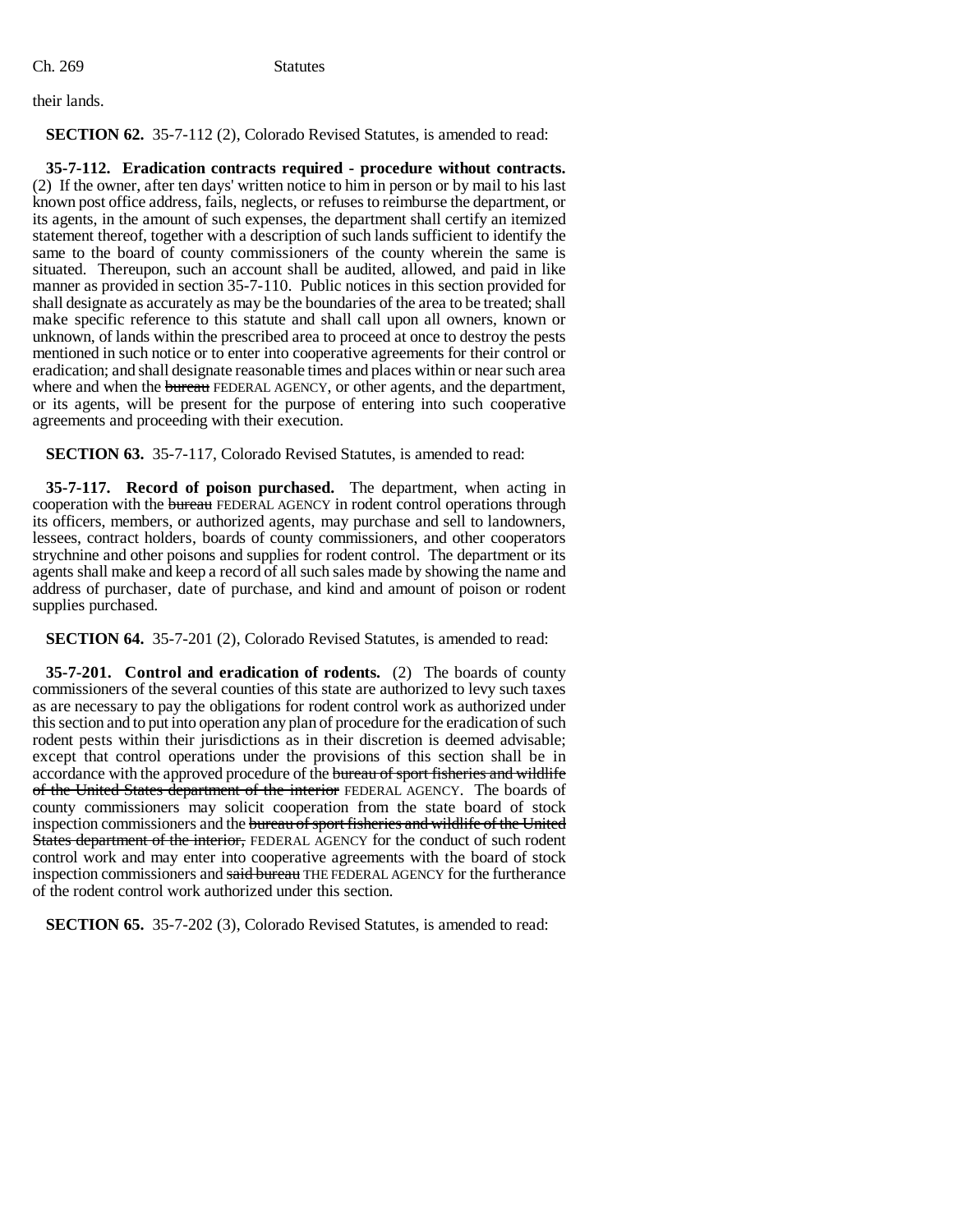their lands.

**SECTION 62.** 35-7-112 (2), Colorado Revised Statutes, is amended to read:

**35-7-112. Eradication contracts required - procedure without contracts.** (2) If the owner, after ten days' written notice to him in person or by mail to his last known post office address, fails, neglects, or refuses to reimburse the department, or its agents, in the amount of such expenses, the department shall certify an itemized statement thereof, together with a description of such lands sufficient to identify the same to the board of county commissioners of the county wherein the same is situated. Thereupon, such an account shall be audited, allowed, and paid in like manner as provided in section 35-7-110. Public notices in this section provided for shall designate as accurately as may be the boundaries of the area to be treated; shall make specific reference to this statute and shall call upon all owners, known or unknown, of lands within the prescribed area to proceed at once to destroy the pests mentioned in such notice or to enter into cooperative agreements for their control or eradication; and shall designate reasonable times and places within or near such area where and when the ~~bureau~~ FEDERAL AGENCY, or other agents, and the department, or its agents, will be present for the purpose of entering into such cooperative agreements and proceeding with their execution.

**SECTION 63.** 35-7-117, Colorado Revised Statutes, is amended to read:

**35-7-117. Record of poison purchased.** The department, when acting in cooperation with the ~~bureau~~ FEDERAL AGENCY in rodent control operations through its officers, members, or authorized agents, may purchase and sell to landowners, lessees, contract holders, boards of county commissioners, and other cooperators strychnine and other poisons and supplies for rodent control. The department or its agents shall make and keep a record of all such sales made by showing the name and address of purchaser, date of purchase, and kind and amount of poison or rodent supplies purchased.

**SECTION 64.** 35-7-201 (2), Colorado Revised Statutes, is amended to read:

**35-7-201. Control and eradication of rodents.** (2) The boards of county commissioners of the several counties of this state are authorized to levy such taxes as are necessary to pay the obligations for rodent control work as authorized under this section and to put into operation any plan of procedure for the eradication of such rodent pests within their jurisdictions as in their discretion is deemed advisable; except that control operations under the provisions of this section shall be in accordance with the approved procedure of the ~~bureau of sport fisheries and wildlife of the United States department of the interior~~ FEDERAL AGENCY. The boards of county commissioners may solicit cooperation from the state board of stock inspection commissioners and the ~~bureau of sport fisheries and wildlife of the United States department of the interior,~~ FEDERAL AGENCY for the conduct of such rodent control work and may enter into cooperative agreements with the board of stock inspection commissioners and ~~said bureau~~ THE FEDERAL AGENCY for the furtherance of the rodent control work authorized under this section.

**SECTION 65.** 35-7-202 (3), Colorado Revised Statutes, is amended to read: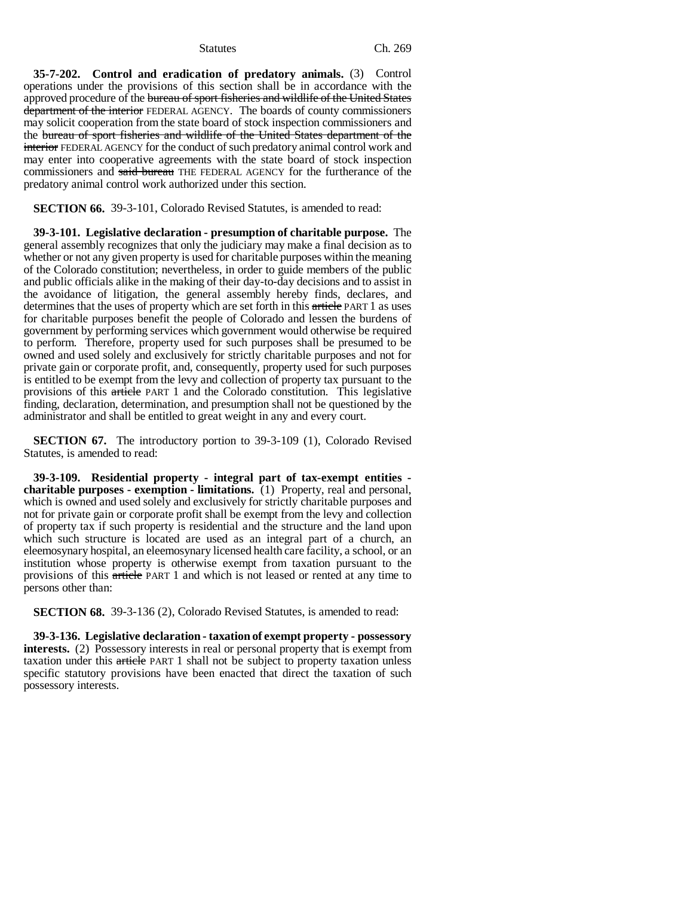**35-7-202. Control and eradication of predatory animals.** (3) Control operations under the provisions of this section shall be in accordance with the approved procedure of the ~~bureau of sport fisheries and wildlife of the United States department of the interior~~ FEDERAL AGENCY. The boards of county commissioners may solicit cooperation from the state board of stock inspection commissioners and the ~~bureau of sport fisheries and wildlife of the United States department of the interior~~ FEDERAL AGENCY for the conduct of such predatory animal control work and may enter into cooperative agreements with the state board of stock inspection commissioners and ~~said bureau~~ THE FEDERAL AGENCY for the furtherance of the predatory animal control work authorized under this section.

**SECTION 66.** 39-3-101, Colorado Revised Statutes, is amended to read:

**39-3-101. Legislative declaration - presumption of charitable purpose.** The general assembly recognizes that only the judiciary may make a final decision as to whether or not any given property is used for charitable purposes within the meaning of the Colorado constitution; nevertheless, in order to guide members of the public and public officials alike in the making of their day-to-day decisions and to assist in the avoidance of litigation, the general assembly hereby finds, declares, and determines that the uses of property which are set forth in this ~~article~~ PART 1 as uses for charitable purposes benefit the people of Colorado and lessen the burdens of government by performing services which government would otherwise be required to perform. Therefore, property used for such purposes shall be presumed to be owned and used solely and exclusively for strictly charitable purposes and not for private gain or corporate profit, and, consequently, property used for such purposes is entitled to be exempt from the levy and collection of property tax pursuant to the provisions of this ~~article~~ PART 1 and the Colorado constitution. This legislative finding, declaration, determination, and presumption shall not be questioned by the administrator and shall be entitled to great weight in any and every court.

**SECTION 67.** The introductory portion to 39-3-109 (1), Colorado Revised Statutes, is amended to read:

**39-3-109. Residential property - integral part of tax-exempt entities - charitable purposes - exemption - limitations.** (1) Property, real and personal, which is owned and used solely and exclusively for strictly charitable purposes and not for private gain or corporate profit shall be exempt from the levy and collection of property tax if such property is residential and the structure and the land upon which such structure is located are used as an integral part of a church, an eleemosynary hospital, an eleemosynary licensed health care facility, a school, or an institution whose property is otherwise exempt from taxation pursuant to the provisions of this ~~article~~ PART 1 and which is not leased or rented at any time to persons other than:

**SECTION 68.** 39-3-136 (2), Colorado Revised Statutes, is amended to read:

**39-3-136. Legislative declaration - taxation of exempt property - possessory interests.** (2) Possessory interests in real or personal property that is exempt from taxation under this ~~article~~ PART 1 shall not be subject to property taxation unless specific statutory provisions have been enacted that direct the taxation of such possessory interests.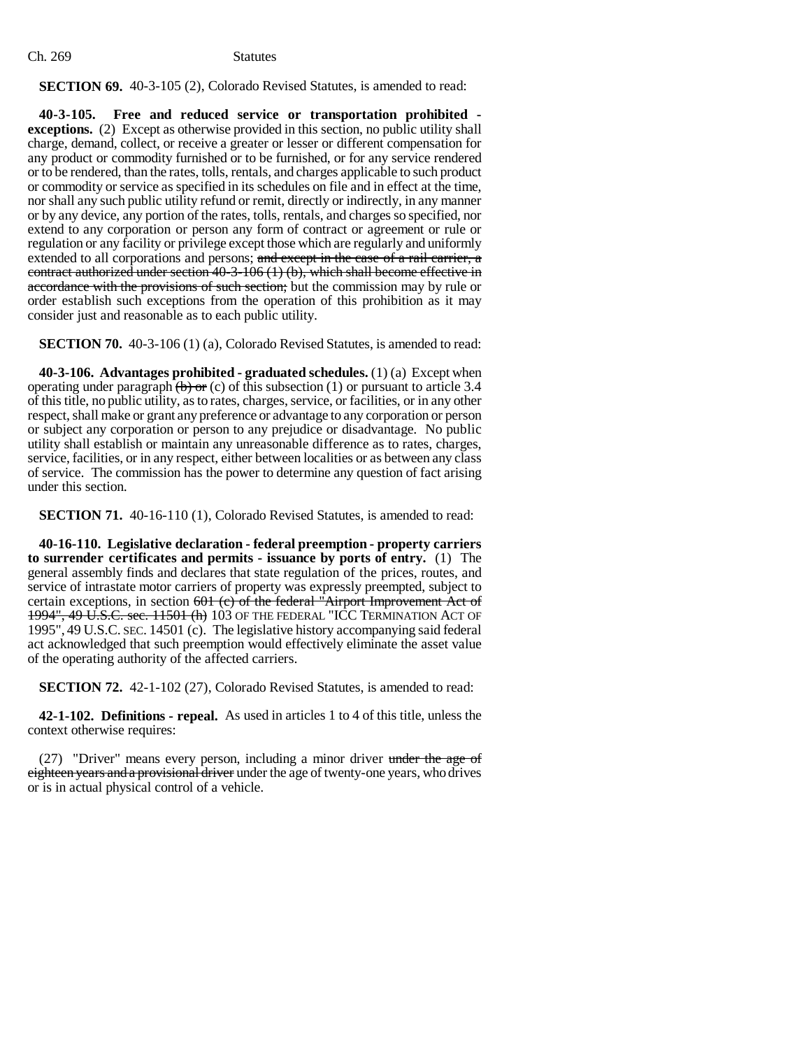**SECTION 69.** 40-3-105 (2), Colorado Revised Statutes, is amended to read:

**40-3-105. Free and reduced service or transportation prohibited - exceptions.** (2) Except as otherwise provided in this section, no public utility shall charge, demand, collect, or receive a greater or lesser or different compensation for any product or commodity furnished or to be furnished, or for any service rendered or to be rendered, than the rates, tolls, rentals, and charges applicable to such product or commodity or service as specified in its schedules on file and in effect at the time, nor shall any such public utility refund or remit, directly or indirectly, in any manner or by any device, any portion of the rates, tolls, rentals, and charges so specified, nor extend to any corporation or person any form of contract or agreement or rule or regulation or any facility or privilege except those which are regularly and uniformly extended to all corporations and persons; ~~and except in the case of a rail carrier, a contract authorized under section 40-3-106 (1) (b), which shall become effective in accordance with the provisions of such section;~~ but the commission may by rule or order establish such exceptions from the operation of this prohibition as it may consider just and reasonable as to each public utility.

**SECTION 70.** 40-3-106 (1) (a), Colorado Revised Statutes, is amended to read:

**40-3-106. Advantages prohibited - graduated schedules.** (1) (a) Except when operating under paragraph ~~(b) or~~ (c) of this subsection (1) or pursuant to article 3.4 of this title, no public utility, as to rates, charges, service, or facilities, or in any other respect, shall make or grant any preference or advantage to any corporation or person or subject any corporation or person to any prejudice or disadvantage. No public utility shall establish or maintain any unreasonable difference as to rates, charges, service, facilities, or in any respect, either between localities or as between any class of service. The commission has the power to determine any question of fact arising under this section.

**SECTION 71.** 40-16-110 (1), Colorado Revised Statutes, is amended to read:

**40-16-110. Legislative declaration - federal preemption - property carriers to surrender certificates and permits - issuance by ports of entry.** (1) The general assembly finds and declares that state regulation of the prices, routes, and service of intrastate motor carriers of property was expressly preempted, subject to certain exceptions, in section ~~601 (c) of the federal "Airport Improvement Act of 1994", 49 U.S.C. sec. 11501 (h)~~ 103 OF THE FEDERAL "ICC TERMINATION ACT OF 1995", 49 U.S.C. SEC. 14501 (c). The legislative history accompanying said federal act acknowledged that such preemption would effectively eliminate the asset value of the operating authority of the affected carriers.

**SECTION 72.** 42-1-102 (27), Colorado Revised Statutes, is amended to read:

**42-1-102. Definitions - repeal.** As used in articles 1 to 4 of this title, unless the context otherwise requires:

(27) "Driver" means every person, including a minor driver ~~under the age of eighteen years and a provisional driver~~ under the age of twenty-one years, who drives or is in actual physical control of a vehicle.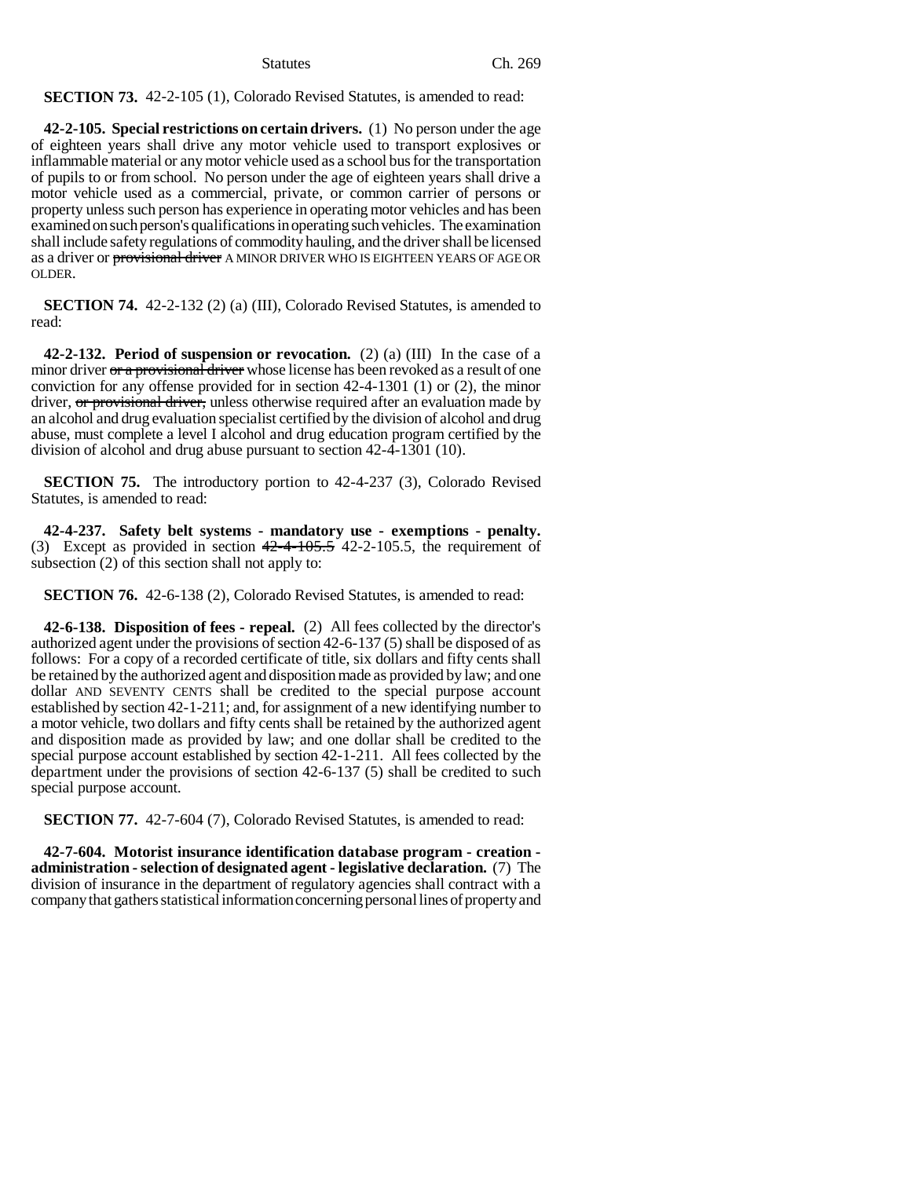**SECTION 73.** 42-2-105 (1), Colorado Revised Statutes, is amended to read:

**42-2-105. Special restrictions on certain drivers.** (1) No person under the age of eighteen years shall drive any motor vehicle used to transport explosives or inflammable material or any motor vehicle used as a school bus for the transportation of pupils to or from school. No person under the age of eighteen years shall drive a motor vehicle used as a commercial, private, or common carrier of persons or property unless such person has experience in operating motor vehicles and has been examined on such person's qualifications in operating such vehicles. The examination shall include safety regulations of commodity hauling, and the driver shall be licensed as a driver or ~~provisional driver~~ A MINOR DRIVER WHO IS EIGHTEEN YEARS OF AGE OR OLDER.

**SECTION 74.** 42-2-132 (2) (a) (III), Colorado Revised Statutes, is amended to read:

**42-2-132. Period of suspension or revocation.** (2) (a) (III) In the case of a minor driver ~~or a provisional driver~~ whose license has been revoked as a result of one conviction for any offense provided for in section 42-4-1301 (1) or (2), the minor driver, ~~or provisional driver,~~ unless otherwise required after an evaluation made by an alcohol and drug evaluation specialist certified by the division of alcohol and drug abuse, must complete a level I alcohol and drug education program certified by the division of alcohol and drug abuse pursuant to section 42-4-1301 (10).

**SECTION 75.** The introductory portion to 42-4-237 (3), Colorado Revised Statutes, is amended to read:

**42-4-237. Safety belt systems - mandatory use - exemptions - penalty.** (3) Except as provided in section ~~42-4-105.5~~ 42-2-105.5, the requirement of subsection (2) of this section shall not apply to:

**SECTION 76.** 42-6-138 (2), Colorado Revised Statutes, is amended to read:

**42-6-138. Disposition of fees - repeal.** (2) All fees collected by the director's authorized agent under the provisions of section 42-6-137 (5) shall be disposed of as follows: For a copy of a recorded certificate of title, six dollars and fifty cents shall be retained by the authorized agent and disposition made as provided by law; and one dollar AND SEVENTY CENTS shall be credited to the special purpose account established by section 42-1-211; and, for assignment of a new identifying number to a motor vehicle, two dollars and fifty cents shall be retained by the authorized agent and disposition made as provided by law; and one dollar shall be credited to the special purpose account established by section 42-1-211. All fees collected by the department under the provisions of section 42-6-137 (5) shall be credited to such special purpose account.

**SECTION 77.** 42-7-604 (7), Colorado Revised Statutes, is amended to read:

**42-7-604. Motorist insurance identification database program - creation - administration - selection of designated agent - legislative declaration.** (7) The division of insurance in the department of regulatory agencies shall contract with a company that gathers statistical information concerning personal lines of property and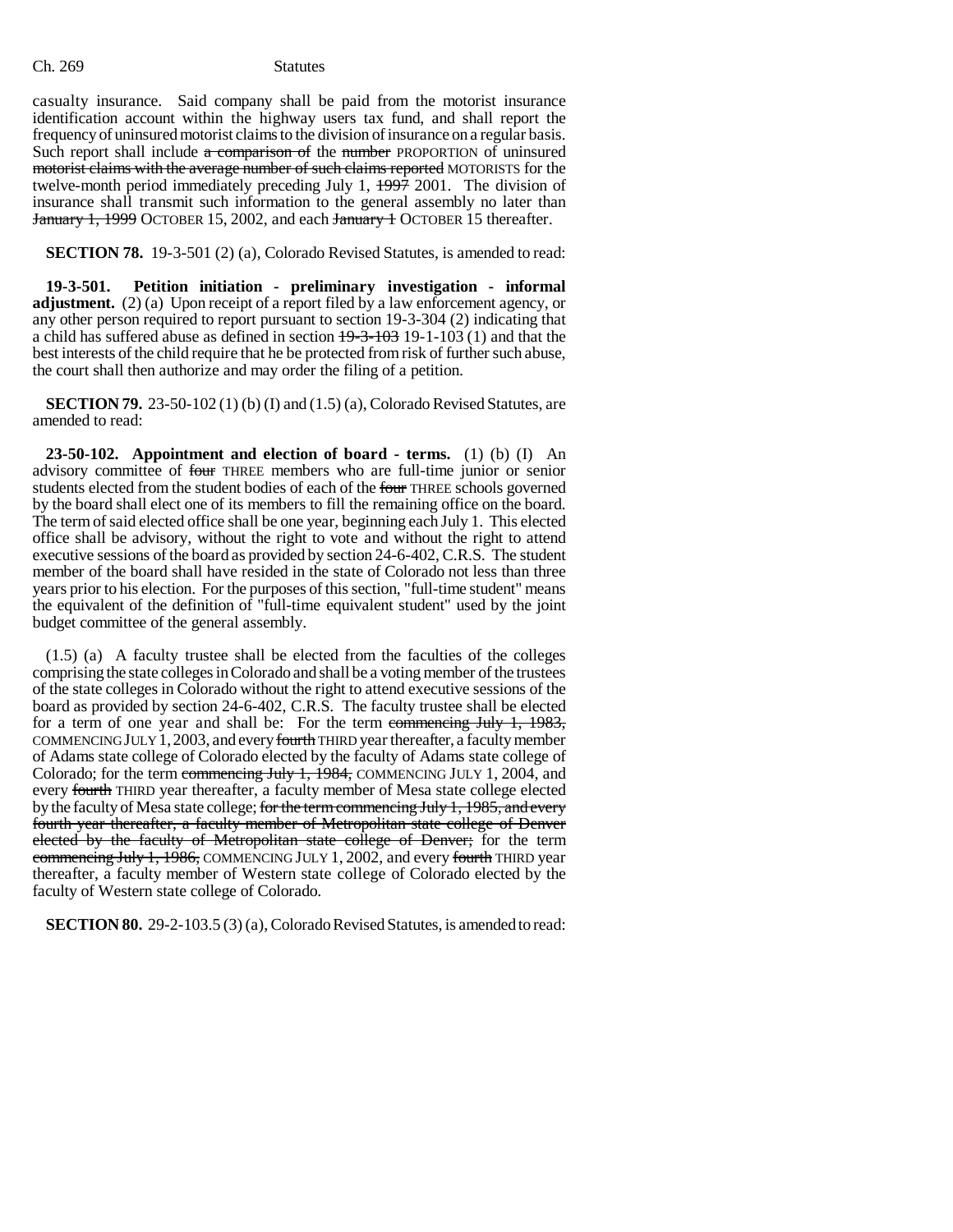casualty insurance. Said company shall be paid from the motorist insurance identification account within the highway users tax fund, and shall report the frequency of uninsured motorist claims to the division of insurance on a regular basis. Such report shall include ~~a comparison of~~ the ~~number~~ PROPORTION of uninsured ~~motorist claims with the average number of such claims reported~~ MOTORISTS for the twelve-month period immediately preceding July 1, ~~1997~~ 2001. The division of insurance shall transmit such information to the general assembly no later than ~~January 1, 1999~~ OCTOBER 15, 2002, and each ~~January 1~~ OCTOBER 15 thereafter.

**SECTION 78.** 19-3-501 (2) (a), Colorado Revised Statutes, is amended to read:

**19-3-501. Petition initiation - preliminary investigation - informal adjustment.** (2) (a) Upon receipt of a report filed by a law enforcement agency, or any other person required to report pursuant to section 19-3-304 (2) indicating that a child has suffered abuse as defined in section ~~19-3-103~~ 19-1-103 (1) and that the best interests of the child require that he be protected from risk of further such abuse, the court shall then authorize and may order the filing of a petition.

**SECTION 79.** 23-50-102 (1) (b) (I) and (1.5) (a), Colorado Revised Statutes, are amended to read:

**23-50-102. Appointment and election of board - terms.** (1) (b) (I) An advisory committee of ~~four~~ THREE members who are full-time junior or senior students elected from the student bodies of each of the ~~four~~ THREE schools governed by the board shall elect one of its members to fill the remaining office on the board. The term of said elected office shall be one year, beginning each July 1. This elected office shall be advisory, without the right to vote and without the right to attend executive sessions of the board as provided by section 24-6-402, C.R.S. The student member of the board shall have resided in the state of Colorado not less than three years prior to his election. For the purposes of this section, "full-time student" means the equivalent of the definition of "full-time equivalent student" used by the joint budget committee of the general assembly.

(1.5) (a) A faculty trustee shall be elected from the faculties of the colleges comprising the state colleges in Colorado and shall be a voting member of the trustees of the state colleges in Colorado without the right to attend executive sessions of the board as provided by section 24-6-402, C.R.S. The faculty trustee shall be elected for a term of one year and shall be: For the term ~~commencing July 1, 1983,~~ COMMENCING JULY 1, 2003, and every ~~fourth~~ THIRD year thereafter, a faculty member of Adams state college of Colorado elected by the faculty of Adams state college of Colorado; for the term ~~commencing July 1, 1984,~~ COMMENCING JULY 1, 2004, and every ~~fourth~~ THIRD year thereafter, a faculty member of Mesa state college elected by the faculty of Mesa state college; ~~for the term commencing July 1, 1985, and every fourth year thereafter, a faculty member of Metropolitan state college of Denver elected by the faculty of Metropolitan state college of Denver;~~ for the term ~~commencing July 1, 1986,~~ COMMENCING JULY 1, 2002, and every ~~fourth~~ THIRD year thereafter, a faculty member of Western state college of Colorado elected by the faculty of Western state college of Colorado.

**SECTION 80.** 29-2-103.5 (3) (a), Colorado Revised Statutes, is amended to read: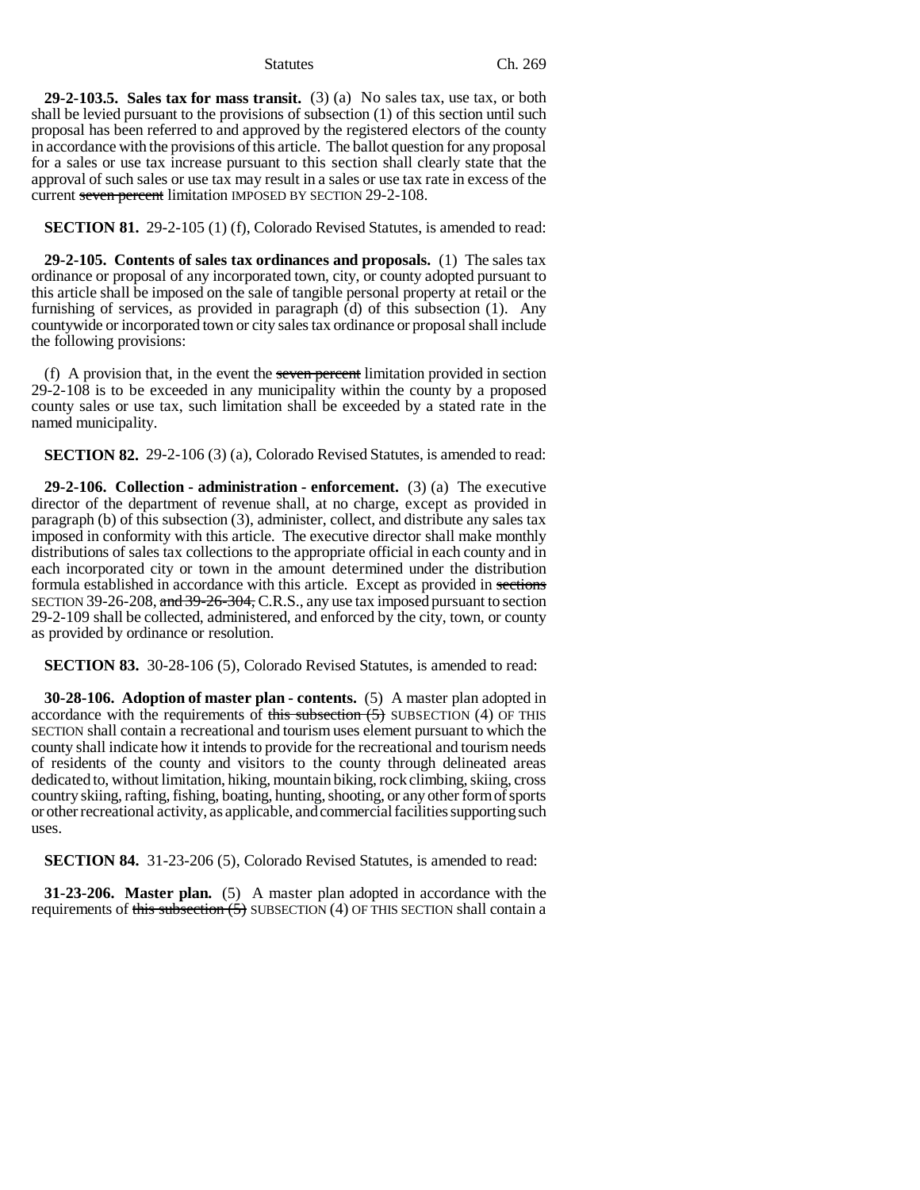**29-2-103.5. Sales tax for mass transit.** (3) (a) No sales tax, use tax, or both shall be levied pursuant to the provisions of subsection (1) of this section until such proposal has been referred to and approved by the registered electors of the county in accordance with the provisions of this article. The ballot question for any proposal for a sales or use tax increase pursuant to this section shall clearly state that the approval of such sales or use tax may result in a sales or use tax rate in excess of the current ~~seven percent~~ limitation IMPOSED BY SECTION 29-2-108.

**SECTION 81.** 29-2-105 (1) (f), Colorado Revised Statutes, is amended to read:

**29-2-105. Contents of sales tax ordinances and proposals.** (1) The sales tax ordinance or proposal of any incorporated town, city, or county adopted pursuant to this article shall be imposed on the sale of tangible personal property at retail or the furnishing of services, as provided in paragraph (d) of this subsection (1). Any countywide or incorporated town or city sales tax ordinance or proposal shall include the following provisions:

(f) A provision that, in the event the ~~seven percent~~ limitation provided in section 29-2-108 is to be exceeded in any municipality within the county by a proposed county sales or use tax, such limitation shall be exceeded by a stated rate in the named municipality.

**SECTION 82.** 29-2-106 (3) (a), Colorado Revised Statutes, is amended to read:

**29-2-106. Collection - administration - enforcement.** (3) (a) The executive director of the department of revenue shall, at no charge, except as provided in paragraph (b) of this subsection (3), administer, collect, and distribute any sales tax imposed in conformity with this article. The executive director shall make monthly distributions of sales tax collections to the appropriate official in each county and in each incorporated city or town in the amount determined under the distribution formula established in accordance with this article. Except as provided in ~~sections~~ SECTION 39-26-208, ~~and 39-26-304,~~ C.R.S., any use tax imposed pursuant to section 29-2-109 shall be collected, administered, and enforced by the city, town, or county as provided by ordinance or resolution.

**SECTION 83.** 30-28-106 (5), Colorado Revised Statutes, is amended to read:

**30-28-106. Adoption of master plan - contents.** (5) A master plan adopted in accordance with the requirements of ~~this subsection (5)~~ SUBSECTION (4) OF THIS SECTION shall contain a recreational and tourism uses element pursuant to which the county shall indicate how it intends to provide for the recreational and tourism needs of residents of the county and visitors to the county through delineated areas dedicated to, without limitation, hiking, mountain biking, rock climbing, skiing, cross country skiing, rafting, fishing, boating, hunting, shooting, or any other form of sports or other recreational activity, as applicable, and commercial facilities supporting such uses.

**SECTION 84.** 31-23-206 (5), Colorado Revised Statutes, is amended to read:

**31-23-206. Master plan.** (5) A master plan adopted in accordance with the requirements of ~~this subsection (5)~~ SUBSECTION (4) OF THIS SECTION shall contain a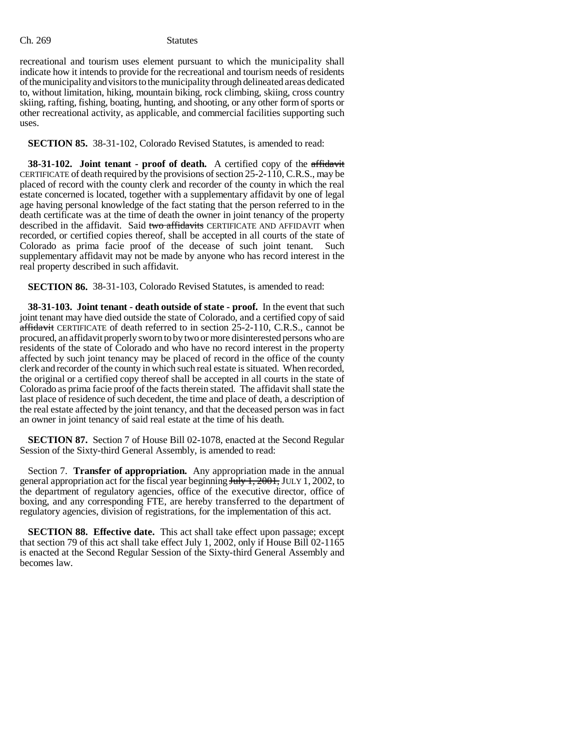recreational and tourism uses element pursuant to which the municipality shall indicate how it intends to provide for the recreational and tourism needs of residents of the municipality and visitors to the municipality through delineated areas dedicated to, without limitation, hiking, mountain biking, rock climbing, skiing, cross country skiing, rafting, fishing, boating, hunting, and shooting, or any other form of sports or other recreational activity, as applicable, and commercial facilities supporting such uses.

**SECTION 85.** 38-31-102, Colorado Revised Statutes, is amended to read:

**38-31-102. Joint tenant - proof of death.** A certified copy of the ~~affidavit~~ CERTIFICATE of death required by the provisions of section 25-2-110, C.R.S., may be placed of record with the county clerk and recorder of the county in which the real estate concerned is located, together with a supplementary affidavit by one of legal age having personal knowledge of the fact stating that the person referred to in the death certificate was at the time of death the owner in joint tenancy of the property described in the affidavit. Said ~~two affidavits~~ CERTIFICATE AND AFFIDAVIT when recorded, or certified copies thereof, shall be accepted in all courts of the state of Colorado as prima facie proof of the decease of such joint tenant. Such supplementary affidavit may not be made by anyone who has record interest in the real property described in such affidavit.

**SECTION 86.** 38-31-103, Colorado Revised Statutes, is amended to read:

**38-31-103. Joint tenant - death outside of state - proof.** In the event that such joint tenant may have died outside the state of Colorado, and a certified copy of said ~~affidavit~~ CERTIFICATE of death referred to in section 25-2-110, C.R.S., cannot be procured, an affidavit properly sworn to by two or more disinterested persons who are residents of the state of Colorado and who have no record interest in the property affected by such joint tenancy may be placed of record in the office of the county clerk and recorder of the county in which such real estate is situated. When recorded, the original or a certified copy thereof shall be accepted in all courts in the state of Colorado as prima facie proof of the facts therein stated. The affidavit shall state the last place of residence of such decedent, the time and place of death, a description of the real estate affected by the joint tenancy, and that the deceased person was in fact an owner in joint tenancy of said real estate at the time of his death.

**SECTION 87.** Section 7 of House Bill 02-1078, enacted at the Second Regular Session of the Sixty-third General Assembly, is amended to read:

Section 7. **Transfer of appropriation.** Any appropriation made in the annual general appropriation act for the fiscal year beginning ~~July 1, 2001,~~ JULY 1, 2002, to the department of regulatory agencies, office of the executive director, office of boxing, and any corresponding FTE, are hereby transferred to the department of regulatory agencies, division of registrations, for the implementation of this act.

**SECTION 88. Effective date.** This act shall take effect upon passage; except that section 79 of this act shall take effect July 1, 2002, only if House Bill 02-1165 is enacted at the Second Regular Session of the Sixty-third General Assembly and becomes law.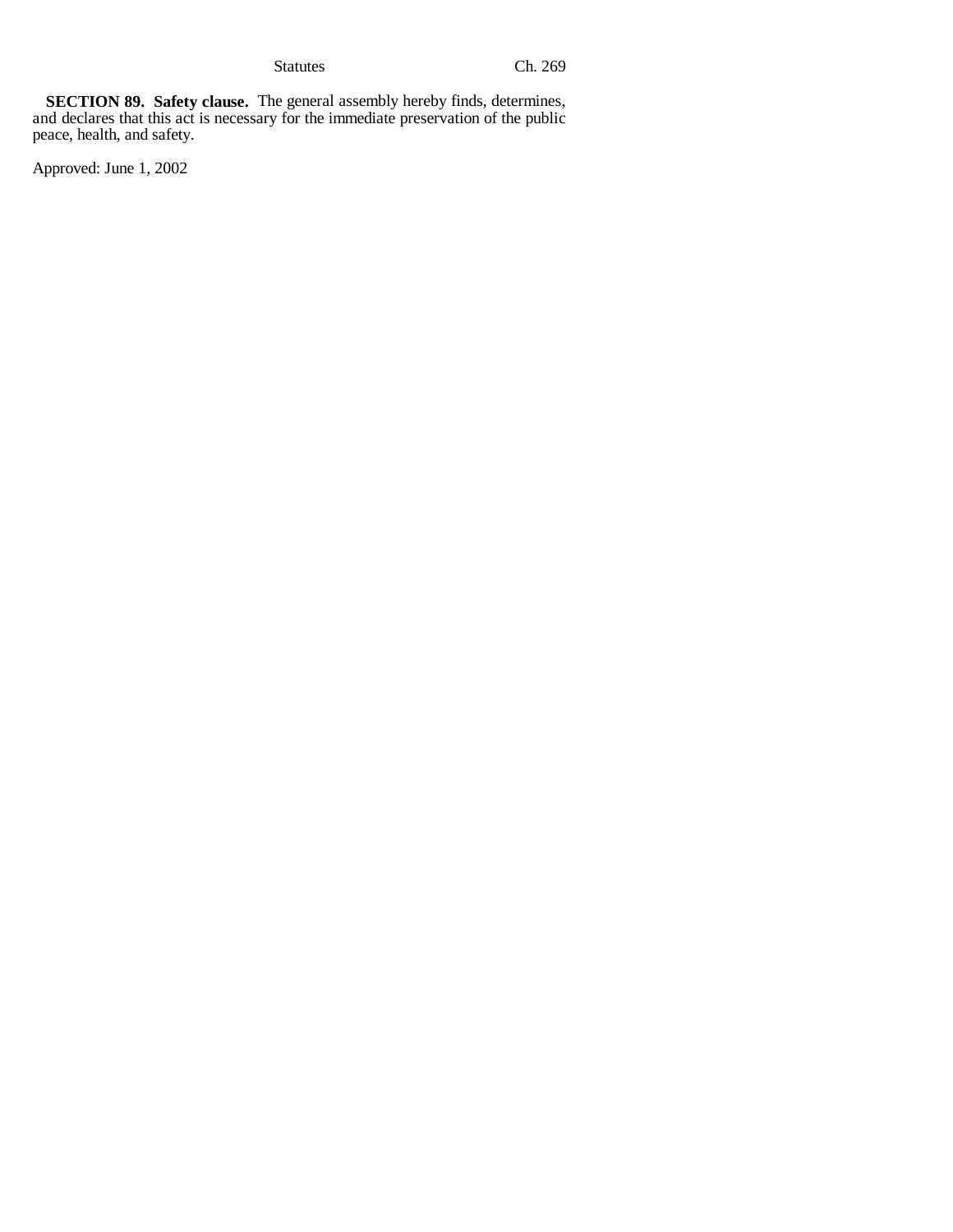**SECTION 89. Safety clause.** The general assembly hereby finds, determines, and declares that this act is necessary for the immediate preservation of the public peace, health, and safety.

Approved: June 1, 2002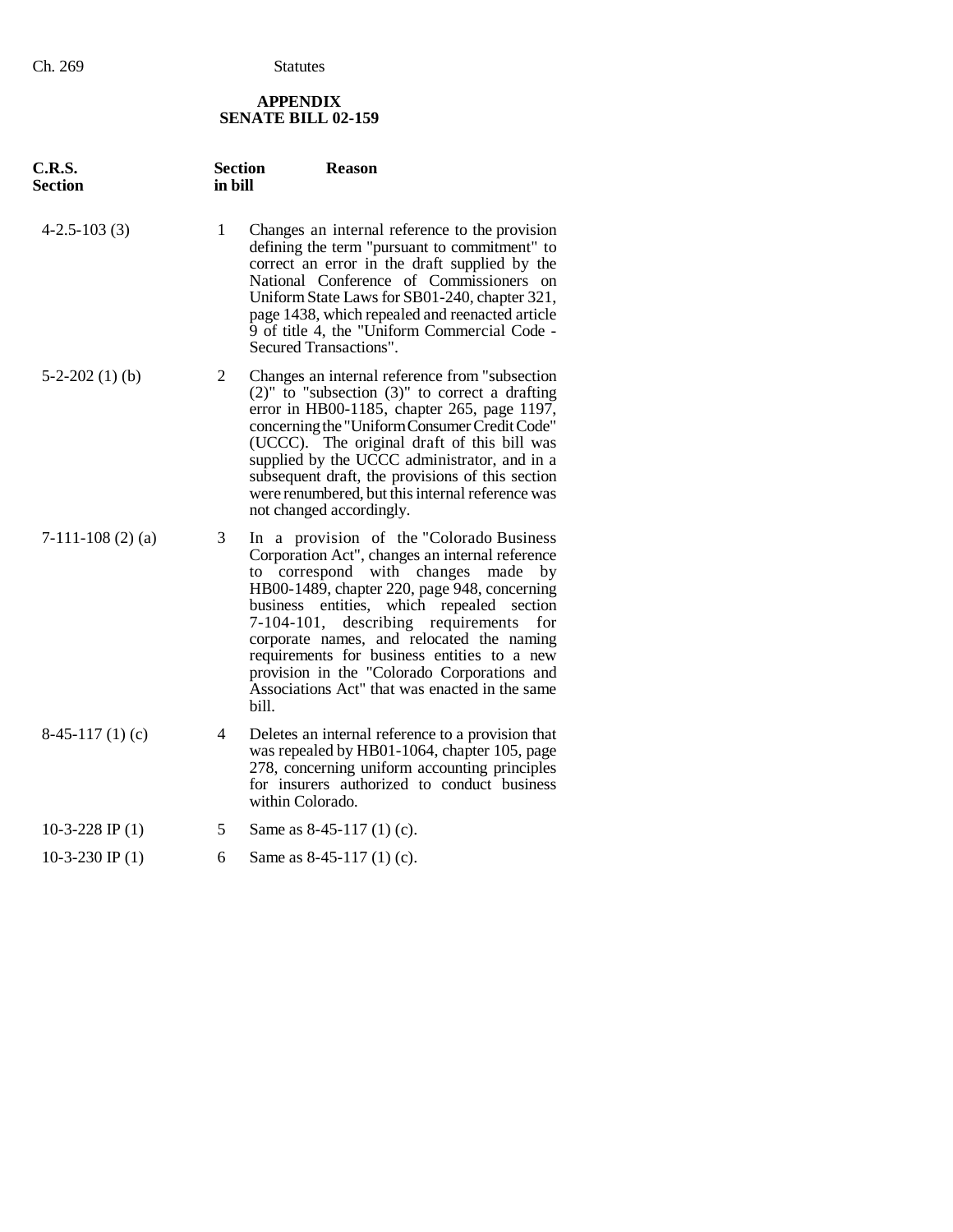**APPENDIX**
**SENATE BILL 02-159**

| C.R.S. Section | Section in bill | Reason |
|---|---|---|
| 4-2.5-103 (3) | 1 | Changes an internal reference to the provision defining the term "pursuant to commitment" to correct an error in the draft supplied by the National Conference of Commissioners on Uniform State Laws for SB01-240, chapter 321, page 1438, which repealed and reenacted article 9 of title 4, the "Uniform Commercial Code - Secured Transactions". |
| 5-2-202 (1) (b) | 2 | Changes an internal reference from "subsection (2)" to "subsection (3)" to correct a drafting error in HB00-1185, chapter 265, page 1197, concerning the "Uniform Consumer Credit Code" (UCCC). The original draft of this bill was supplied by the UCCC administrator, and in a subsequent draft, the provisions of this section were renumbered, but this internal reference was not changed accordingly. |
| 7-111-108 (2) (a) | 3 | In a provision of the "Colorado Business Corporation Act", changes an internal reference to correspond with changes made by HB00-1489, chapter 220, page 948, concerning business entities, which repealed section 7-104-101, describing requirements for corporate names, and relocated the naming requirements for business entities to a new provision in the "Colorado Corporations and Associations Act" that was enacted in the same bill. |
| 8-45-117 (1) (c) | 4 | Deletes an internal reference to a provision that was repealed by HB01-1064, chapter 105, page 278, concerning uniform accounting principles for insurers authorized to conduct business within Colorado. |
| 10-3-228 IP (1) | 5 | Same as 8-45-117 (1) (c). |
| 10-3-230 IP (1) | 6 | Same as 8-45-117 (1) (c). |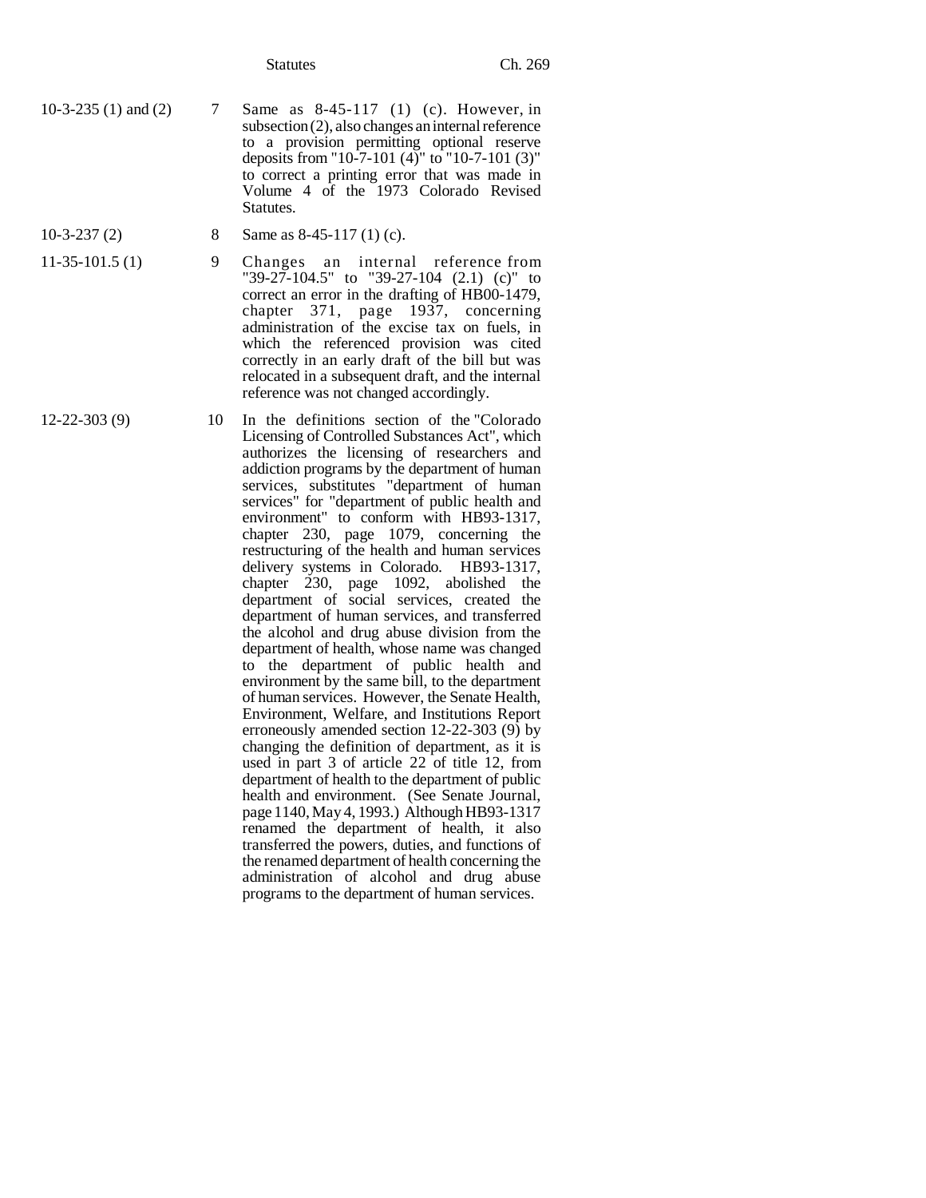| | | |
|---|---|---|
| 10-3-235 (1) and (2) | 7 | Same as 8-45-117 (1) (c). However, in subsection (2), also changes an internal reference to a provision permitting optional reserve deposits from "10-7-101 (4)" to "10-7-101 (3)" to correct a printing error that was made in Volume 4 of the 1973 Colorado Revised Statutes. |
| 10-3-237 (2) | 8 | Same as 8-45-117 (1) (c). |
| 11-35-101.5 (1) | 9 | Changes an internal reference from "39-27-104.5" to "39-27-104 (2.1) (c)" to correct an error in the drafting of HB00-1479, chapter 371, page 1937, concerning administration of the excise tax on fuels, in which the referenced provision was cited correctly in an early draft of the bill but was relocated in a subsequent draft, and the internal reference was not changed accordingly. |
| 12-22-303 (9) | 10 | In the definitions section of the "Colorado Licensing of Controlled Substances Act", which authorizes the licensing of researchers and addiction programs by the department of human services, substitutes "department of human services" for "department of public health and environment" to conform with HB93-1317, chapter 230, page 1079, concerning the restructuring of the health and human services delivery systems in Colorado. HB93-1317, chapter 230, page 1092, abolished the department of social services, created the department of human services, and transferred the alcohol and drug abuse division from the department of health, whose name was changed to the department of public health and environment by the same bill, to the department of human services. However, the Senate Health, Environment, Welfare, and Institutions Report erroneously amended section 12-22-303 (9) by changing the definition of department, as it is used in part 3 of article 22 of title 12, from department of health to the department of public health and environment. (See Senate Journal, page 1140, May 4, 1993.) Although HB93-1317 renamed the department of health, it also transferred the powers, duties, and functions of the renamed department of health concerning the administration of alcohol and drug abuse programs to the department of human services. |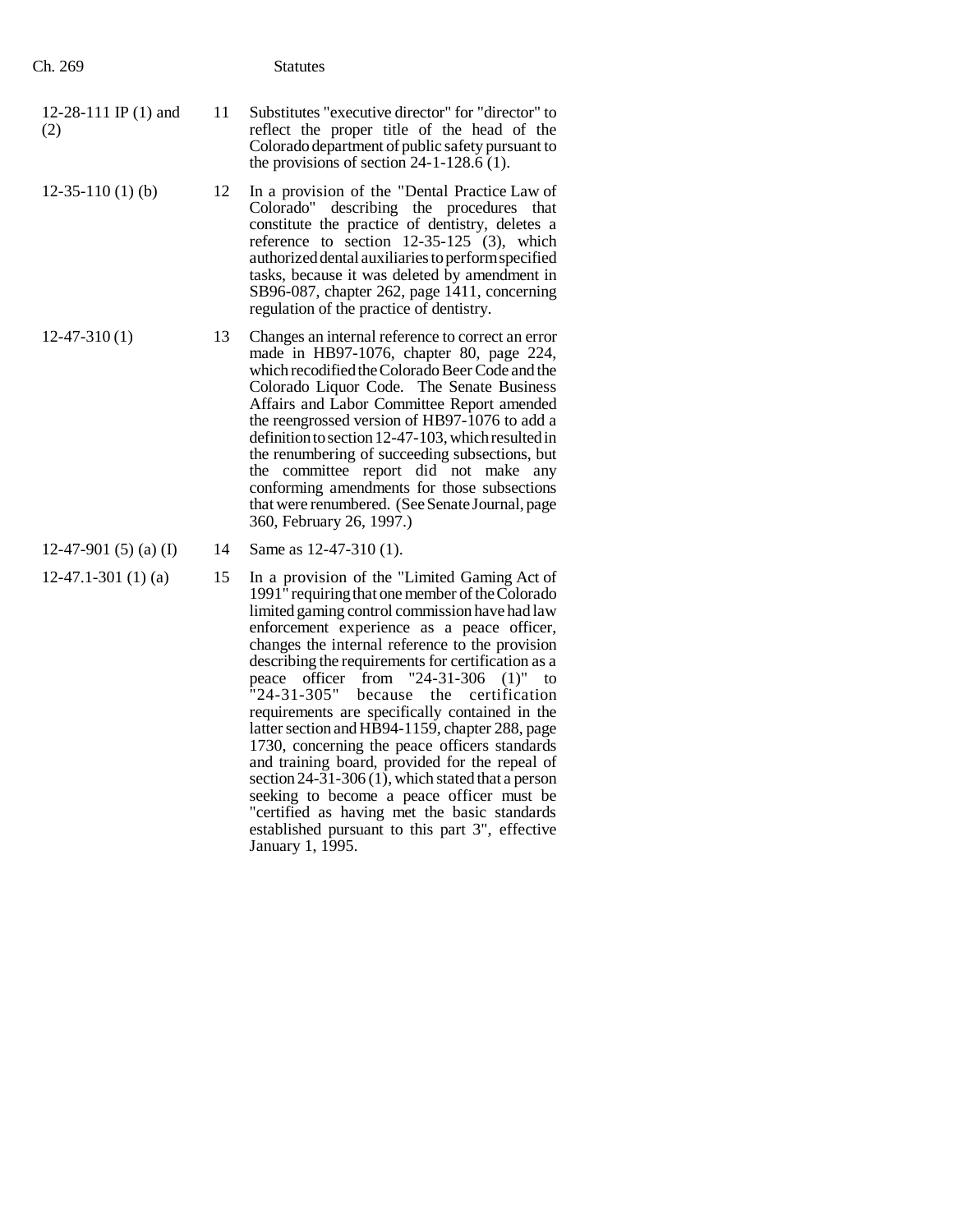| | | |
|---|---|---|
| 12-28-111 IP (1) and (2) | 11 | Substitutes "executive director" for "director" to reflect the proper title of the head of the Colorado department of public safety pursuant to the provisions of section 24-1-128.6 (1). |
| 12-35-110 (1) (b) | 12 | In a provision of the "Dental Practice Law of Colorado" describing the procedures that constitute the practice of dentistry, deletes a reference to section 12-35-125 (3), which authorized dental auxiliaries to perform specified tasks, because it was deleted by amendment in SB96-087, chapter 262, page 1411, concerning regulation of the practice of dentistry. |
| 12-47-310 (1) | 13 | Changes an internal reference to correct an error made in HB97-1076, chapter 80, page 224, which recodified the Colorado Beer Code and the Colorado Liquor Code. The Senate Business Affairs and Labor Committee Report amended the reengrossed version of HB97-1076 to add a definition to section 12-47-103, which resulted in the renumbering of succeeding subsections, but the committee report did not make any conforming amendments for those subsections that were renumbered. (See Senate Journal, page 360, February 26, 1997.) |
| 12-47-901 (5) (a) (I) | 14 | Same as 12-47-310 (1). |
| 12-47.1-301 (1) (a) | 15 | In a provision of the "Limited Gaming Act of 1991" requiring that one member of the Colorado limited gaming control commission have had law enforcement experience as a peace officer, changes the internal reference to the provision describing the requirements for certification as a peace officer from "24-31-306 (1)" to "24-31-305" because the certification requirements are specifically contained in the latter section and HB94-1159, chapter 288, page 1730, concerning the peace officers standards and training board, provided for the repeal of section 24-31-306 (1), which stated that a person seeking to become a peace officer must be "certified as having met the basic standards established pursuant to this part 3", effective January 1, 1995. |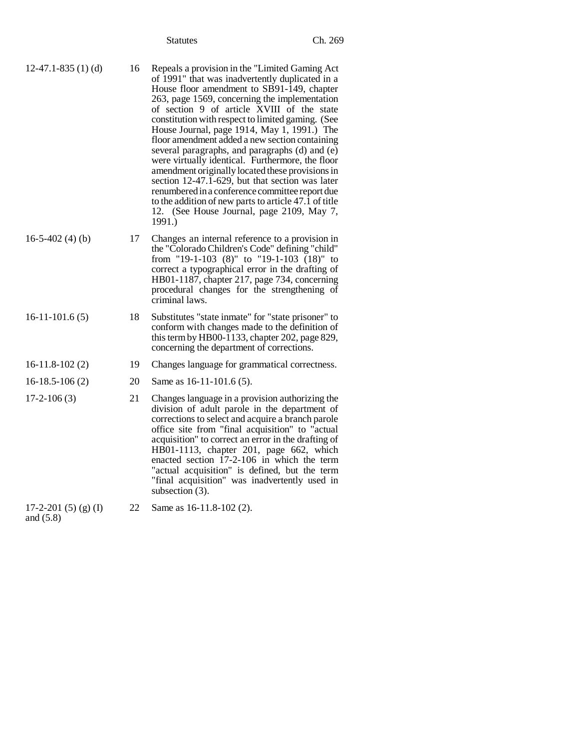| | | |
|---|---|---|
| 12-47.1-835 (1) (d) | 16 | Repeals a provision in the "Limited Gaming Act of 1991" that was inadvertently duplicated in a House floor amendment to SB91-149, chapter 263, page 1569, concerning the implementation of section 9 of article XVIII of the state constitution with respect to limited gaming. (See House Journal, page 1914, May 1, 1991.) The floor amendment added a new section containing several paragraphs, and paragraphs (d) and (e) were virtually identical. Furthermore, the floor amendment originally located these provisions in section 12-47.1-629, but that section was later renumbered in a conference committee report due to the addition of new parts to article 47.1 of title 12. (See House Journal, page 2109, May 7, 1991.) |
| 16-5-402 (4) (b) | 17 | Changes an internal reference to a provision in the "Colorado Children's Code" defining "child" from "19-1-103 (8)" to "19-1-103 (18)" to correct a typographical error in the drafting of HB01-1187, chapter 217, page 734, concerning procedural changes for the strengthening of criminal laws. |
| 16-11-101.6 (5) | 18 | Substitutes "state inmate" for "state prisoner" to conform with changes made to the definition of this term by HB00-1133, chapter 202, page 829, concerning the department of corrections. |
| 16-11.8-102 (2) | 19 | Changes language for grammatical correctness. |
| 16-18.5-106 (2) | 20 | Same as 16-11-101.6 (5). |
| 17-2-106 (3) | 21 | Changes language in a provision authorizing the division of adult parole in the department of corrections to select and acquire a branch parole office site from "final acquisition" to "actual acquisition" to correct an error in the drafting of HB01-1113, chapter 201, page 662, which enacted section 17-2-106 in which the term "actual acquisition" is defined, but the term "final acquisition" was inadvertently used in subsection (3). |
| 17-2-201 (5) (g) (I) and (5.8) | 22 | Same as 16-11.8-102 (2). |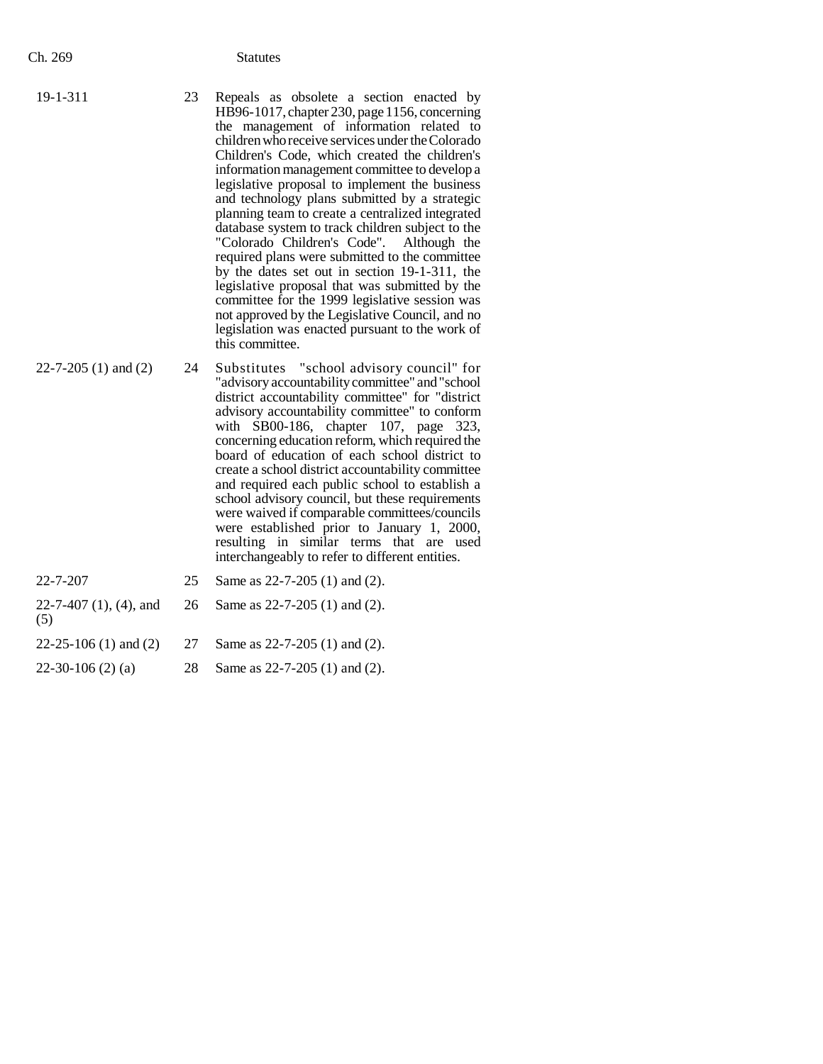| | | |
|---|---|---|
| 19-1-311 | 23 | Repeals as obsolete a section enacted by HB96-1017, chapter 230, page 1156, concerning the management of information related to children who receive services under the Colorado Children's Code, which created the children's information management committee to develop a legislative proposal to implement the business and technology plans submitted by a strategic planning team to create a centralized integrated database system to track children subject to the "Colorado Children's Code". Although the required plans were submitted to the committee by the dates set out in section 19-1-311, the legislative proposal that was submitted by the committee for the 1999 legislative session was not approved by the Legislative Council, and no legislation was enacted pursuant to the work of this committee. |
| 22-7-205 (1) and (2) | 24 | Substitutes "school advisory council" for "advisory accountability committee" and "school district accountability committee" for "district advisory accountability committee" to conform with SB00-186, chapter 107, page 323, concerning education reform, which required the board of education of each school district to create a school district accountability committee and required each public school to establish a school advisory council, but these requirements were waived if comparable committees/councils were established prior to January 1, 2000, resulting in similar terms that are used interchangeably to refer to different entities. |
| 22-7-207 | 25 | Same as 22-7-205 (1) and (2). |
| 22-7-407 (1), (4), and (5) | 26 | Same as 22-7-205 (1) and (2). |
| 22-25-106 (1) and (2) | 27 | Same as 22-7-205 (1) and (2). |
| 22-30-106 (2) (a) | 28 | Same as 22-7-205 (1) and (2). |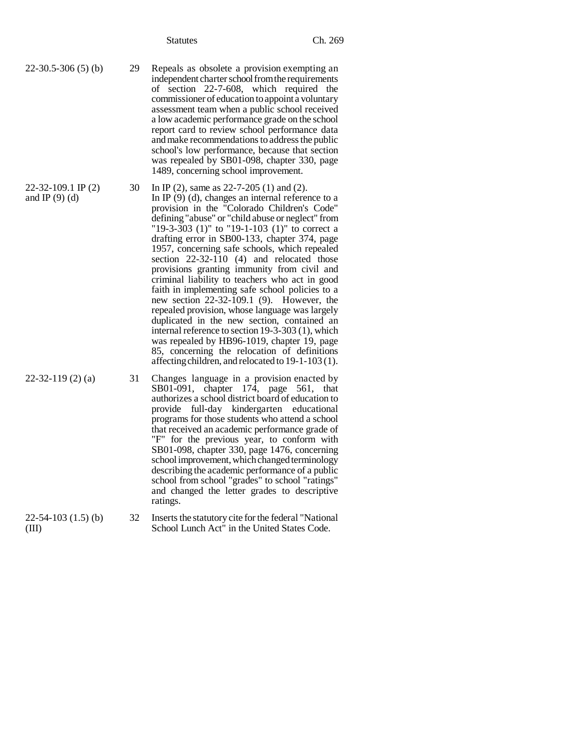| | | |
|---|---|---|
| 22-30.5-306 (5) (b) | 29 | Repeals as obsolete a provision exempting an independent charter school from the requirements of section 22-7-608, which required the commissioner of education to appoint a voluntary assessment team when a public school received a low academic performance grade on the school report card to review school performance data and make recommendations to address the public school's low performance, because that section was repealed by SB01-098, chapter 330, page 1489, concerning school improvement. |
| 22-32-109.1 IP (2) and IP (9) (d) | 30 | In IP (2), same as 22-7-205 (1) and (2).<br>In IP (9) (d), changes an internal reference to a provision in the "Colorado Children's Code" defining "abuse" or "child abuse or neglect" from "19-3-303 (1)" to "19-1-103 (1)" to correct a drafting error in SB00-133, chapter 374, page 1957, concerning safe schools, which repealed section 22-32-110 (4) and relocated those provisions granting immunity from civil and criminal liability to teachers who act in good faith in implementing safe school policies to a new section 22-32-109.1 (9). However, the repealed provision, whose language was largely duplicated in the new section, contained an internal reference to section 19-3-303 (1), which was repealed by HB96-1019, chapter 19, page 85, concerning the relocation of definitions affecting children, and relocated to 19-1-103 (1). |
| 22-32-119 (2) (a) | 31 | Changes language in a provision enacted by SB01-091, chapter 174, page 561, that authorizes a school district board of education to provide full-day kindergarten educational programs for those students who attend a school that received an academic performance grade of "F" for the previous year, to conform with SB01-098, chapter 330, page 1476, concerning school improvement, which changed terminology describing the academic performance of a public school from school "grades" to school "ratings" and changed the letter grades to descriptive ratings. |
| 22-54-103 (1.5) (b) (III) | 32 | Inserts the statutory cite for the federal "National School Lunch Act" in the United States Code. |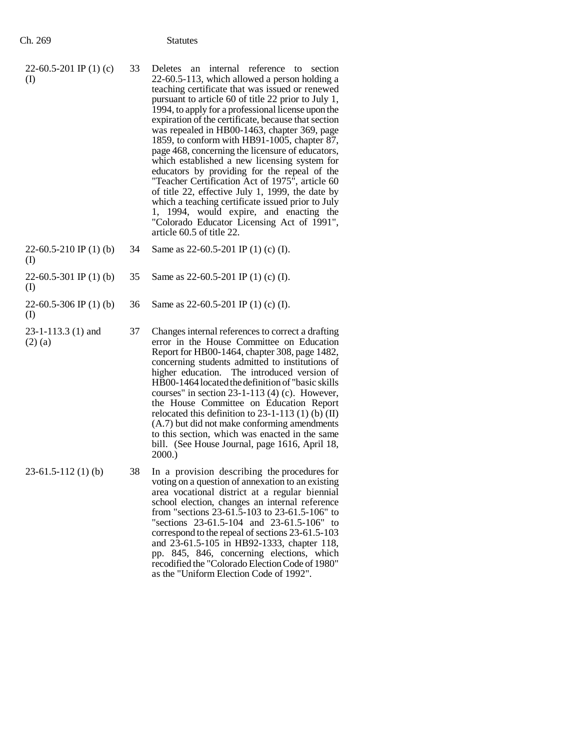| | | |
|---|---|---|
| 22-60.5-201 IP (1) (c) (I) | 33 | Deletes an internal reference to section 22-60.5-113, which allowed a person holding a teaching certificate that was issued or renewed pursuant to article 60 of title 22 prior to July 1, 1994, to apply for a professional license upon the expiration of the certificate, because that section was repealed in HB00-1463, chapter 369, page 1859, to conform with HB91-1005, chapter 87, page 468, concerning the licensure of educators, which established a new licensing system for educators by providing for the repeal of the "Teacher Certification Act of 1975", article 60 of title 22, effective July 1, 1999, the date by which a teaching certificate issued prior to July 1, 1994, would expire, and enacting the "Colorado Educator Licensing Act of 1991", article 60.5 of title 22. |
| 22-60.5-210 IP (1) (b) (I) | 34 | Same as 22-60.5-201 IP (1) (c) (I). |
| 22-60.5-301 IP (1) (b) (I) | 35 | Same as 22-60.5-201 IP (1) (c) (I). |
| 22-60.5-306 IP (1) (b) (I) | 36 | Same as 22-60.5-201 IP (1) (c) (I). |
| 23-1-113.3 (1) and (2) (a) | 37 | Changes internal references to correct a drafting error in the House Committee on Education Report for HB00-1464, chapter 308, page 1482, concerning students admitted to institutions of higher education. The introduced version of HB00-1464 located the definition of "basic skills courses" in section 23-1-113 (4) (c). However, the House Committee on Education Report relocated this definition to 23-1-113 (1) (b) (II) (A.7) but did not make conforming amendments to this section, which was enacted in the same bill. (See House Journal, page 1616, April 18, 2000.) |
| 23-61.5-112 (1) (b) | 38 | In a provision describing the procedures for voting on a question of annexation to an existing area vocational district at a regular biennial school election, changes an internal reference from "sections 23-61.5-103 to 23-61.5-106" to "sections 23-61.5-104 and 23-61.5-106" to correspond to the repeal of sections 23-61.5-103 and 23-61.5-105 in HB92-1333, chapter 118, pp. 845, 846, concerning elections, which recodified the "Colorado Election Code of 1980" as the "Uniform Election Code of 1992". |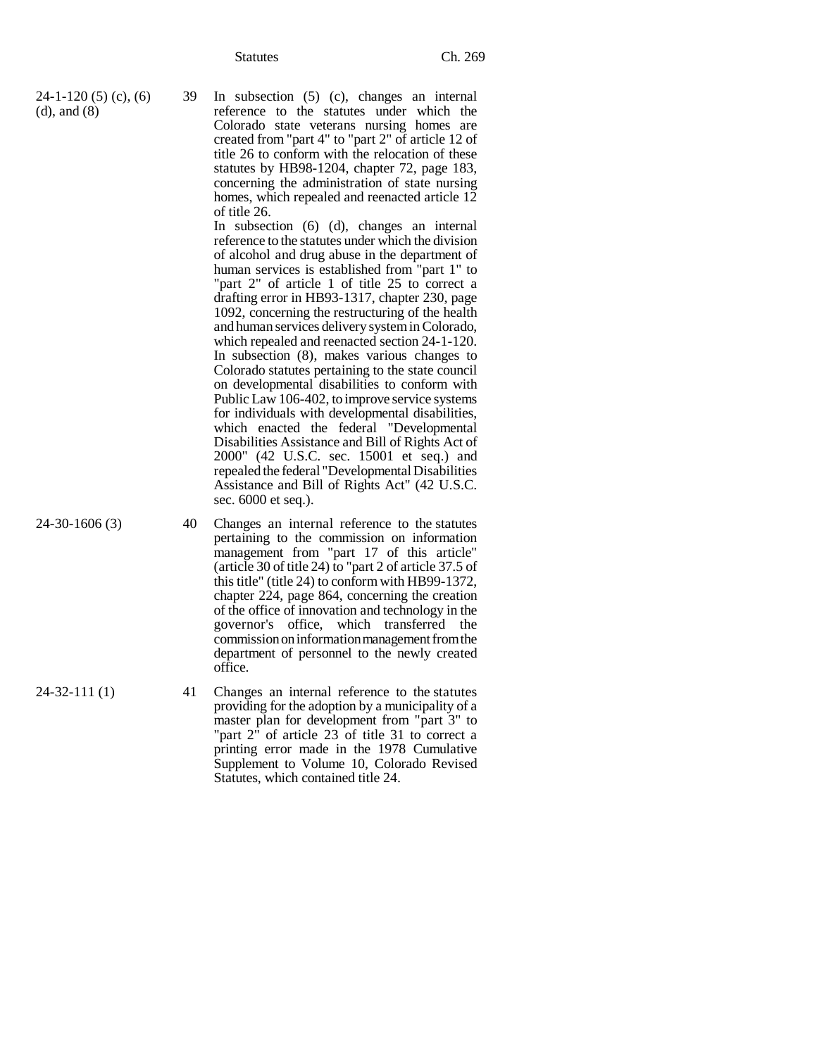| | | |
|---|---|---|
| 24-1-120 (5) (c), (6) (d), and (8) | 39 | In subsection (5) (c), changes an internal reference to the statutes under which the Colorado state veterans nursing homes are created from "part 4" to "part 2" of article 12 of title 26 to conform with the relocation of these statutes by HB98-1204, chapter 72, page 183, concerning the administration of state nursing homes, which repealed and reenacted article 12 of title 26.<br>In subsection (6) (d), changes an internal reference to the statutes under which the division of alcohol and drug abuse in the department of human services is established from "part 1" to "part 2" of article 1 of title 25 to correct a drafting error in HB93-1317, chapter 230, page 1092, concerning the restructuring of the health and human services delivery system in Colorado, which repealed and reenacted section 24-1-120.<br>In subsection (8), makes various changes to Colorado statutes pertaining to the state council on developmental disabilities to conform with Public Law 106-402, to improve service systems for individuals with developmental disabilities, which enacted the federal "Developmental Disabilities Assistance and Bill of Rights Act of 2000" (42 U.S.C. sec. 15001 et seq.) and repealed the federal "Developmental Disabilities Assistance and Bill of Rights Act" (42 U.S.C. sec. 6000 et seq.). |
| 24-30-1606 (3) | 40 | Changes an internal reference to the statutes pertaining to the commission on information management from "part 17 of this article" (article 30 of title 24) to "part 2 of article 37.5 of this title" (title 24) to conform with HB99-1372, chapter 224, page 864, concerning the creation of the office of innovation and technology in the governor's office, which transferred the commission on information management from the department of personnel to the newly created office. |
| 24-32-111 (1) | 41 | Changes an internal reference to the statutes providing for the adoption by a municipality of a master plan for development from "part 3" to "part 2" of article 23 of title 31 to correct a printing error made in the 1978 Cumulative Supplement to Volume 10, Colorado Revised Statutes, which contained title 24. |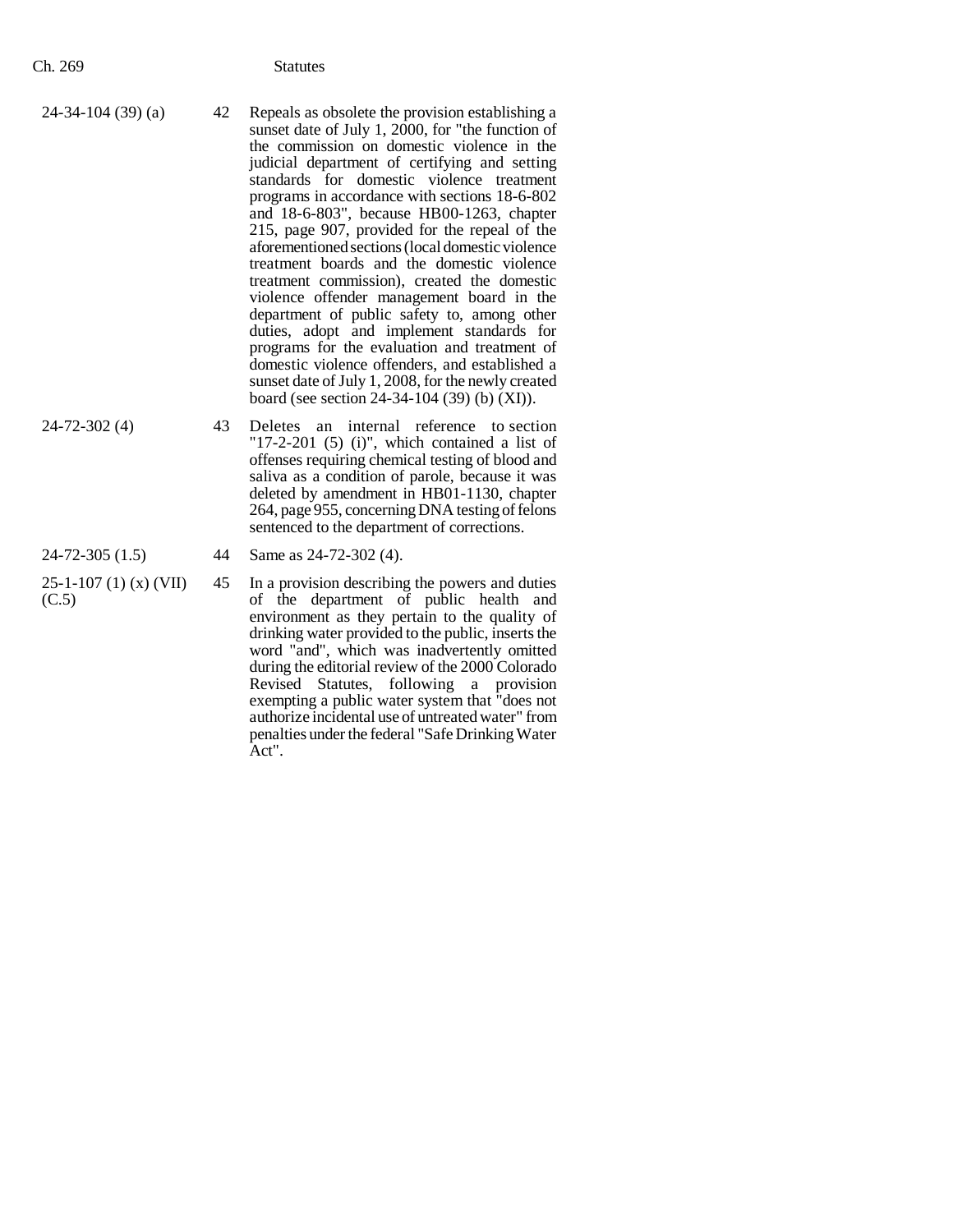| | | |
|---|---|---|
| 24-34-104 (39) (a) | 42 | Repeals as obsolete the provision establishing a sunset date of July 1, 2000, for "the function of the commission on domestic violence in the judicial department of certifying and setting standards for domestic violence treatment programs in accordance with sections 18-6-802 and 18-6-803", because HB00-1263, chapter 215, page 907, provided for the repeal of the aforementioned sections (local domestic violence treatment boards and the domestic violence treatment commission), created the domestic violence offender management board in the department of public safety to, among other duties, adopt and implement standards for programs for the evaluation and treatment of domestic violence offenders, and established a sunset date of July 1, 2008, for the newly created board (see section 24-34-104 (39) (b) (XI)). |
| 24-72-302 (4) | 43 | Deletes an internal reference to section "17-2-201 (5) (i)", which contained a list of offenses requiring chemical testing of blood and saliva as a condition of parole, because it was deleted by amendment in HB01-1130, chapter 264, page 955, concerning DNA testing of felons sentenced to the department of corrections. |
| 24-72-305 (1.5) | 44 | Same as 24-72-302 (4). |
| 25-1-107 (1) (x) (VII) (C.5) | 45 | In a provision describing the powers and duties of the department of public health and environment as they pertain to the quality of drinking water provided to the public, inserts the word "and", which was inadvertently omitted during the editorial review of the 2000 Colorado Revised Statutes, following a provision exempting a public water system that "does not authorize incidental use of untreated water" from penalties under the federal "Safe Drinking Water Act". |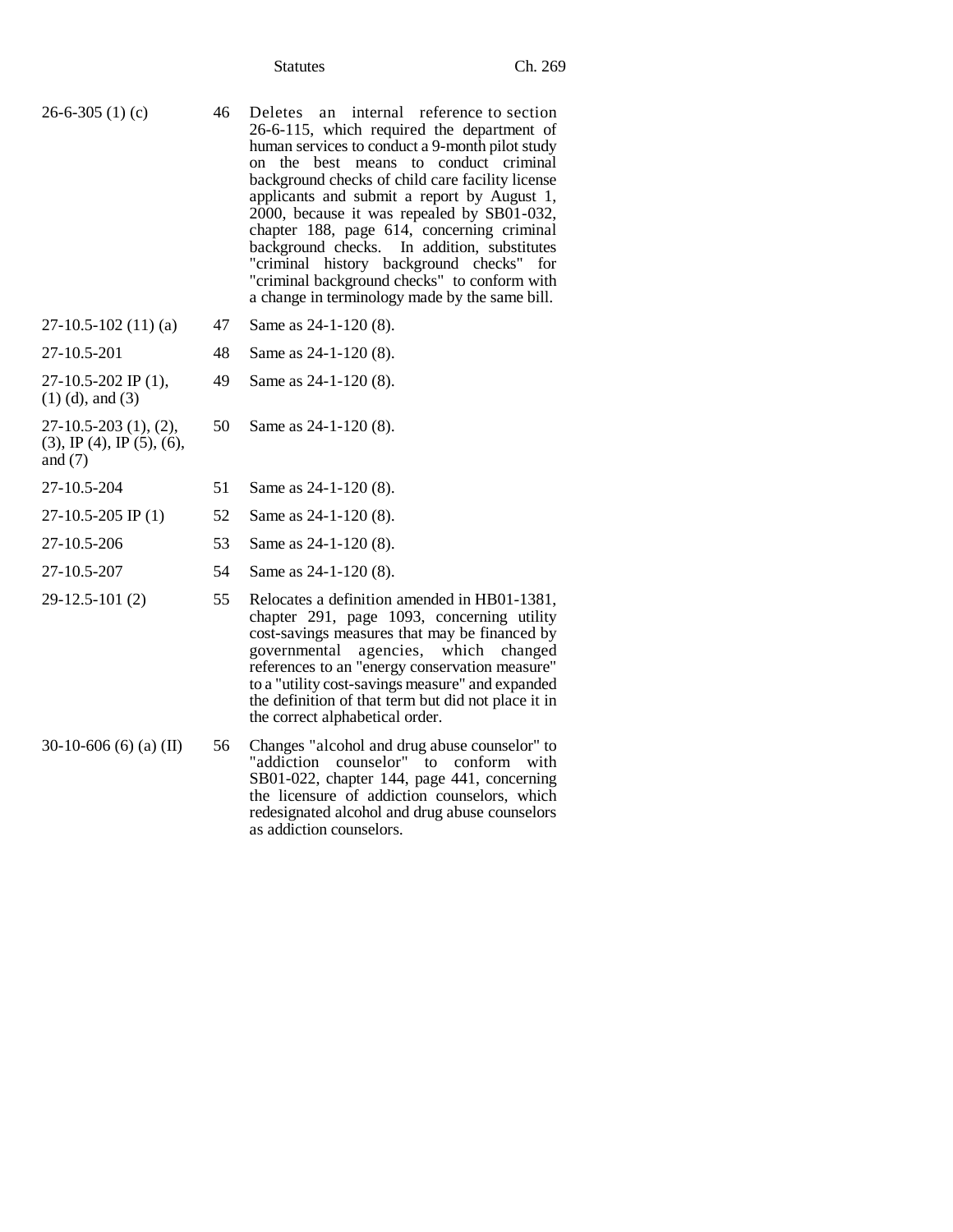| | | |
|---|---|---|
| 26-6-305 (1) (c) | 46 | Deletes an internal reference to section 26-6-115, which required the department of human services to conduct a 9-month pilot study on the best means to conduct criminal background checks of child care facility license applicants and submit a report by August 1, 2000, because it was repealed by SB01-032, chapter 188, page 614, concerning criminal background checks. In addition, substitutes "criminal history background checks" for "criminal background checks" to conform with a change in terminology made by the same bill. |
| 27-10.5-102 (11) (a) | 47 | Same as 24-1-120 (8). |
| 27-10.5-201 | 48 | Same as 24-1-120 (8). |
| 27-10.5-202 IP (1), (1) (d), and (3) | 49 | Same as 24-1-120 (8). |
| 27-10.5-203 (1), (2), (3), IP (4), IP (5), (6), and (7) | 50 | Same as 24-1-120 (8). |
| 27-10.5-204 | 51 | Same as 24-1-120 (8). |
| 27-10.5-205 IP (1) | 52 | Same as 24-1-120 (8). |
| 27-10.5-206 | 53 | Same as 24-1-120 (8). |
| 27-10.5-207 | 54 | Same as 24-1-120 (8). |
| 29-12.5-101 (2) | 55 | Relocates a definition amended in HB01-1381, chapter 291, page 1093, concerning utility cost-savings measures that may be financed by governmental agencies, which changed references to an "energy conservation measure" to a "utility cost-savings measure" and expanded the definition of that term but did not place it in the correct alphabetical order. |
| 30-10-606 (6) (a) (II) | 56 | Changes "alcohol and drug abuse counselor" to "addiction counselor" to conform with SB01-022, chapter 144, page 441, concerning the licensure of addiction counselors, which redesignated alcohol and drug abuse counselors as addiction counselors. |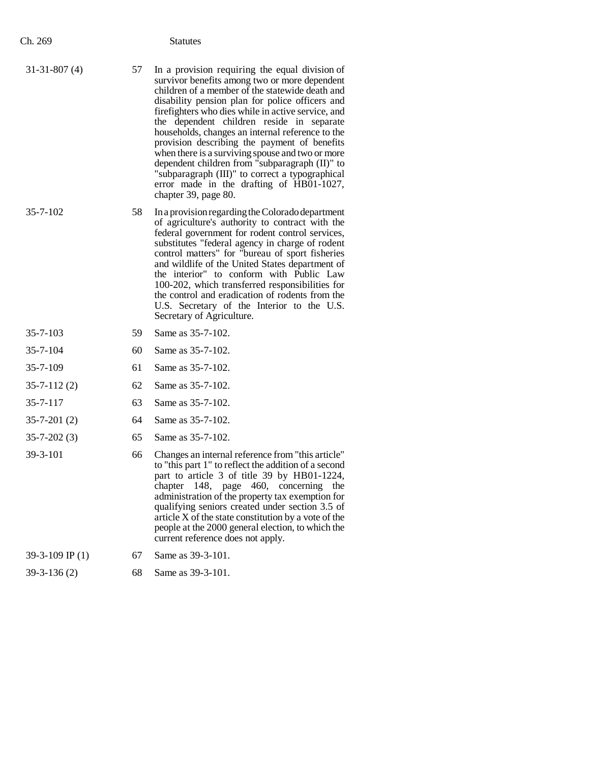| | | |
|---|---|---|
| 31-31-807 (4) | 57 | In a provision requiring the equal division of survivor benefits among two or more dependent children of a member of the statewide death and disability pension plan for police officers and firefighters who dies while in active service, and the dependent children reside in separate households, changes an internal reference to the provision describing the payment of benefits when there is a surviving spouse and two or more dependent children from "subparagraph (II)" to "subparagraph (III)" to correct a typographical error made in the drafting of HB01-1027, chapter 39, page 80. |
| 35-7-102 | 58 | In a provision regarding the Colorado department of agriculture's authority to contract with the federal government for rodent control services, substitutes "federal agency in charge of rodent control matters" for "bureau of sport fisheries and wildlife of the United States department of the interior" to conform with Public Law 100-202, which transferred responsibilities for the control and eradication of rodents from the U.S. Secretary of the Interior to the U.S. Secretary of Agriculture. |
| 35-7-103 | 59 | Same as 35-7-102. |
| 35-7-104 | 60 | Same as 35-7-102. |
| 35-7-109 | 61 | Same as 35-7-102. |
| 35-7-112 (2) | 62 | Same as 35-7-102. |
| 35-7-117 | 63 | Same as 35-7-102. |
| 35-7-201 (2) | 64 | Same as 35-7-102. |
| 35-7-202 (3) | 65 | Same as 35-7-102. |
| 39-3-101 | 66 | Changes an internal reference from "this article" to "this part 1" to reflect the addition of a second part to article 3 of title 39 by HB01-1224, chapter 148, page 460, concerning the administration of the property tax exemption for qualifying seniors created under section 3.5 of article X of the state constitution by a vote of the people at the 2000 general election, to which the current reference does not apply. |
| 39-3-109 IP (1) | 67 | Same as 39-3-101. |
| 39-3-136 (2) | 68 | Same as 39-3-101. |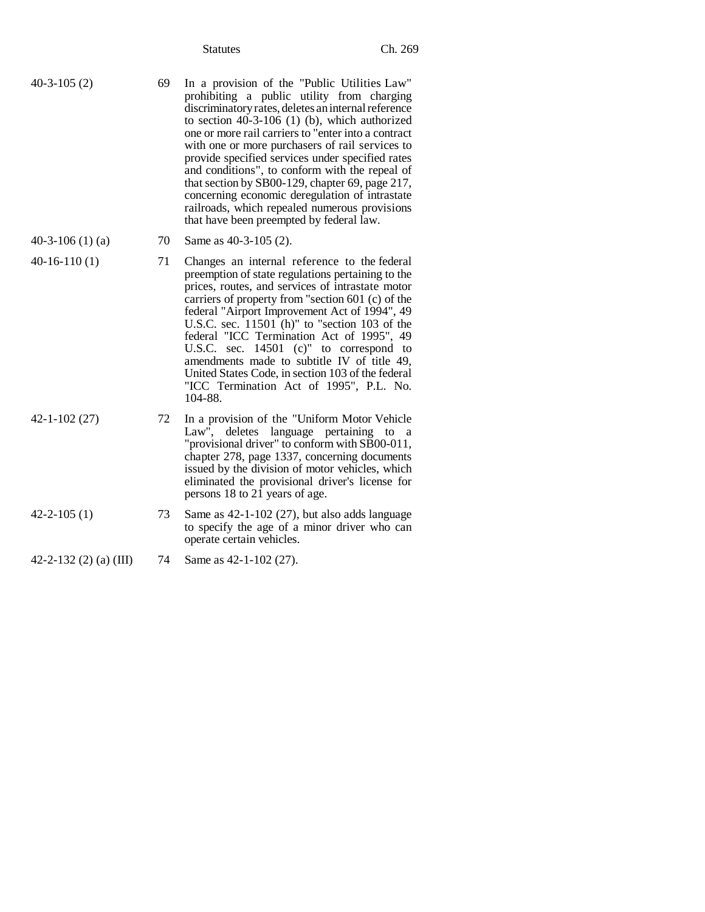| | | |
|---|---|---|
| 40-3-105 (2) | 69 | In a provision of the "Public Utilities Law" prohibiting a public utility from charging discriminatory rates, deletes an internal reference to section 40-3-106 (1) (b), which authorized one or more rail carriers to "enter into a contract with one or more purchasers of rail services to provide specified services under specified rates and conditions", to conform with the repeal of that section by SB00-129, chapter 69, page 217, concerning economic deregulation of intrastate railroads, which repealed numerous provisions that have been preempted by federal law. |
| 40-3-106 (1) (a) | 70 | Same as 40-3-105 (2). |
| 40-16-110 (1) | 71 | Changes an internal reference to the federal preemption of state regulations pertaining to the prices, routes, and services of intrastate motor carriers of property from "section 601 (c) of the federal "Airport Improvement Act of 1994", 49 U.S.C. sec. 11501 (h)" to "section 103 of the federal "ICC Termination Act of 1995", 49 U.S.C. sec. 14501 (c)" to correspond to amendments made to subtitle IV of title 49, United States Code, in section 103 of the federal "ICC Termination Act of 1995", P.L. No. 104-88. |
| 42-1-102 (27) | 72 | In a provision of the "Uniform Motor Vehicle Law", deletes language pertaining to a "provisional driver" to conform with SB00-011, chapter 278, page 1337, concerning documents issued by the division of motor vehicles, which eliminated the provisional driver's license for persons 18 to 21 years of age. |
| 42-2-105 (1) | 73 | Same as 42-1-102 (27), but also adds language to specify the age of a minor driver who can operate certain vehicles. |
| 42-2-132 (2) (a) (III) | 74 | Same as 42-1-102 (27). |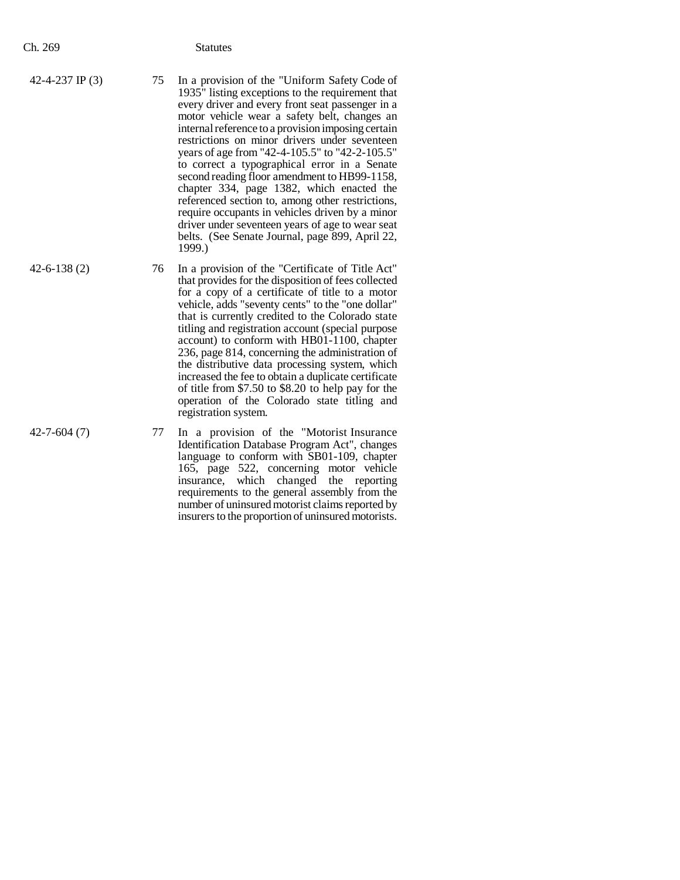| | | |
|---|---|---|
| 42-4-237 IP (3) | 75 | In a provision of the "Uniform Safety Code of 1935" listing exceptions to the requirement that every driver and every front seat passenger in a motor vehicle wear a safety belt, changes an internal reference to a provision imposing certain restrictions on minor drivers under seventeen years of age from "42-4-105.5" to "42-2-105.5" to correct a typographical error in a Senate second reading floor amendment to HB99-1158, chapter 334, page 1382, which enacted the referenced section to, among other restrictions, require occupants in vehicles driven by a minor driver under seventeen years of age to wear seat belts. (See Senate Journal, page 899, April 22, 1999.) |
| 42-6-138 (2) | 76 | In a provision of the "Certificate of Title Act" that provides for the disposition of fees collected for a copy of a certificate of title to a motor vehicle, adds "seventy cents" to the "one dollar" that is currently credited to the Colorado state titling and registration account (special purpose account) to conform with HB01-1100, chapter 236, page 814, concerning the administration of the distributive data processing system, which increased the fee to obtain a duplicate certificate of title from \$7.50 to \$8.20 to help pay for the operation of the Colorado state titling and registration system. |
| 42-7-604 (7) | 77 | In a provision of the "Motorist Insurance Identification Database Program Act", changes language to conform with SB01-109, chapter 165, page 522, concerning motor vehicle insurance, which changed the reporting requirements to the general assembly from the number of uninsured motorist claims reported by insurers to the proportion of uninsured motorists. |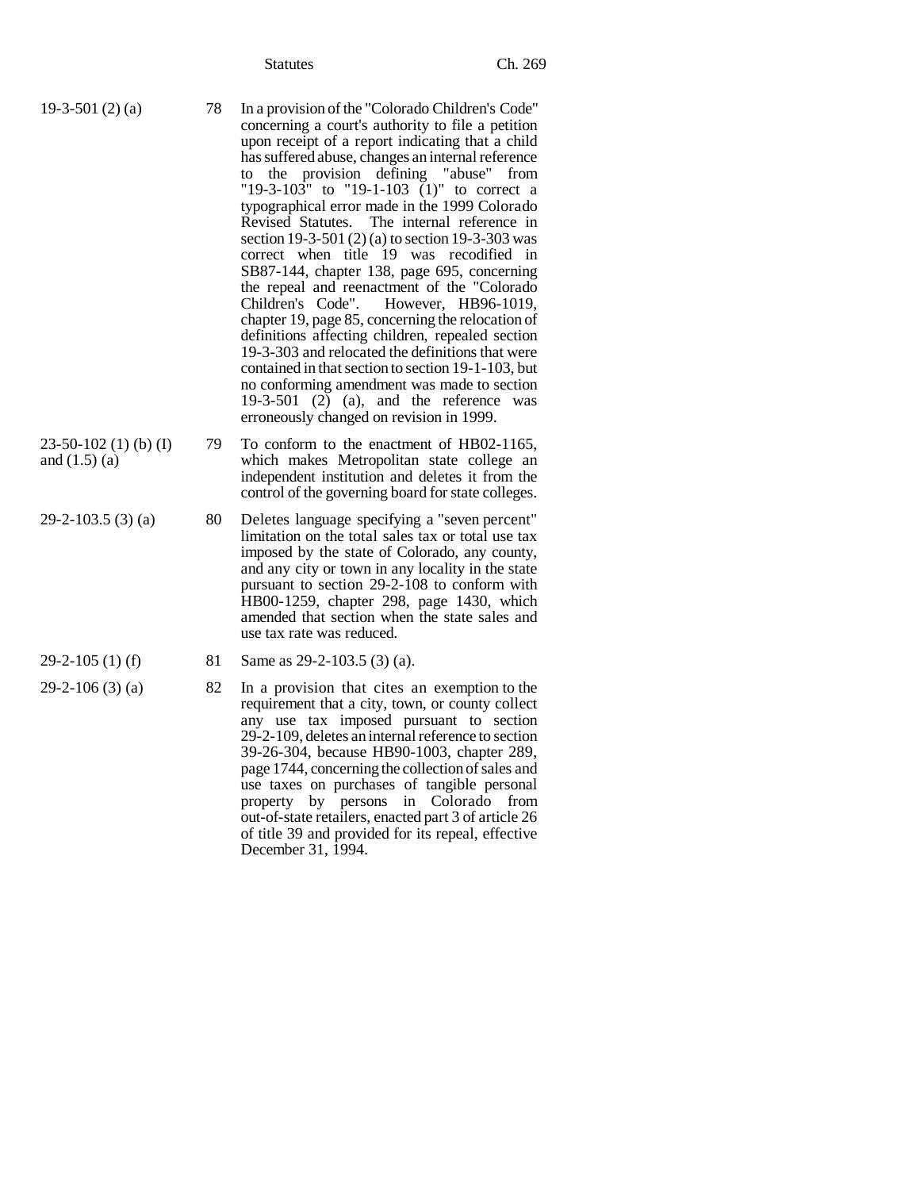| | | |
|---|---|---|
| 19-3-501 (2) (a) | 78 | In a provision of the "Colorado Children's Code" concerning a court's authority to file a petition upon receipt of a report indicating that a child has suffered abuse, changes an internal reference to the provision defining "abuse" from "19-3-103" to "19-1-103 (1)" to correct a typographical error made in the 1999 Colorado Revised Statutes. The internal reference in section 19-3-501 (2) (a) to section 19-3-303 was correct when title 19 was recodified in SB87-144, chapter 138, page 695, concerning the repeal and reenactment of the "Colorado Children's Code". However, HB96-1019, chapter 19, page 85, concerning the relocation of definitions affecting children, repealed section 19-3-303 and relocated the definitions that were contained in that section to section 19-1-103, but no conforming amendment was made to section 19-3-501 (2) (a), and the reference was erroneously changed on revision in 1999. |
| 23-50-102 (1) (b) (I) and (1.5) (a) | 79 | To conform to the enactment of HB02-1165, which makes Metropolitan state college an independent institution and deletes it from the control of the governing board for state colleges. |
| 29-2-103.5 (3) (a) | 80 | Deletes language specifying a "seven percent" limitation on the total sales tax or total use tax imposed by the state of Colorado, any county, and any city or town in any locality in the state pursuant to section 29-2-108 to conform with HB00-1259, chapter 298, page 1430, which amended that section when the state sales and use tax rate was reduced. |
| 29-2-105 (1) (f) | 81 | Same as 29-2-103.5 (3) (a). |
| 29-2-106 (3) (a) | 82 | In a provision that cites an exemption to the requirement that a city, town, or county collect any use tax imposed pursuant to section 29-2-109, deletes an internal reference to section 39-26-304, because HB90-1003, chapter 289, page 1744, concerning the collection of sales and use taxes on purchases of tangible personal property by persons in Colorado from out-of-state retailers, enacted part 3 of article 26 of title 39 and provided for its repeal, effective December 31, 1994. |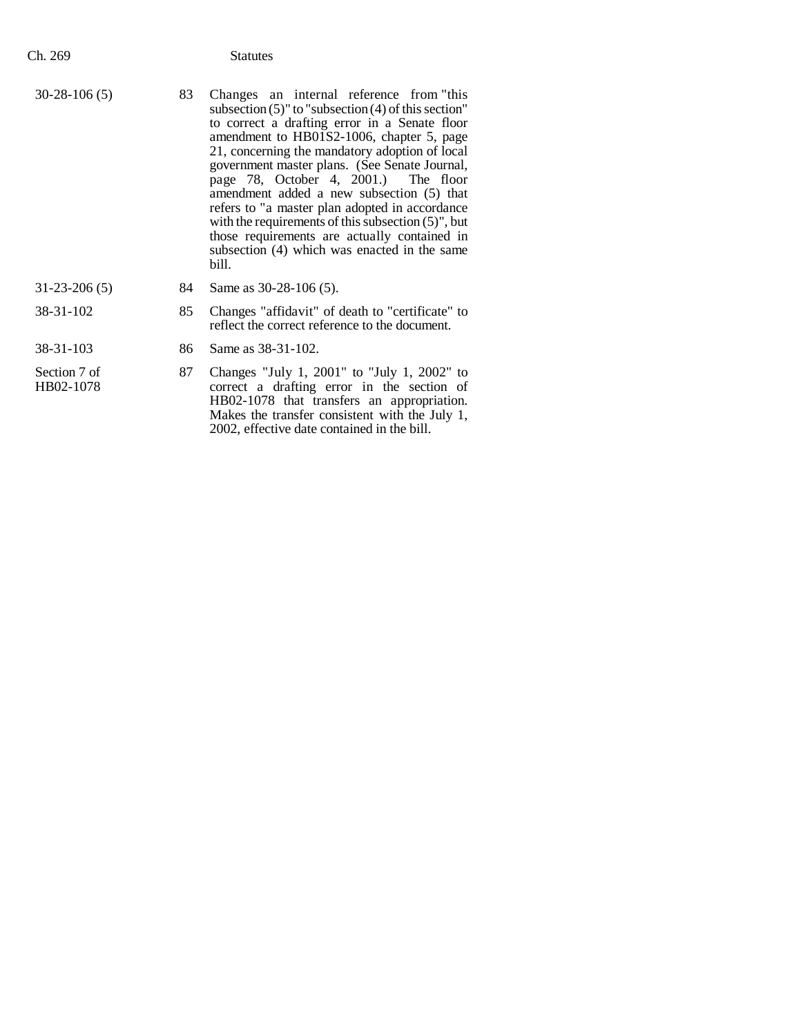| | | |
|---|---|---|
| 30-28-106 (5) | 83 | Changes an internal reference from "this subsection (5)" to "subsection (4) of this section" to correct a drafting error in a Senate floor amendment to HB01S2-1006, chapter 5, page 21, concerning the mandatory adoption of local government master plans. (See Senate Journal, page 78, October 4, 2001.) The floor amendment added a new subsection (5) that refers to "a master plan adopted in accordance with the requirements of this subsection (5)", but those requirements are actually contained in subsection (4) which was enacted in the same bill. |
| 31-23-206 (5) | 84 | Same as 30-28-106 (5). |
| 38-31-102 | 85 | Changes "affidavit" of death to "certificate" to reflect the correct reference to the document. |
| 38-31-103 | 86 | Same as 38-31-102. |
| Section 7 of HB02-1078 | 87 | Changes "July 1, 2001" to "July 1, 2002" to correct a drafting error in the section of HB02-1078 that transfers an appropriation. Makes the transfer consistent with the July 1, 2002, effective date contained in the bill. |